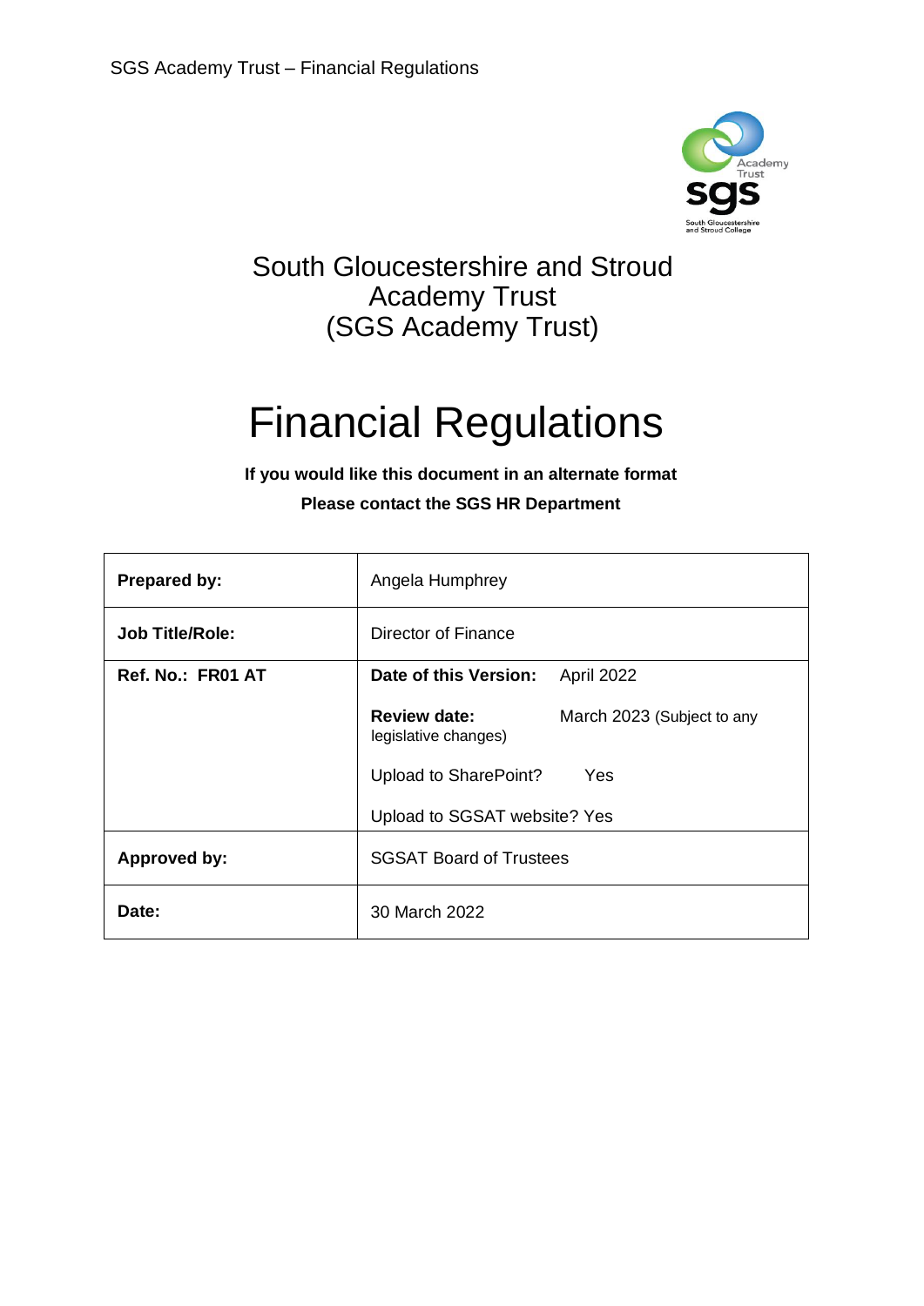# South Gloucestershire and Stroud Academy Trust (SGS Academy Trust)

# Financial Regulations

**If you would like this document in an alternate format**

**Please contact the SGS HR Department**

| | |
|---|---|
| **Prepared by:** | Angela Humphrey |
| **Job Title/Role:** | Director of Finance |
| **Ref. No.: FR01 AT** | **Date of this Version:** April 2022<br><br>**Review date:** March 2023 (Subject to any legislative changes)<br><br>Upload to SharePoint? Yes<br><br>Upload to SGSAT website? Yes |
| **Approved by:** | SGSAT Board of Trustees |
| **Date:** | 30 March 2022 |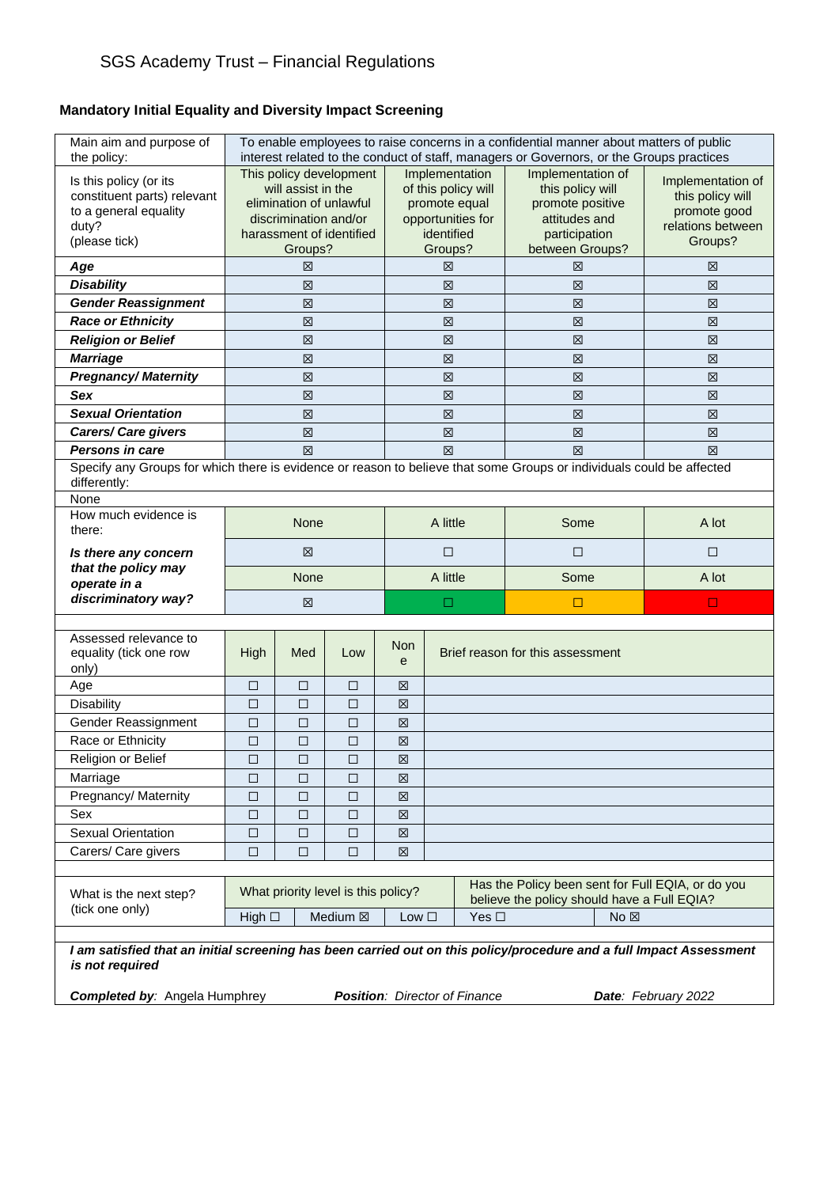## Mandatory Initial Equality and Diversity Impact Screening

| Main aim and purpose of the policy: | To enable employees to raise concerns in a confidential manner about matters of public interest related to the conduct of staff, managers or Governors, or the Groups practices | | | |
|---|---|---|---|---|
| Is this policy (or its constituent parts) relevant to a general equality duty? (please tick) | This policy development will assist in the elimination of unlawful discrimination and/or harassment of identified Groups? | Implementation of this policy will promote equal opportunities for identified Groups? | Implementation of this policy will promote positive attitudes and participation between Groups? | Implementation of this policy will promote good relations between Groups? |
| ***Age*** | ☒ | ☒ | ☒ | ☒ |
| ***Disability*** | ☒ | ☒ | ☒ | ☒ |
| ***Gender Reassignment*** | ☒ | ☒ | ☒ | ☒ |
| ***Race or Ethnicity*** | ☒ | ☒ | ☒ | ☒ |
| ***Religion or Belief*** | ☒ | ☒ | ☒ | ☒ |
| ***Marriage*** | ☒ | ☒ | ☒ | ☒ |
| ***Pregnancy/ Maternity*** | ☒ | ☒ | ☒ | ☒ |
| ***Sex*** | ☒ | ☒ | ☒ | ☒ |
| ***Sexual Orientation*** | ☒ | ☒ | ☒ | ☒ |
| ***Carers/ Care givers*** | ☒ | ☒ | ☒ | ☒ |
| ***Persons in care*** | ☒ | ☒ | ☒ | ☒ |

Specify any Groups for which there is evidence or reason to believe that some Groups or individuals could be affected differently:

None

| How much evidence is there: | None | A little | Some | A lot |
|---|---|---|---|---|
| | ☒ | ☐ | ☐ | ☐ |
| ***Is there any concern that the policy may operate in a discriminatory way?*** | None | A little | Some | A lot |
| | ☒ | ☐ | ☐ | ☐ |

| Assessed relevance to equality (tick one row only) | High | Med | Low | None | Brief reason for this assessment |
|---|---|---|---|---|---|
| Age | ☐ | ☐ | ☐ | ☒ | |
| Disability | ☐ | ☐ | ☐ | ☒ | |
| Gender Reassignment | ☐ | ☐ | ☐ | ☒ | |
| Race or Ethnicity | ☐ | ☐ | ☐ | ☒ | |
| Religion or Belief | ☐ | ☐ | ☐ | ☒ | |
| Marriage | ☐ | ☐ | ☐ | ☒ | |
| Pregnancy/ Maternity | ☐ | ☐ | ☐ | ☒ | |
| Sex | ☐ | ☐ | ☐ | ☒ | |
| Sexual Orientation | ☐ | ☐ | ☐ | ☒ | |
| Carers/ Care givers | ☐ | ☐ | ☐ | ☒ | |

| What is the next step? (tick one only) | What priority level is this policy? | | | Has the Policy been sent for Full EQIA, or do you believe the policy should have a Full EQIA? | |
|---|---|---|---|---|---|
| | High ☐ | Medium ☒ | Low ☐ | Yes ☐ | No ☒ |

***I am satisfied that an initial screening has been carried out on this policy/procedure and a full Impact Assessment is not required***

***Completed by***: Angela Humphrey ***Position***: *Director of Finance* ***Date***: *February 2022*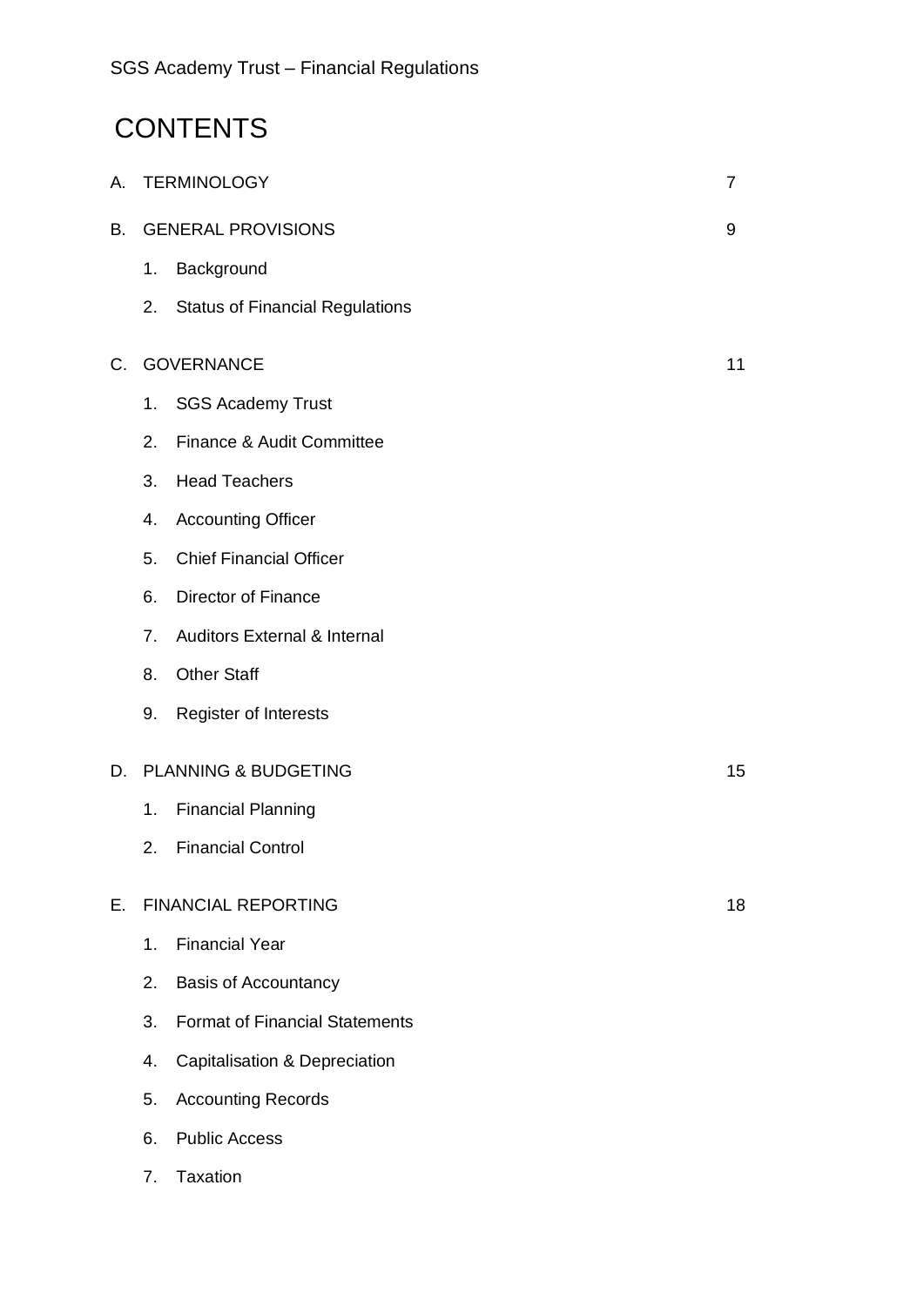# CONTENTS

| | | |
|---|---|---|
| A. | TERMINOLOGY | 7 |
| B. | GENERAL PROVISIONS | 9 |
| | 1. Background | |
| | 2. Status of Financial Regulations | |
| C. | GOVERNANCE | 11 |
| | 1. SGS Academy Trust | |
| | 2. Finance & Audit Committee | |
| | 3. Head Teachers | |
| | 4. Accounting Officer | |
| | 5. Chief Financial Officer | |
| | 6. Director of Finance | |
| | 7. Auditors External & Internal | |
| | 8. Other Staff | |
| | 9. Register of Interests | |
| D. | PLANNING & BUDGETING | 15 |
| | 1. Financial Planning | |
| | 2. Financial Control | |
| E. | FINANCIAL REPORTING | 18 |
| | 1. Financial Year | |
| | 2. Basis of Accountancy | |
| | 3. Format of Financial Statements | |
| | 4. Capitalisation & Depreciation | |
| | 5. Accounting Records | |
| | 6. Public Access | |
| | 7. Taxation | |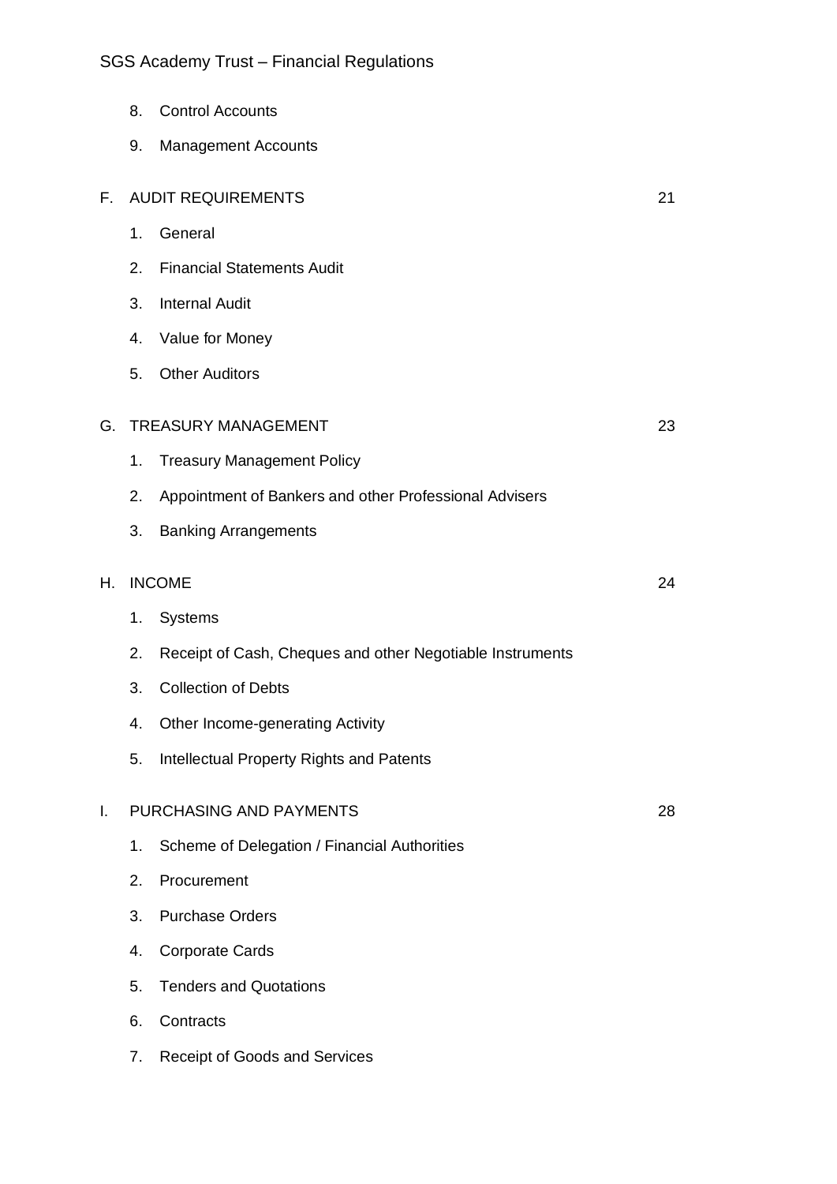8. Control Accounts
9. Management Accounts

F. AUDIT REQUIREMENTS 21

1. General
2. Financial Statements Audit
3. Internal Audit
4. Value for Money
5. Other Auditors

G. TREASURY MANAGEMENT 23

1. Treasury Management Policy
2. Appointment of Bankers and other Professional Advisers
3. Banking Arrangements

H. INCOME 24

1. Systems
2. Receipt of Cash, Cheques and other Negotiable Instruments
3. Collection of Debts
4. Other Income-generating Activity
5. Intellectual Property Rights and Patents

I. PURCHASING AND PAYMENTS 28

1. Scheme of Delegation / Financial Authorities
2. Procurement
3. Purchase Orders
4. Corporate Cards
5. Tenders and Quotations
6. Contracts
7. Receipt of Goods and Services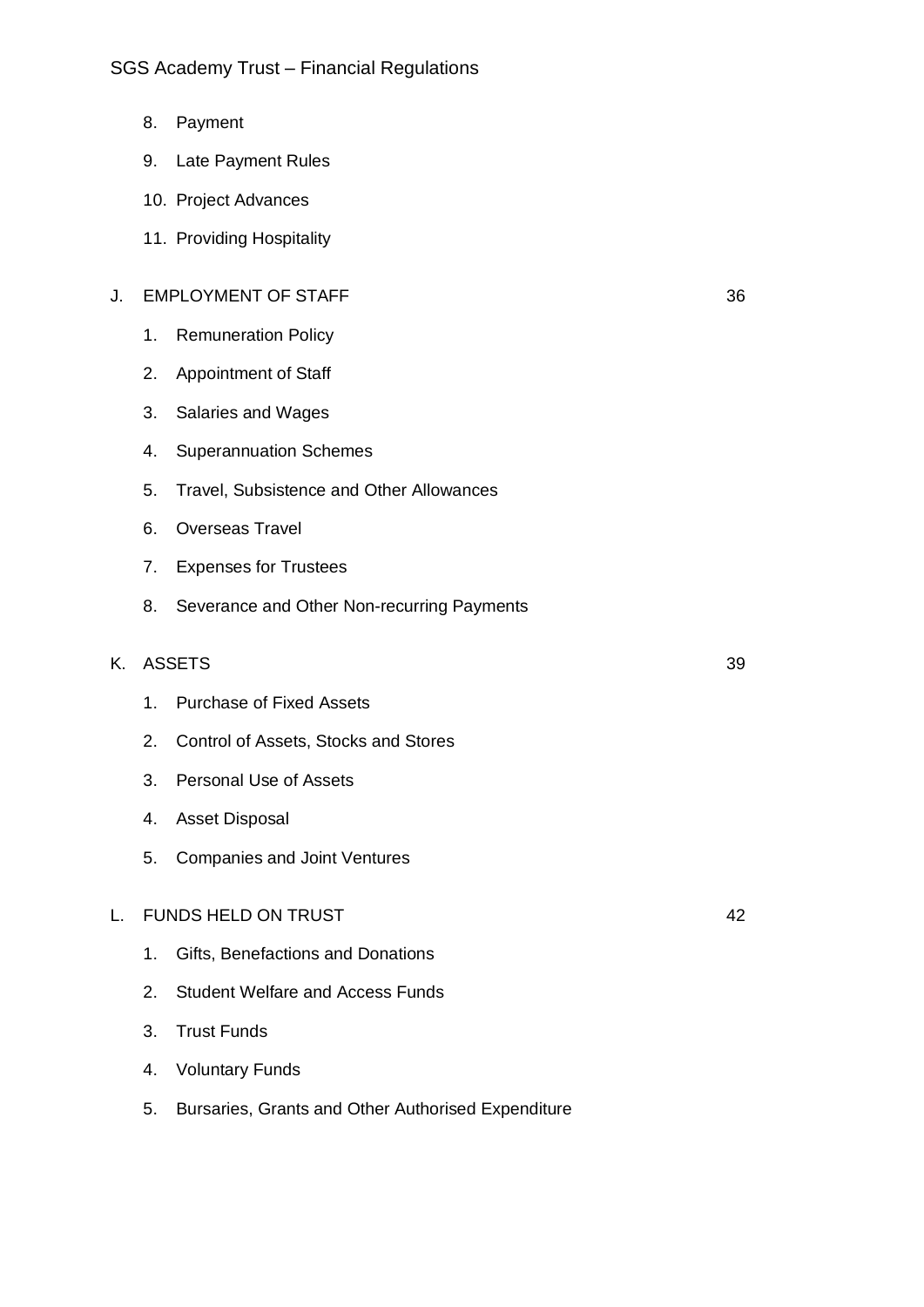8. Payment
9. Late Payment Rules
10. Project Advances
11. Providing Hospitality

J. EMPLOYMENT OF STAFF 36

1. Remuneration Policy
2. Appointment of Staff
3. Salaries and Wages
4. Superannuation Schemes
5. Travel, Subsistence and Other Allowances
6. Overseas Travel
7. Expenses for Trustees
8. Severance and Other Non-recurring Payments

K. ASSETS 39

1. Purchase of Fixed Assets
2. Control of Assets, Stocks and Stores
3. Personal Use of Assets
4. Asset Disposal
5. Companies and Joint Ventures

L. FUNDS HELD ON TRUST 42

1. Gifts, Benefactions and Donations
2. Student Welfare and Access Funds
3. Trust Funds
4. Voluntary Funds
5. Bursaries, Grants and Other Authorised Expenditure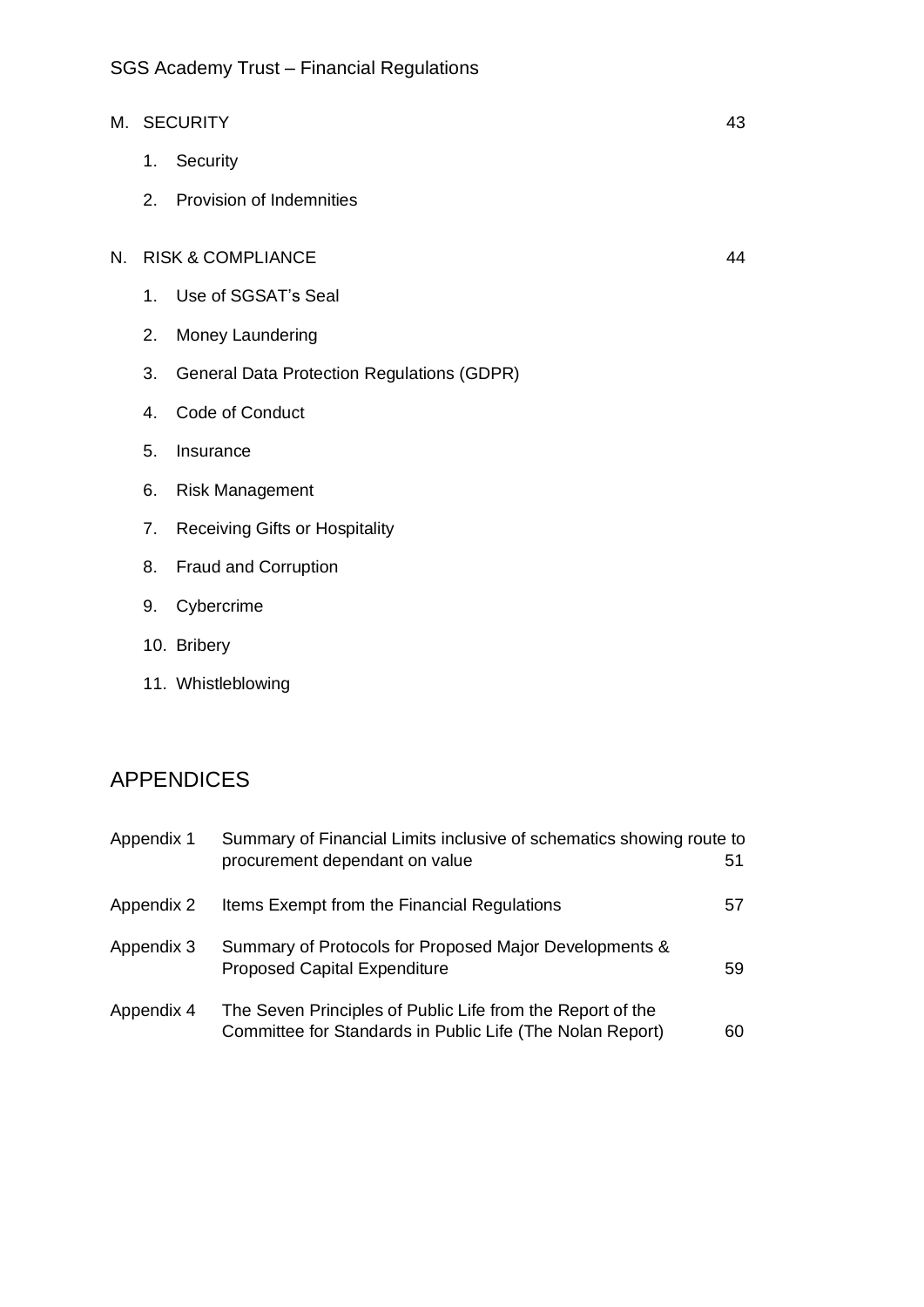M. SECURITY 43

1. Security
2. Provision of Indemnities

N. RISK & COMPLIANCE 44

1. Use of SGSAT's Seal
2. Money Laundering
3. General Data Protection Regulations (GDPR)
4. Code of Conduct
5. Insurance
6. Risk Management
7. Receiving Gifts or Hospitality
8. Fraud and Corruption
9. Cybercrime
10. Bribery
11. Whistleblowing

## APPENDICES

| | | |
|---|---|---|
| Appendix 1 | Summary of Financial Limits inclusive of schematics showing route to procurement dependant on value | 51 |
| Appendix 2 | Items Exempt from the Financial Regulations | 57 |
| Appendix 3 | Summary of Protocols for Proposed Major Developments & Proposed Capital Expenditure | 59 |
| Appendix 4 | The Seven Principles of Public Life from the Report of the Committee for Standards in Public Life (The Nolan Report) | 60 |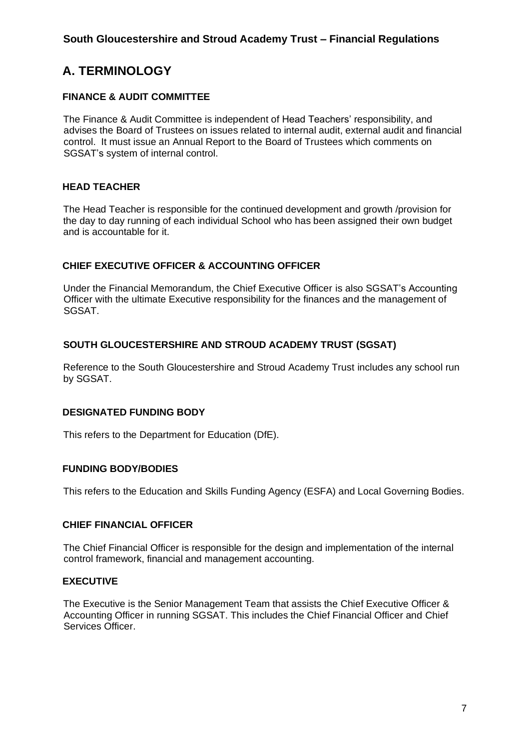# A. TERMINOLOGY

### FINANCE & AUDIT COMMITTEE

The Finance & Audit Committee is independent of Head Teachers' responsibility, and advises the Board of Trustees on issues related to internal audit, external audit and financial control. It must issue an Annual Report to the Board of Trustees which comments on SGSAT's system of internal control.

### HEAD TEACHER

The Head Teacher is responsible for the continued development and growth /provision for the day to day running of each individual School who has been assigned their own budget and is accountable for it.

### CHIEF EXECUTIVE OFFICER & ACCOUNTING OFFICER

Under the Financial Memorandum, the Chief Executive Officer is also SGSAT's Accounting Officer with the ultimate Executive responsibility for the finances and the management of SGSAT.

### SOUTH GLOUCESTERSHIRE AND STROUD ACADEMY TRUST (SGSAT)

Reference to the South Gloucestershire and Stroud Academy Trust includes any school run by SGSAT.

### DESIGNATED FUNDING BODY

This refers to the Department for Education (DfE).

### FUNDING BODY/BODIES

This refers to the Education and Skills Funding Agency (ESFA) and Local Governing Bodies.

### CHIEF FINANCIAL OFFICER

The Chief Financial Officer is responsible for the design and implementation of the internal control framework, financial and management accounting.

### EXECUTIVE

The Executive is the Senior Management Team that assists the Chief Executive Officer & Accounting Officer in running SGSAT. This includes the Chief Financial Officer and Chief Services Officer.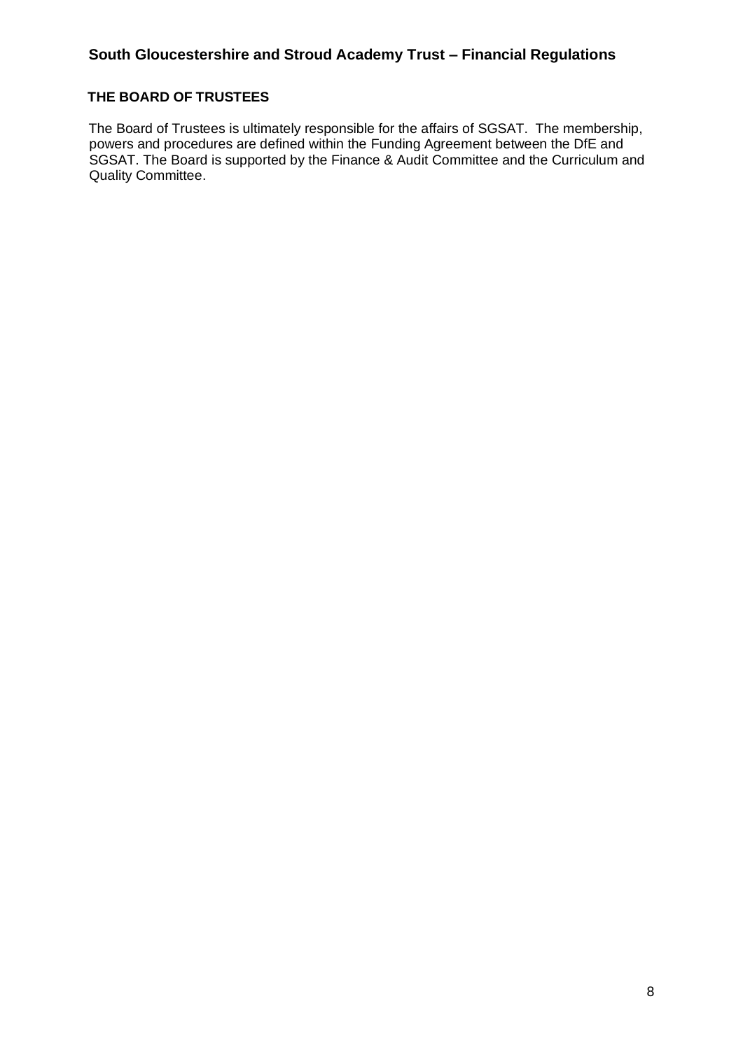## THE BOARD OF TRUSTEES

The Board of Trustees is ultimately responsible for the affairs of SGSAT. The membership, powers and procedures are defined within the Funding Agreement between the DfE and SGSAT. The Board is supported by the Finance & Audit Committee and the Curriculum and Quality Committee.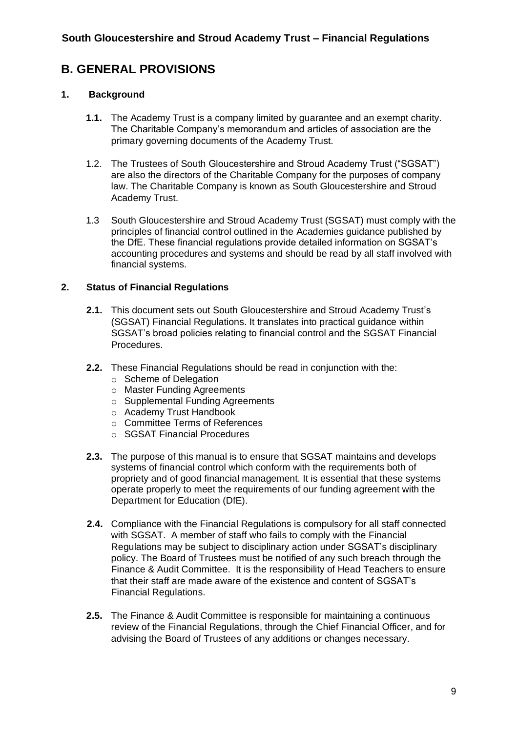# B. GENERAL PROVISIONS

## 1. Background

**1.1.** The Academy Trust is a company limited by guarantee and an exempt charity. The Charitable Company's memorandum and articles of association are the primary governing documents of the Academy Trust.

1.2. The Trustees of South Gloucestershire and Stroud Academy Trust ("SGSAT") are also the directors of the Charitable Company for the purposes of company law. The Charitable Company is known as South Gloucestershire and Stroud Academy Trust.

1.3 South Gloucestershire and Stroud Academy Trust (SGSAT) must comply with the principles of financial control outlined in the Academies guidance published by the DfE. These financial regulations provide detailed information on SGSAT's accounting procedures and systems and should be read by all staff involved with financial systems.

## 2. Status of Financial Regulations

**2.1.** This document sets out South Gloucestershire and Stroud Academy Trust's (SGSAT) Financial Regulations. It translates into practical guidance within SGSAT's broad policies relating to financial control and the SGSAT Financial Procedures.

**2.2.** These Financial Regulations should be read in conjunction with the:

- Scheme of Delegation
- Master Funding Agreements
- Supplemental Funding Agreements
- Academy Trust Handbook
- Committee Terms of References
- SGSAT Financial Procedures

**2.3.** The purpose of this manual is to ensure that SGSAT maintains and develops systems of financial control which conform with the requirements both of propriety and of good financial management. It is essential that these systems operate properly to meet the requirements of our funding agreement with the Department for Education (DfE).

**2.4.** Compliance with the Financial Regulations is compulsory for all staff connected with SGSAT. A member of staff who fails to comply with the Financial Regulations may be subject to disciplinary action under SGSAT's disciplinary policy. The Board of Trustees must be notified of any such breach through the Finance & Audit Committee. It is the responsibility of Head Teachers to ensure that their staff are made aware of the existence and content of SGSAT's Financial Regulations.

**2.5.** The Finance & Audit Committee is responsible for maintaining a continuous review of the Financial Regulations, through the Chief Financial Officer, and for advising the Board of Trustees of any additions or changes necessary.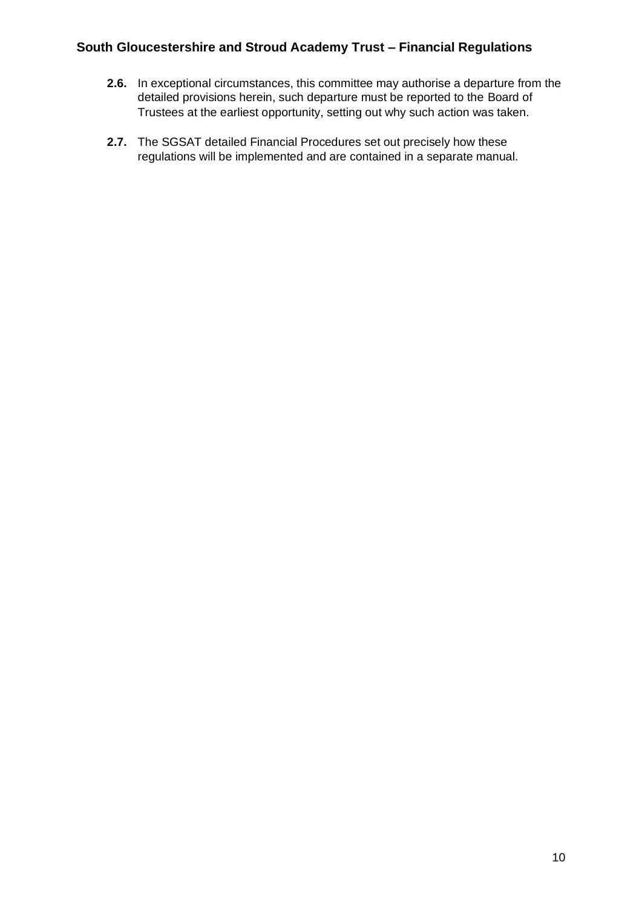**2.6.** In exceptional circumstances, this committee may authorise a departure from the detailed provisions herein, such departure must be reported to the Board of Trustees at the earliest opportunity, setting out why such action was taken.

**2.7.** The SGSAT detailed Financial Procedures set out precisely how these regulations will be implemented and are contained in a separate manual.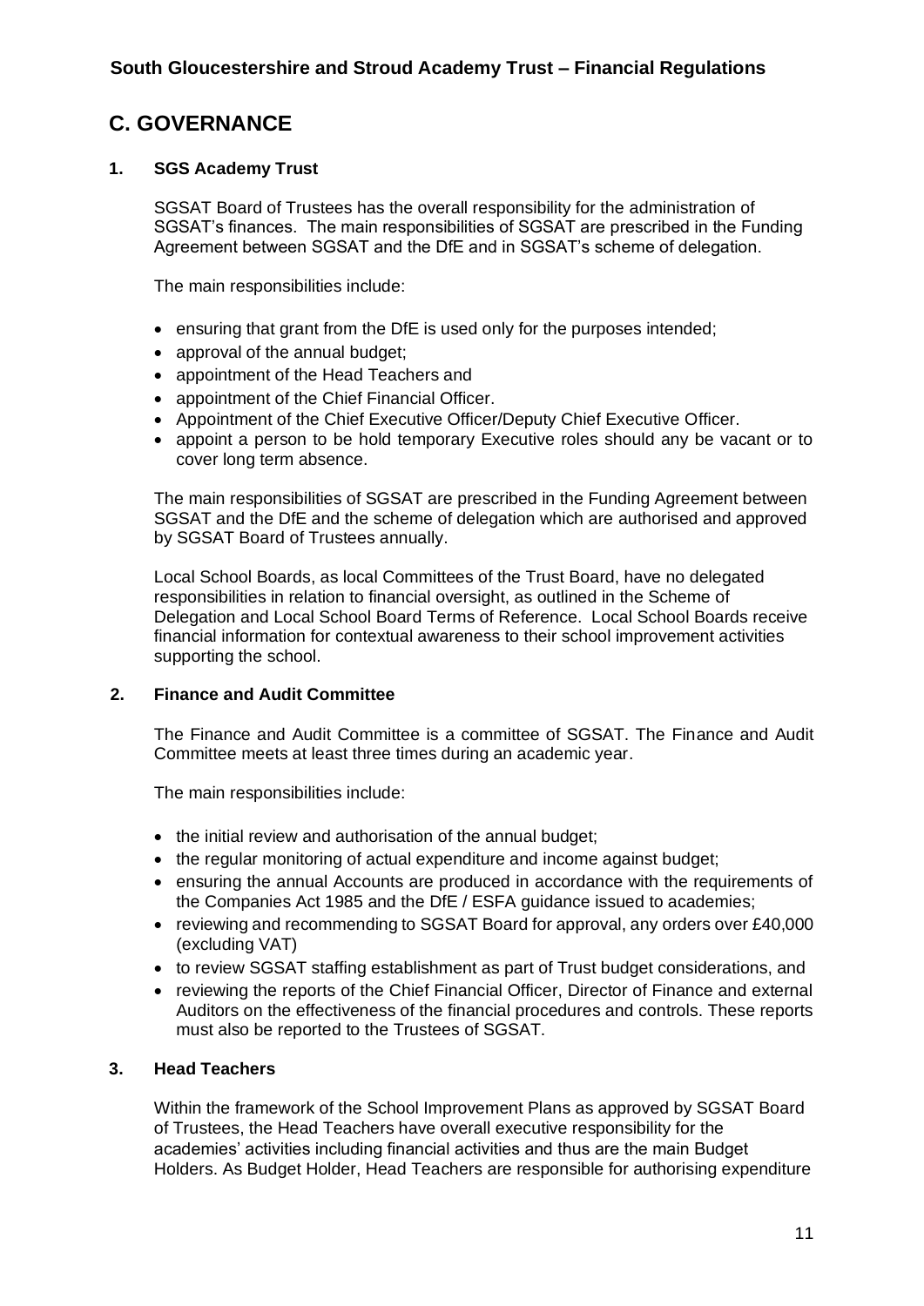## C. GOVERNANCE

### 1. SGS Academy Trust

SGSAT Board of Trustees has the overall responsibility for the administration of SGSAT's finances. The main responsibilities of SGSAT are prescribed in the Funding Agreement between SGSAT and the DfE and in SGSAT's scheme of delegation.

The main responsibilities include:

- ensuring that grant from the DfE is used only for the purposes intended;
- approval of the annual budget;
- appointment of the Head Teachers and
- appointment of the Chief Financial Officer.
- Appointment of the Chief Executive Officer/Deputy Chief Executive Officer.
- appoint a person to be hold temporary Executive roles should any be vacant or to cover long term absence.

The main responsibilities of SGSAT are prescribed in the Funding Agreement between SGSAT and the DfE and the scheme of delegation which are authorised and approved by SGSAT Board of Trustees annually.

Local School Boards, as local Committees of the Trust Board, have no delegated responsibilities in relation to financial oversight, as outlined in the Scheme of Delegation and Local School Board Terms of Reference. Local School Boards receive financial information for contextual awareness to their school improvement activities supporting the school.

### 2. Finance and Audit Committee

The Finance and Audit Committee is a committee of SGSAT. The Finance and Audit Committee meets at least three times during an academic year.

The main responsibilities include:

- the initial review and authorisation of the annual budget;
- the regular monitoring of actual expenditure and income against budget;
- ensuring the annual Accounts are produced in accordance with the requirements of the Companies Act 1985 and the DfE / ESFA guidance issued to academies;
- reviewing and recommending to SGSAT Board for approval, any orders over £40,000 (excluding VAT)
- to review SGSAT staffing establishment as part of Trust budget considerations, and
- reviewing the reports of the Chief Financial Officer, Director of Finance and external Auditors on the effectiveness of the financial procedures and controls. These reports must also be reported to the Trustees of SGSAT.

### 3. Head Teachers

Within the framework of the School Improvement Plans as approved by SGSAT Board of Trustees, the Head Teachers have overall executive responsibility for the academies' activities including financial activities and thus are the main Budget Holders. As Budget Holder, Head Teachers are responsible for authorising expenditure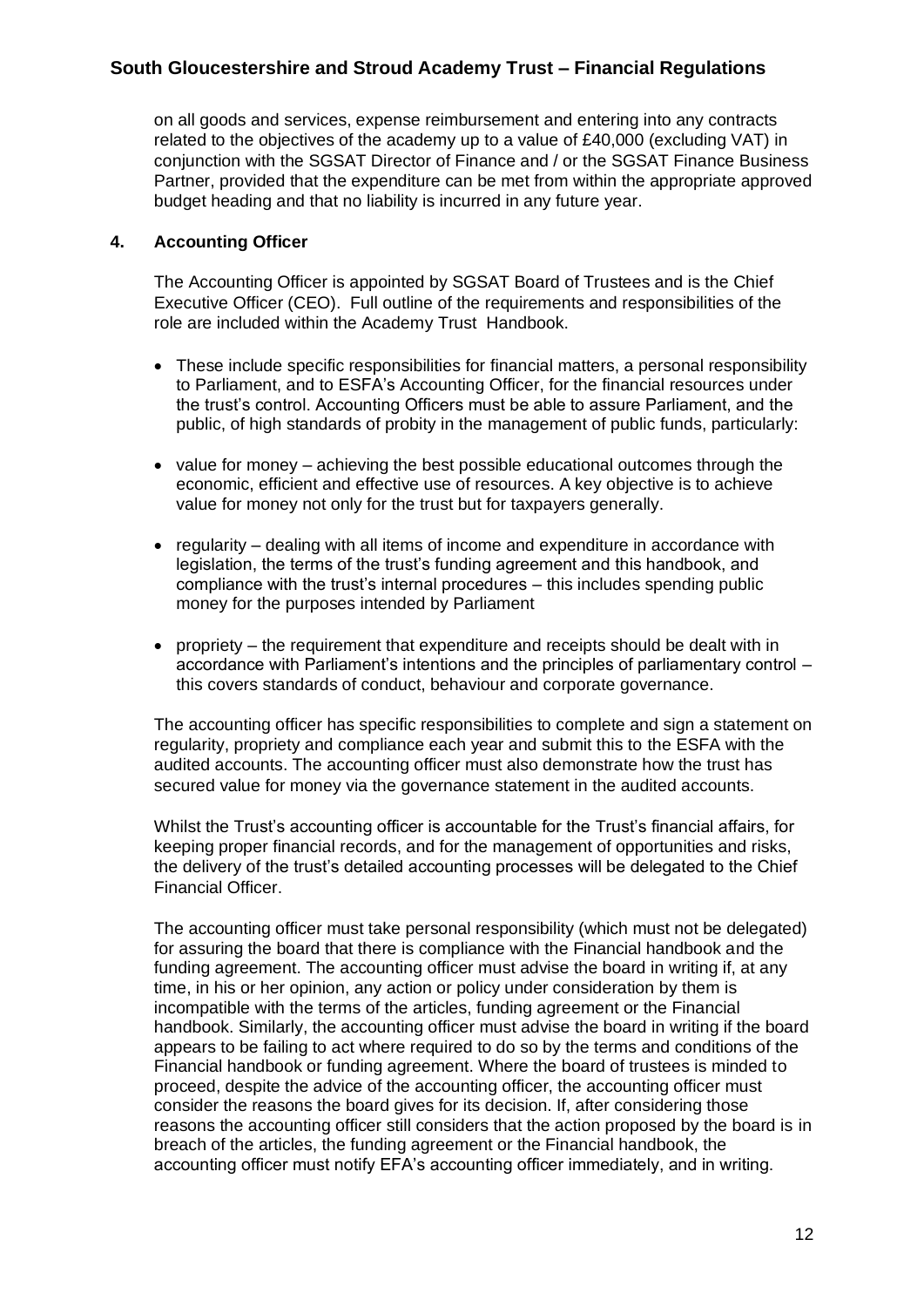on all goods and services, expense reimbursement and entering into any contracts related to the objectives of the academy up to a value of £40,000 (excluding VAT) in conjunction with the SGSAT Director of Finance and / or the SGSAT Finance Business Partner, provided that the expenditure can be met from within the appropriate approved budget heading and that no liability is incurred in any future year.

## 4. Accounting Officer

The Accounting Officer is appointed by SGSAT Board of Trustees and is the Chief Executive Officer (CEO). Full outline of the requirements and responsibilities of the role are included within the Academy Trust Handbook.

- These include specific responsibilities for financial matters, a personal responsibility to Parliament, and to ESFA's Accounting Officer, for the financial resources under the trust's control. Accounting Officers must be able to assure Parliament, and the public, of high standards of probity in the management of public funds, particularly:
- value for money – achieving the best possible educational outcomes through the economic, efficient and effective use of resources. A key objective is to achieve value for money not only for the trust but for taxpayers generally.
- regularity – dealing with all items of income and expenditure in accordance with legislation, the terms of the trust's funding agreement and this handbook, and compliance with the trust's internal procedures – this includes spending public money for the purposes intended by Parliament
- propriety – the requirement that expenditure and receipts should be dealt with in accordance with Parliament's intentions and the principles of parliamentary control – this covers standards of conduct, behaviour and corporate governance.

The accounting officer has specific responsibilities to complete and sign a statement on regularity, propriety and compliance each year and submit this to the ESFA with the audited accounts. The accounting officer must also demonstrate how the trust has secured value for money via the governance statement in the audited accounts.

Whilst the Trust's accounting officer is accountable for the Trust's financial affairs, for keeping proper financial records, and for the management of opportunities and risks, the delivery of the trust's detailed accounting processes will be delegated to the Chief Financial Officer.

The accounting officer must take personal responsibility (which must not be delegated) for assuring the board that there is compliance with the Financial handbook and the funding agreement. The accounting officer must advise the board in writing if, at any time, in his or her opinion, any action or policy under consideration by them is incompatible with the terms of the articles, funding agreement or the Financial handbook. Similarly, the accounting officer must advise the board in writing if the board appears to be failing to act where required to do so by the terms and conditions of the Financial handbook or funding agreement. Where the board of trustees is minded to proceed, despite the advice of the accounting officer, the accounting officer must consider the reasons the board gives for its decision. If, after considering those reasons the accounting officer still considers that the action proposed by the board is in breach of the articles, the funding agreement or the Financial handbook, the accounting officer must notify EFA's accounting officer immediately, and in writing.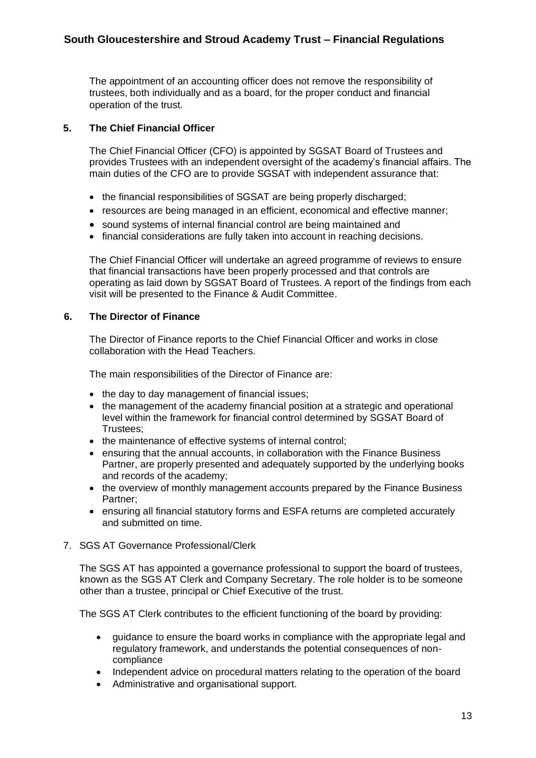The appointment of an accounting officer does not remove the responsibility of trustees, both individually and as a board, for the proper conduct and financial operation of the trust.

## 5. The Chief Financial Officer

The Chief Financial Officer (CFO) is appointed by SGSAT Board of Trustees and provides Trustees with an independent oversight of the academy's financial affairs. The main duties of the CFO are to provide SGSAT with independent assurance that:

- the financial responsibilities of SGSAT are being properly discharged;
- resources are being managed in an efficient, economical and effective manner;
- sound systems of internal financial control are being maintained and
- financial considerations are fully taken into account in reaching decisions.

The Chief Financial Officer will undertake an agreed programme of reviews to ensure that financial transactions have been properly processed and that controls are operating as laid down by SGSAT Board of Trustees. A report of the findings from each visit will be presented to the Finance & Audit Committee.

## 6. The Director of Finance

The Director of Finance reports to the Chief Financial Officer and works in close collaboration with the Head Teachers.

The main responsibilities of the Director of Finance are:

- the day to day management of financial issues;
- the management of the academy financial position at a strategic and operational level within the framework for financial control determined by SGSAT Board of Trustees;
- the maintenance of effective systems of internal control;
- ensuring that the annual accounts, in collaboration with the Finance Business Partner, are properly presented and adequately supported by the underlying books and records of the academy;
- the overview of monthly management accounts prepared by the Finance Business Partner;
- ensuring all financial statutory forms and ESFA returns are completed accurately and submitted on time.

7. SGS AT Governance Professional/Clerk

The SGS AT has appointed a governance professional to support the board of trustees, known as the SGS AT Clerk and Company Secretary. The role holder is to be someone other than a trustee, principal or Chief Executive of the trust.

The SGS AT Clerk contributes to the efficient functioning of the board by providing:

- guidance to ensure the board works in compliance with the appropriate legal and regulatory framework, and understands the potential consequences of non-compliance
- Independent advice on procedural matters relating to the operation of the board
- Administrative and organisational support.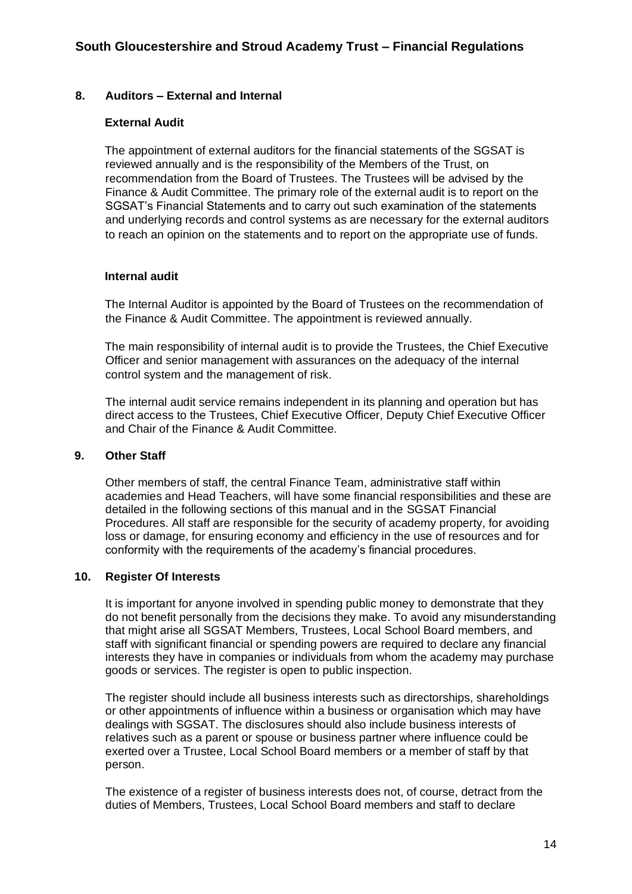## 8. Auditors – External and Internal

### External Audit

The appointment of external auditors for the financial statements of the SGSAT is reviewed annually and is the responsibility of the Members of the Trust, on recommendation from the Board of Trustees. The Trustees will be advised by the Finance & Audit Committee. The primary role of the external audit is to report on the SGSAT's Financial Statements and to carry out such examination of the statements and underlying records and control systems as are necessary for the external auditors to reach an opinion on the statements and to report on the appropriate use of funds.

### Internal audit

The Internal Auditor is appointed by the Board of Trustees on the recommendation of the Finance & Audit Committee. The appointment is reviewed annually.

The main responsibility of internal audit is to provide the Trustees, the Chief Executive Officer and senior management with assurances on the adequacy of the internal control system and the management of risk.

The internal audit service remains independent in its planning and operation but has direct access to the Trustees, Chief Executive Officer, Deputy Chief Executive Officer and Chair of the Finance & Audit Committee.

## 9. Other Staff

Other members of staff, the central Finance Team, administrative staff within academies and Head Teachers, will have some financial responsibilities and these are detailed in the following sections of this manual and in the SGSAT Financial Procedures. All staff are responsible for the security of academy property, for avoiding loss or damage, for ensuring economy and efficiency in the use of resources and for conformity with the requirements of the academy's financial procedures.

## 10. Register Of Interests

It is important for anyone involved in spending public money to demonstrate that they do not benefit personally from the decisions they make. To avoid any misunderstanding that might arise all SGSAT Members, Trustees, Local School Board members, and staff with significant financial or spending powers are required to declare any financial interests they have in companies or individuals from whom the academy may purchase goods or services. The register is open to public inspection.

The register should include all business interests such as directorships, shareholdings or other appointments of influence within a business or organisation which may have dealings with SGSAT. The disclosures should also include business interests of relatives such as a parent or spouse or business partner where influence could be exerted over a Trustee, Local School Board members or a member of staff by that person.

The existence of a register of business interests does not, of course, detract from the duties of Members, Trustees, Local School Board members and staff to declare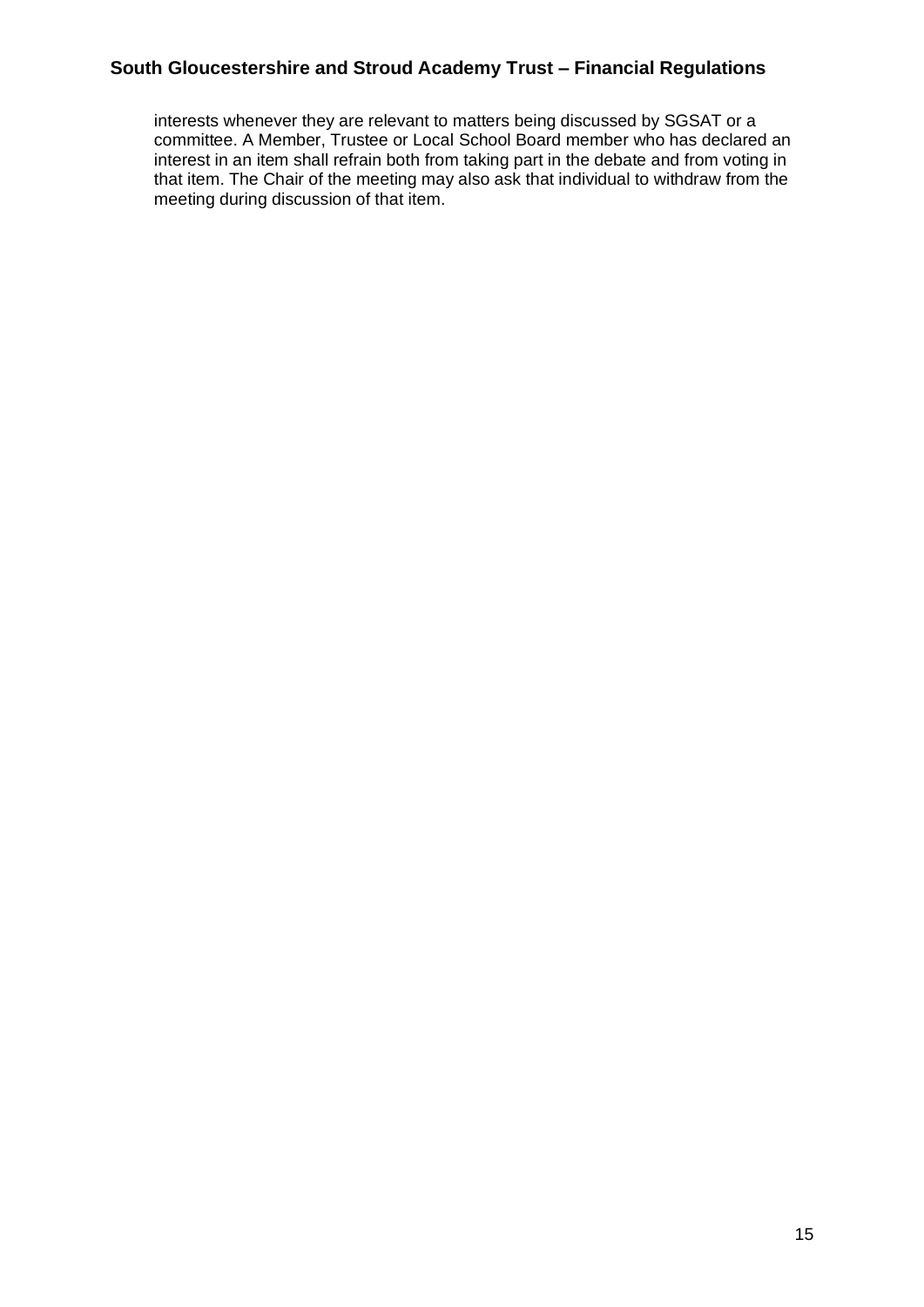interests whenever they are relevant to matters being discussed by SGSAT or a committee. A Member, Trustee or Local School Board member who has declared an interest in an item shall refrain both from taking part in the debate and from voting in that item. The Chair of the meeting may also ask that individual to withdraw from the meeting during discussion of that item.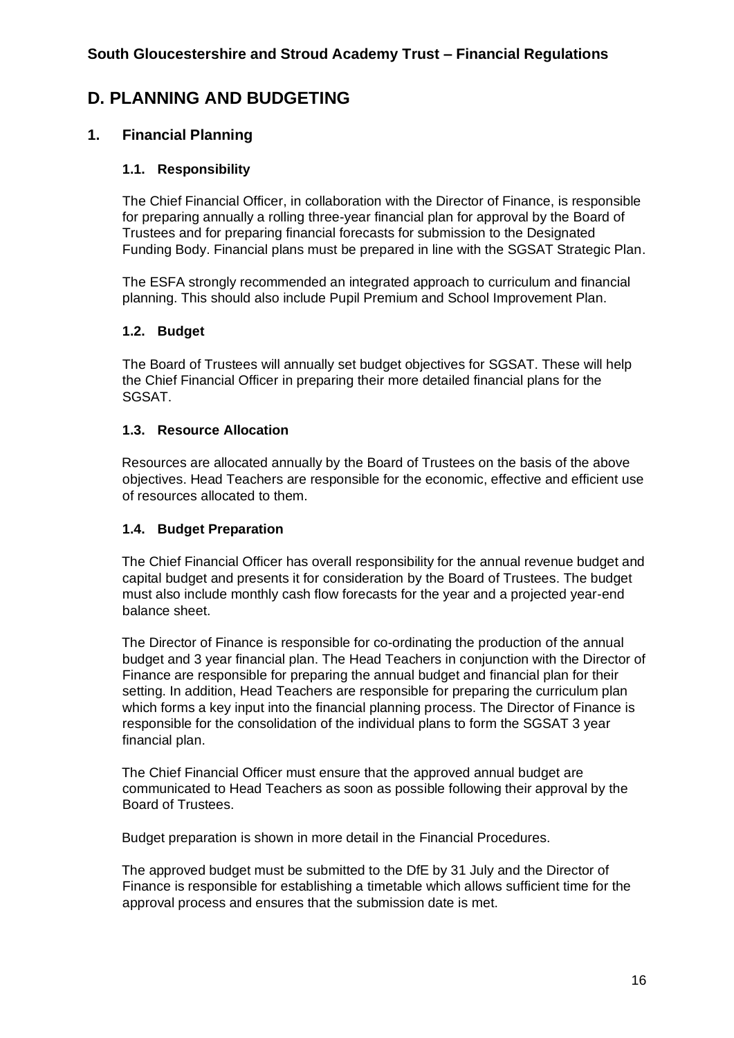# D. PLANNING AND BUDGETING

## 1. Financial Planning

### 1.1. Responsibility

The Chief Financial Officer, in collaboration with the Director of Finance, is responsible for preparing annually a rolling three-year financial plan for approval by the Board of Trustees and for preparing financial forecasts for submission to the Designated Funding Body. Financial plans must be prepared in line with the SGSAT Strategic Plan.

The ESFA strongly recommended an integrated approach to curriculum and financial planning. This should also include Pupil Premium and School Improvement Plan.

### 1.2. Budget

The Board of Trustees will annually set budget objectives for SGSAT. These will help the Chief Financial Officer in preparing their more detailed financial plans for the SGSAT.

### 1.3. Resource Allocation

Resources are allocated annually by the Board of Trustees on the basis of the above objectives. Head Teachers are responsible for the economic, effective and efficient use of resources allocated to them.

### 1.4. Budget Preparation

The Chief Financial Officer has overall responsibility for the annual revenue budget and capital budget and presents it for consideration by the Board of Trustees. The budget must also include monthly cash flow forecasts for the year and a projected year-end balance sheet.

The Director of Finance is responsible for co-ordinating the production of the annual budget and 3 year financial plan. The Head Teachers in conjunction with the Director of Finance are responsible for preparing the annual budget and financial plan for their setting. In addition, Head Teachers are responsible for preparing the curriculum plan which forms a key input into the financial planning process. The Director of Finance is responsible for the consolidation of the individual plans to form the SGSAT 3 year financial plan.

The Chief Financial Officer must ensure that the approved annual budget are communicated to Head Teachers as soon as possible following their approval by the Board of Trustees.

Budget preparation is shown in more detail in the Financial Procedures.

The approved budget must be submitted to the DfE by 31 July and the Director of Finance is responsible for establishing a timetable which allows sufficient time for the approval process and ensures that the submission date is met.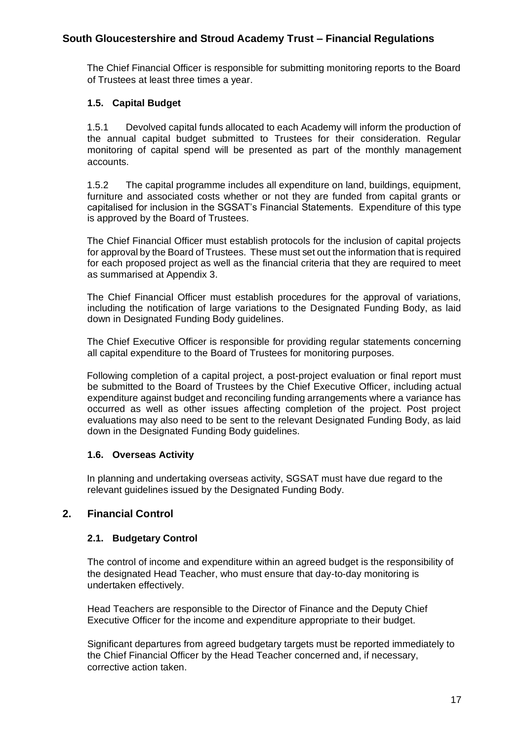The Chief Financial Officer is responsible for submitting monitoring reports to the Board of Trustees at least three times a year.

### 1.5. Capital Budget

1.5.1 Devolved capital funds allocated to each Academy will inform the production of the annual capital budget submitted to Trustees for their consideration. Regular monitoring of capital spend will be presented as part of the monthly management accounts.

1.5.2 The capital programme includes all expenditure on land, buildings, equipment, furniture and associated costs whether or not they are funded from capital grants or capitalised for inclusion in the SGSAT's Financial Statements. Expenditure of this type is approved by the Board of Trustees.

The Chief Financial Officer must establish protocols for the inclusion of capital projects for approval by the Board of Trustees. These must set out the information that is required for each proposed project as well as the financial criteria that they are required to meet as summarised at Appendix 3.

The Chief Financial Officer must establish procedures for the approval of variations, including the notification of large variations to the Designated Funding Body, as laid down in Designated Funding Body guidelines.

The Chief Executive Officer is responsible for providing regular statements concerning all capital expenditure to the Board of Trustees for monitoring purposes.

Following completion of a capital project, a post-project evaluation or final report must be submitted to the Board of Trustees by the Chief Executive Officer, including actual expenditure against budget and reconciling funding arrangements where a variance has occurred as well as other issues affecting completion of the project. Post project evaluations may also need to be sent to the relevant Designated Funding Body, as laid down in the Designated Funding Body guidelines.

### 1.6. Overseas Activity

In planning and undertaking overseas activity, SGSAT must have due regard to the relevant guidelines issued by the Designated Funding Body.

## 2. Financial Control

### 2.1. Budgetary Control

The control of income and expenditure within an agreed budget is the responsibility of the designated Head Teacher, who must ensure that day-to-day monitoring is undertaken effectively.

Head Teachers are responsible to the Director of Finance and the Deputy Chief Executive Officer for the income and expenditure appropriate to their budget.

Significant departures from agreed budgetary targets must be reported immediately to the Chief Financial Officer by the Head Teacher concerned and, if necessary, corrective action taken.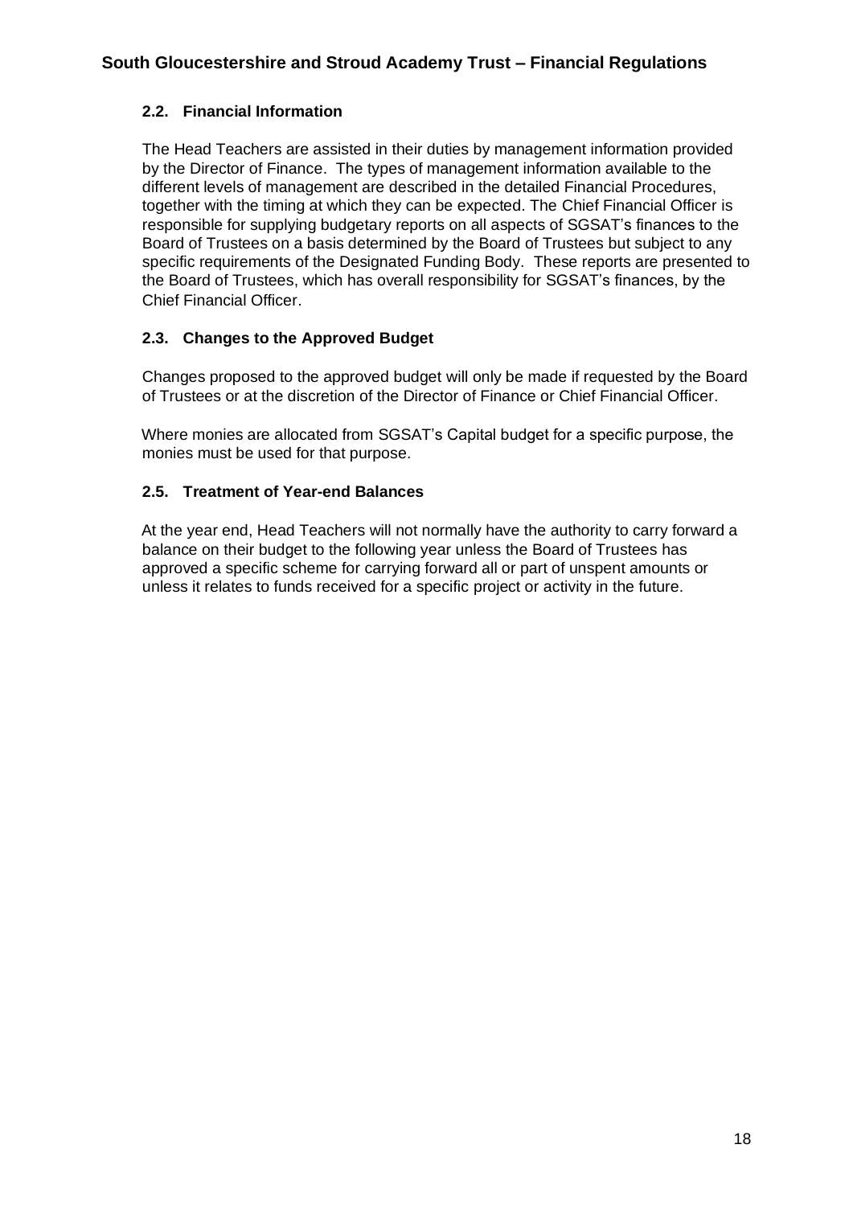### 2.2. Financial Information

The Head Teachers are assisted in their duties by management information provided by the Director of Finance. The types of management information available to the different levels of management are described in the detailed Financial Procedures, together with the timing at which they can be expected. The Chief Financial Officer is responsible for supplying budgetary reports on all aspects of SGSAT's finances to the Board of Trustees on a basis determined by the Board of Trustees but subject to any specific requirements of the Designated Funding Body. These reports are presented to the Board of Trustees, which has overall responsibility for SGSAT's finances, by the Chief Financial Officer.

### 2.3. Changes to the Approved Budget

Changes proposed to the approved budget will only be made if requested by the Board of Trustees or at the discretion of the Director of Finance or Chief Financial Officer.

Where monies are allocated from SGSAT's Capital budget for a specific purpose, the monies must be used for that purpose.

### 2.5. Treatment of Year-end Balances

At the year end, Head Teachers will not normally have the authority to carry forward a balance on their budget to the following year unless the Board of Trustees has approved a specific scheme for carrying forward all or part of unspent amounts or unless it relates to funds received for a specific project or activity in the future.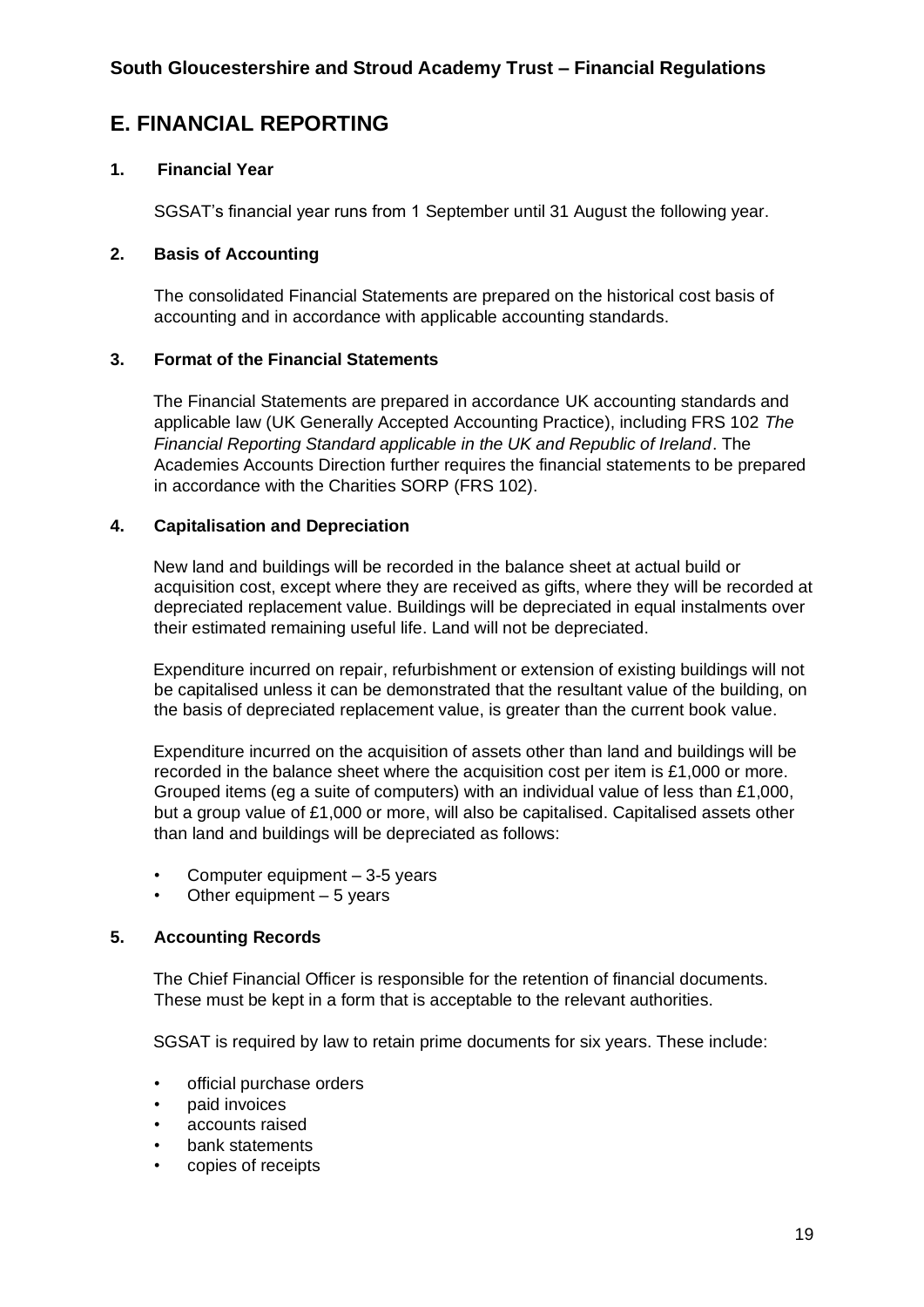## E. FINANCIAL REPORTING

### 1. Financial Year

SGSAT's financial year runs from 1 September until 31 August the following year.

### 2. Basis of Accounting

The consolidated Financial Statements are prepared on the historical cost basis of accounting and in accordance with applicable accounting standards.

### 3. Format of the Financial Statements

The Financial Statements are prepared in accordance UK accounting standards and applicable law (UK Generally Accepted Accounting Practice), including FRS 102 *The Financial Reporting Standard applicable in the UK and Republic of Ireland*. The Academies Accounts Direction further requires the financial statements to be prepared in accordance with the Charities SORP (FRS 102).

### 4. Capitalisation and Depreciation

New land and buildings will be recorded in the balance sheet at actual build or acquisition cost, except where they are received as gifts, where they will be recorded at depreciated replacement value. Buildings will be depreciated in equal instalments over their estimated remaining useful life. Land will not be depreciated.

Expenditure incurred on repair, refurbishment or extension of existing buildings will not be capitalised unless it can be demonstrated that the resultant value of the building, on the basis of depreciated replacement value, is greater than the current book value.

Expenditure incurred on the acquisition of assets other than land and buildings will be recorded in the balance sheet where the acquisition cost per item is £1,000 or more. Grouped items (eg a suite of computers) with an individual value of less than £1,000, but a group value of £1,000 or more, will also be capitalised. Capitalised assets other than land and buildings will be depreciated as follows:

- Computer equipment – 3-5 years
- Other equipment – 5 years

### 5. Accounting Records

The Chief Financial Officer is responsible for the retention of financial documents. These must be kept in a form that is acceptable to the relevant authorities.

SGSAT is required by law to retain prime documents for six years. These include:

- official purchase orders
- paid invoices
- accounts raised
- bank statements
- copies of receipts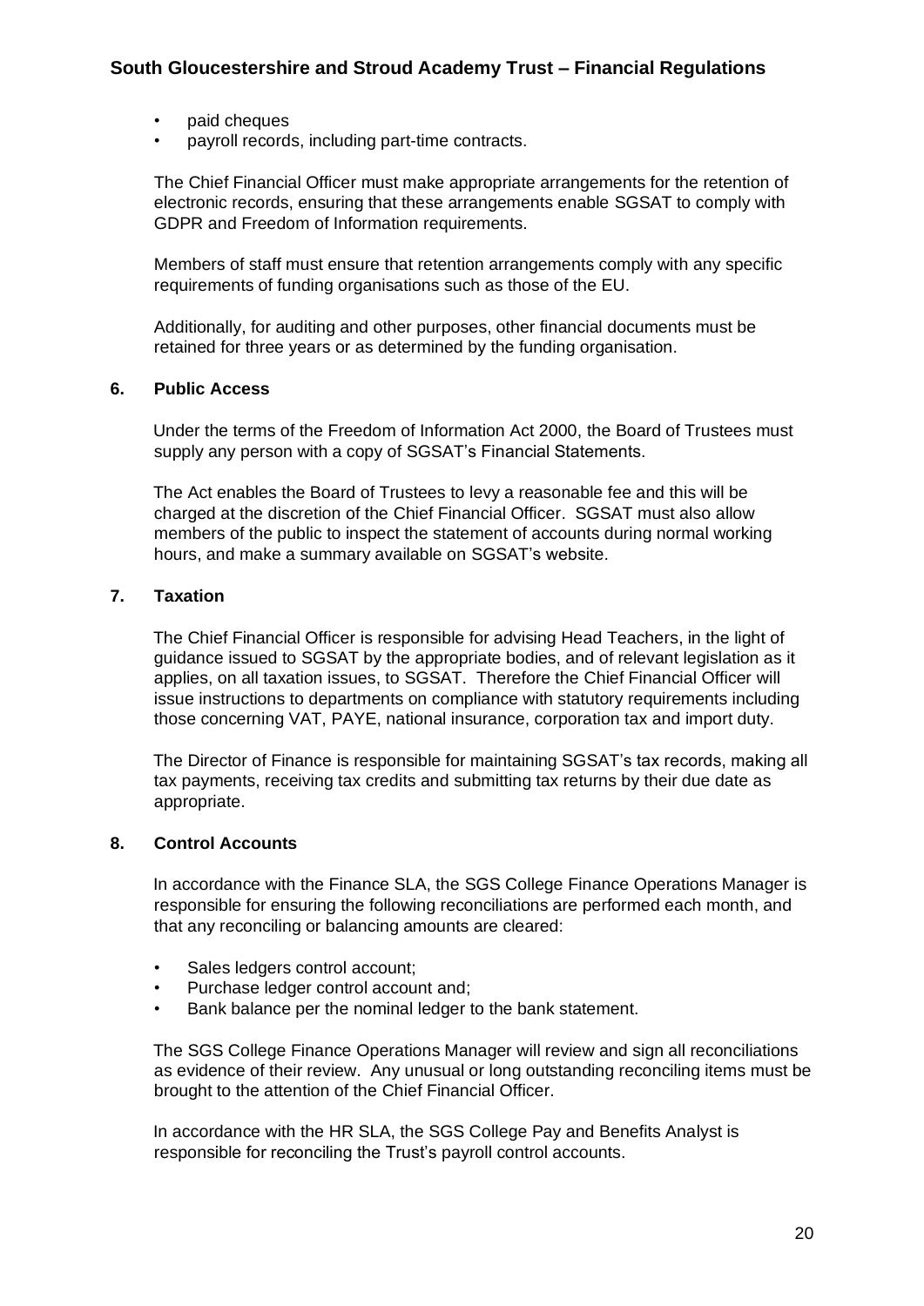- paid cheques
- payroll records, including part-time contracts.

The Chief Financial Officer must make appropriate arrangements for the retention of electronic records, ensuring that these arrangements enable SGSAT to comply with GDPR and Freedom of Information requirements.

Members of staff must ensure that retention arrangements comply with any specific requirements of funding organisations such as those of the EU.

Additionally, for auditing and other purposes, other financial documents must be retained for three years or as determined by the funding organisation.

## 6. Public Access

Under the terms of the Freedom of Information Act 2000, the Board of Trustees must supply any person with a copy of SGSAT's Financial Statements.

The Act enables the Board of Trustees to levy a reasonable fee and this will be charged at the discretion of the Chief Financial Officer. SGSAT must also allow members of the public to inspect the statement of accounts during normal working hours, and make a summary available on SGSAT's website.

## 7. Taxation

The Chief Financial Officer is responsible for advising Head Teachers, in the light of guidance issued to SGSAT by the appropriate bodies, and of relevant legislation as it applies, on all taxation issues, to SGSAT. Therefore the Chief Financial Officer will issue instructions to departments on compliance with statutory requirements including those concerning VAT, PAYE, national insurance, corporation tax and import duty.

The Director of Finance is responsible for maintaining SGSAT's tax records, making all tax payments, receiving tax credits and submitting tax returns by their due date as appropriate.

## 8. Control Accounts

In accordance with the Finance SLA, the SGS College Finance Operations Manager is responsible for ensuring the following reconciliations are performed each month, and that any reconciling or balancing amounts are cleared:

- Sales ledgers control account;
- Purchase ledger control account and;
- Bank balance per the nominal ledger to the bank statement.

The SGS College Finance Operations Manager will review and sign all reconciliations as evidence of their review. Any unusual or long outstanding reconciling items must be brought to the attention of the Chief Financial Officer.

In accordance with the HR SLA, the SGS College Pay and Benefits Analyst is responsible for reconciling the Trust's payroll control accounts.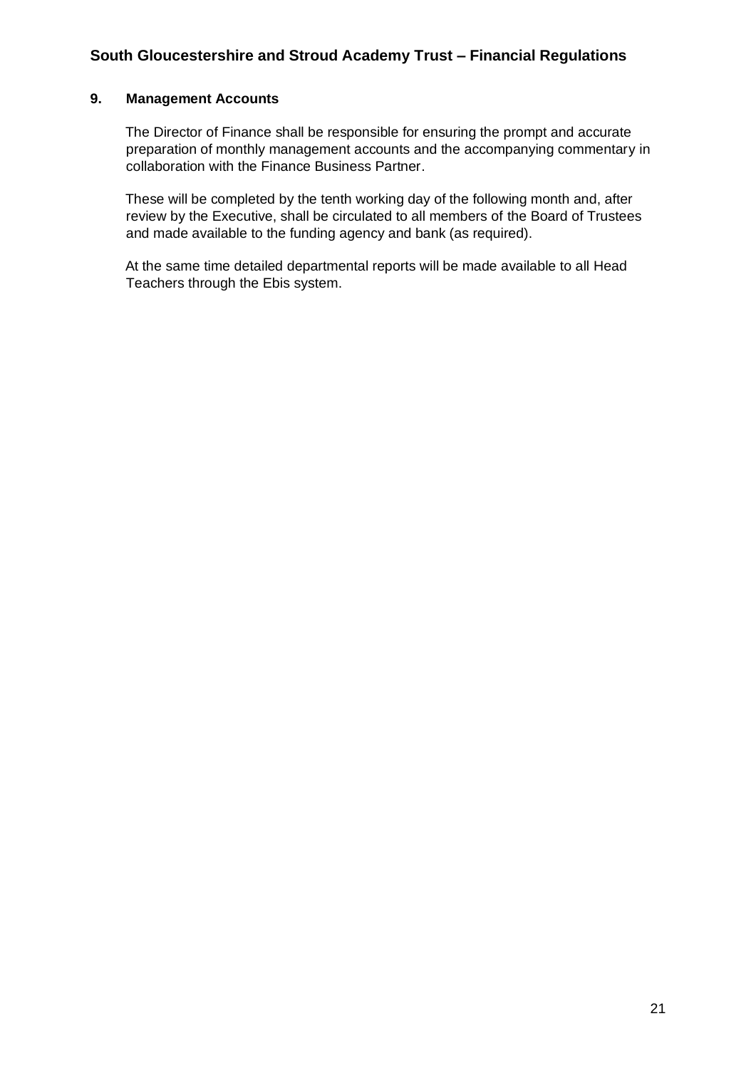## 9. Management Accounts

The Director of Finance shall be responsible for ensuring the prompt and accurate preparation of monthly management accounts and the accompanying commentary in collaboration with the Finance Business Partner.

These will be completed by the tenth working day of the following month and, after review by the Executive, shall be circulated to all members of the Board of Trustees and made available to the funding agency and bank (as required).

At the same time detailed departmental reports will be made available to all Head Teachers through the Ebis system.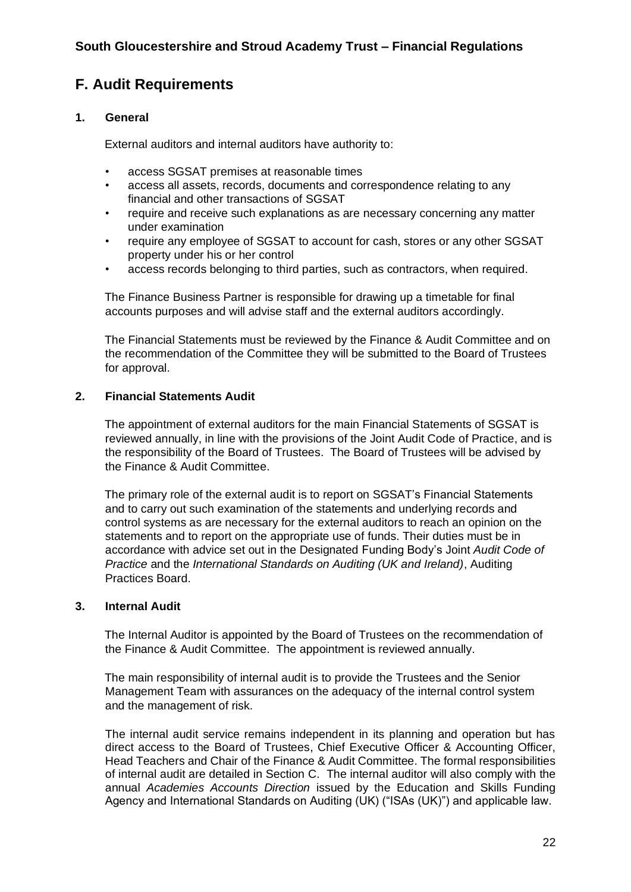# F. Audit Requirements

## 1. General

External auditors and internal auditors have authority to:

- access SGSAT premises at reasonable times
- access all assets, records, documents and correspondence relating to any financial and other transactions of SGSAT
- require and receive such explanations as are necessary concerning any matter under examination
- require any employee of SGSAT to account for cash, stores or any other SGSAT property under his or her control
- access records belonging to third parties, such as contractors, when required.

The Finance Business Partner is responsible for drawing up a timetable for final accounts purposes and will advise staff and the external auditors accordingly.

The Financial Statements must be reviewed by the Finance & Audit Committee and on the recommendation of the Committee they will be submitted to the Board of Trustees for approval.

## 2. Financial Statements Audit

The appointment of external auditors for the main Financial Statements of SGSAT is reviewed annually, in line with the provisions of the Joint Audit Code of Practice, and is the responsibility of the Board of Trustees. The Board of Trustees will be advised by the Finance & Audit Committee.

The primary role of the external audit is to report on SGSAT's Financial Statements and to carry out such examination of the statements and underlying records and control systems as are necessary for the external auditors to reach an opinion on the statements and to report on the appropriate use of funds. Their duties must be in accordance with advice set out in the Designated Funding Body's Joint *Audit Code of Practice* and the *International Standards on Auditing (UK and Ireland)*, Auditing Practices Board.

## 3. Internal Audit

The Internal Auditor is appointed by the Board of Trustees on the recommendation of the Finance & Audit Committee. The appointment is reviewed annually.

The main responsibility of internal audit is to provide the Trustees and the Senior Management Team with assurances on the adequacy of the internal control system and the management of risk.

The internal audit service remains independent in its planning and operation but has direct access to the Board of Trustees, Chief Executive Officer & Accounting Officer, Head Teachers and Chair of the Finance & Audit Committee. The formal responsibilities of internal audit are detailed in Section C. The internal auditor will also comply with the annual *Academies Accounts Direction* issued by the Education and Skills Funding Agency and International Standards on Auditing (UK) ("ISAs (UK)") and applicable law.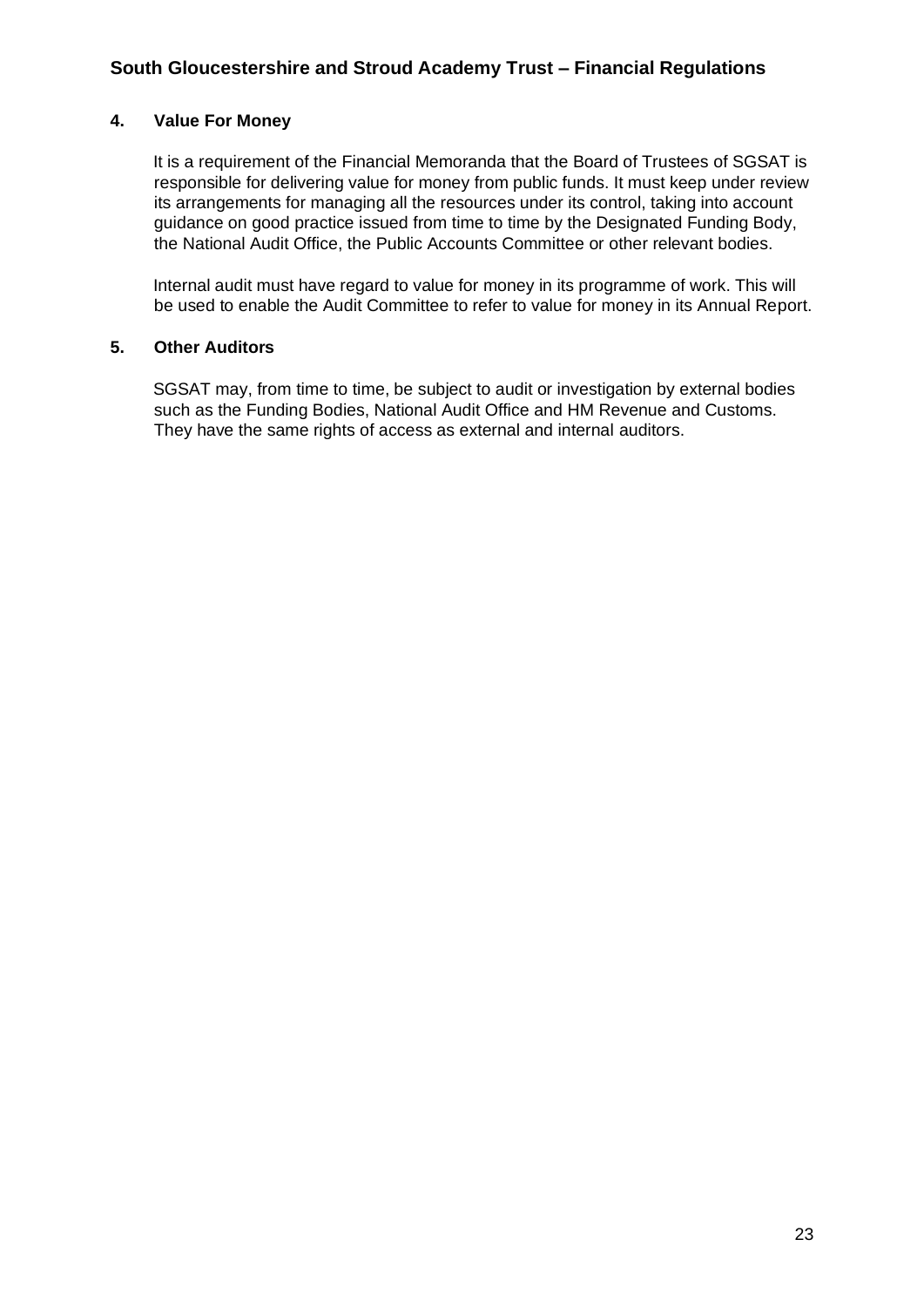## 4. Value For Money

It is a requirement of the Financial Memoranda that the Board of Trustees of SGSAT is responsible for delivering value for money from public funds. It must keep under review its arrangements for managing all the resources under its control, taking into account guidance on good practice issued from time to time by the Designated Funding Body, the National Audit Office, the Public Accounts Committee or other relevant bodies.

Internal audit must have regard to value for money in its programme of work. This will be used to enable the Audit Committee to refer to value for money in its Annual Report.

## 5. Other Auditors

SGSAT may, from time to time, be subject to audit or investigation by external bodies such as the Funding Bodies, National Audit Office and HM Revenue and Customs. They have the same rights of access as external and internal auditors.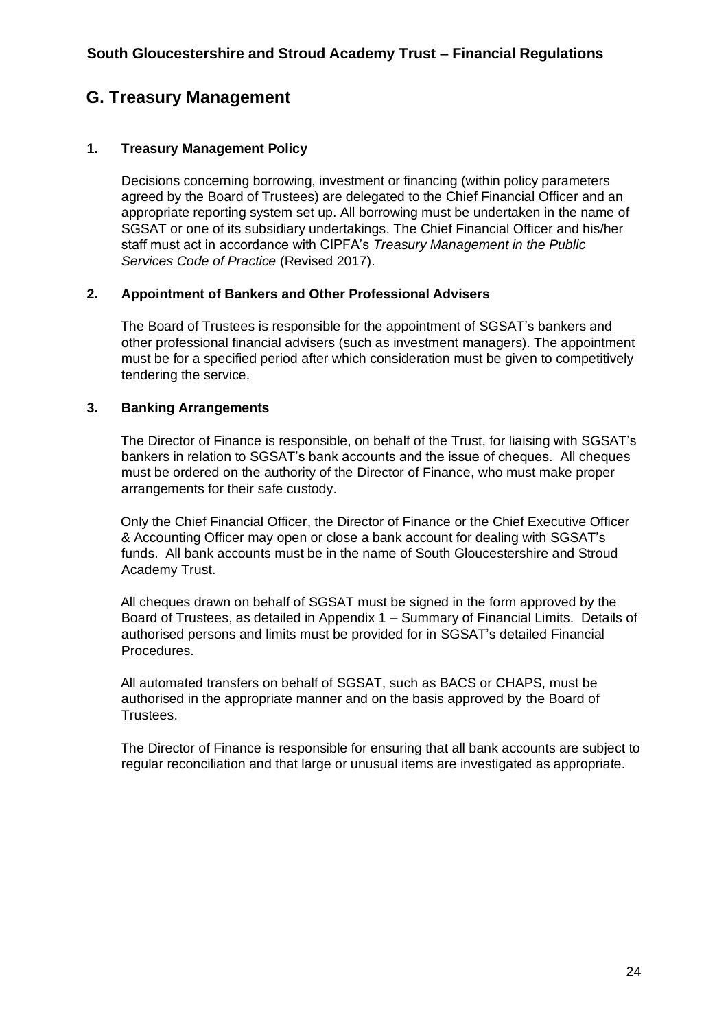## G. Treasury Management

### 1. Treasury Management Policy

Decisions concerning borrowing, investment or financing (within policy parameters agreed by the Board of Trustees) are delegated to the Chief Financial Officer and an appropriate reporting system set up. All borrowing must be undertaken in the name of SGSAT or one of its subsidiary undertakings. The Chief Financial Officer and his/her staff must act in accordance with CIPFA's *Treasury Management in the Public Services Code of Practice* (Revised 2017).

### 2. Appointment of Bankers and Other Professional Advisers

The Board of Trustees is responsible for the appointment of SGSAT's bankers and other professional financial advisers (such as investment managers). The appointment must be for a specified period after which consideration must be given to competitively tendering the service.

### 3. Banking Arrangements

The Director of Finance is responsible, on behalf of the Trust, for liaising with SGSAT's bankers in relation to SGSAT's bank accounts and the issue of cheques. All cheques must be ordered on the authority of the Director of Finance, who must make proper arrangements for their safe custody.

Only the Chief Financial Officer, the Director of Finance or the Chief Executive Officer & Accounting Officer may open or close a bank account for dealing with SGSAT's funds. All bank accounts must be in the name of South Gloucestershire and Stroud Academy Trust.

All cheques drawn on behalf of SGSAT must be signed in the form approved by the Board of Trustees, as detailed in Appendix 1 – Summary of Financial Limits. Details of authorised persons and limits must be provided for in SGSAT's detailed Financial Procedures.

All automated transfers on behalf of SGSAT, such as BACS or CHAPS, must be authorised in the appropriate manner and on the basis approved by the Board of Trustees.

The Director of Finance is responsible for ensuring that all bank accounts are subject to regular reconciliation and that large or unusual items are investigated as appropriate.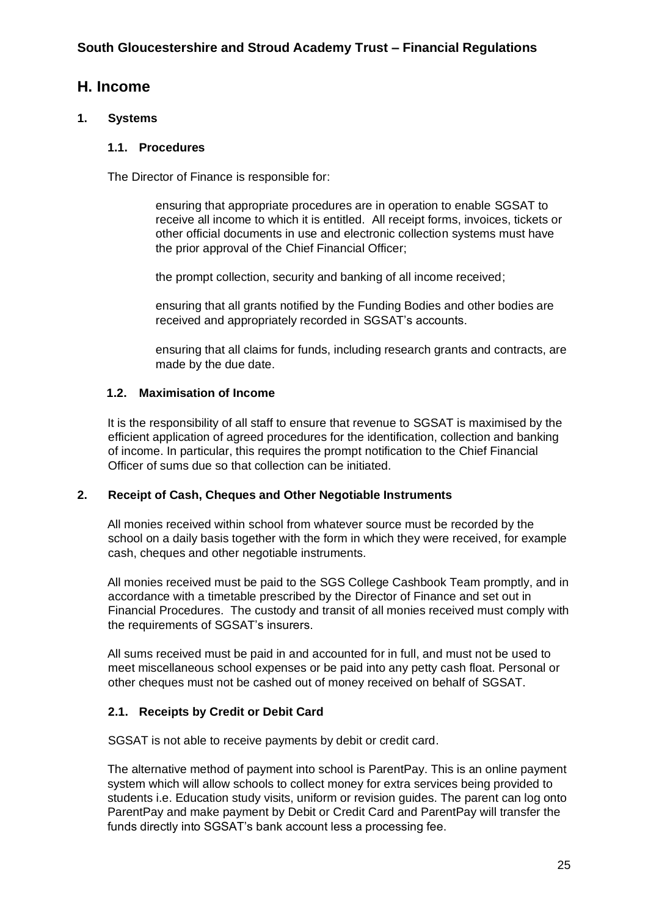## H. Income

### 1. Systems

#### 1.1. Procedures

The Director of Finance is responsible for:

ensuring that appropriate procedures are in operation to enable SGSAT to receive all income to which it is entitled. All receipt forms, invoices, tickets or other official documents in use and electronic collection systems must have the prior approval of the Chief Financial Officer;

the prompt collection, security and banking of all income received;

ensuring that all grants notified by the Funding Bodies and other bodies are received and appropriately recorded in SGSAT's accounts.

ensuring that all claims for funds, including research grants and contracts, are made by the due date.

#### 1.2. Maximisation of Income

It is the responsibility of all staff to ensure that revenue to SGSAT is maximised by the efficient application of agreed procedures for the identification, collection and banking of income. In particular, this requires the prompt notification to the Chief Financial Officer of sums due so that collection can be initiated.

### 2. Receipt of Cash, Cheques and Other Negotiable Instruments

All monies received within school from whatever source must be recorded by the school on a daily basis together with the form in which they were received, for example cash, cheques and other negotiable instruments.

All monies received must be paid to the SGS College Cashbook Team promptly, and in accordance with a timetable prescribed by the Director of Finance and set out in Financial Procedures. The custody and transit of all monies received must comply with the requirements of SGSAT's insurers.

All sums received must be paid in and accounted for in full, and must not be used to meet miscellaneous school expenses or be paid into any petty cash float. Personal or other cheques must not be cashed out of money received on behalf of SGSAT.

#### 2.1. Receipts by Credit or Debit Card

SGSAT is not able to receive payments by debit or credit card.

The alternative method of payment into school is ParentPay. This is an online payment system which will allow schools to collect money for extra services being provided to students i.e. Education study visits, uniform or revision guides. The parent can log onto ParentPay and make payment by Debit or Credit Card and ParentPay will transfer the funds directly into SGSAT's bank account less a processing fee.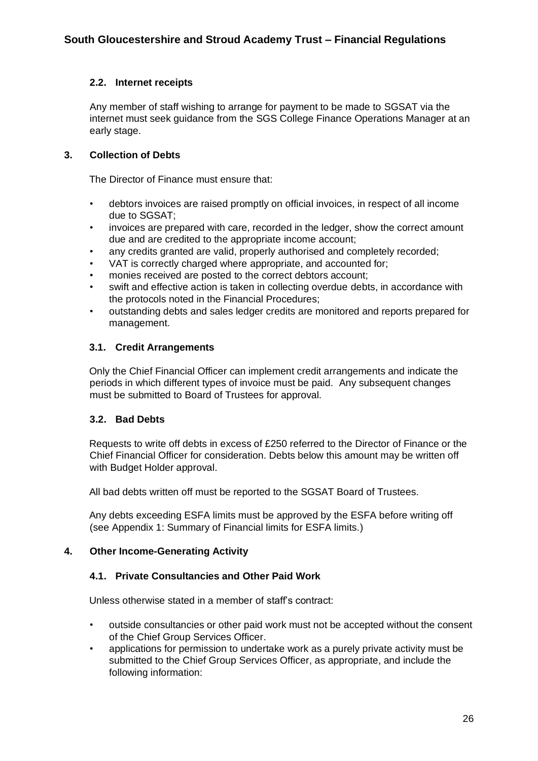### 2.2. Internet receipts

Any member of staff wishing to arrange for payment to be made to SGSAT via the internet must seek guidance from the SGS College Finance Operations Manager at an early stage.

## 3. Collection of Debts

The Director of Finance must ensure that:

- debtors invoices are raised promptly on official invoices, in respect of all income due to SGSAT;
- invoices are prepared with care, recorded in the ledger, show the correct amount due and are credited to the appropriate income account;
- any credits granted are valid, properly authorised and completely recorded;
- VAT is correctly charged where appropriate, and accounted for;
- monies received are posted to the correct debtors account;
- swift and effective action is taken in collecting overdue debts, in accordance with the protocols noted in the Financial Procedures;
- outstanding debts and sales ledger credits are monitored and reports prepared for management.

### 3.1. Credit Arrangements

Only the Chief Financial Officer can implement credit arrangements and indicate the periods in which different types of invoice must be paid. Any subsequent changes must be submitted to Board of Trustees for approval.

### 3.2. Bad Debts

Requests to write off debts in excess of £250 referred to the Director of Finance or the Chief Financial Officer for consideration. Debts below this amount may be written off with Budget Holder approval.

All bad debts written off must be reported to the SGSAT Board of Trustees.

Any debts exceeding ESFA limits must be approved by the ESFA before writing off (see Appendix 1: Summary of Financial limits for ESFA limits.)

## 4. Other Income-Generating Activity

### 4.1. Private Consultancies and Other Paid Work

Unless otherwise stated in a member of staff's contract:

- outside consultancies or other paid work must not be accepted without the consent of the Chief Group Services Officer.
- applications for permission to undertake work as a purely private activity must be submitted to the Chief Group Services Officer, as appropriate, and include the following information: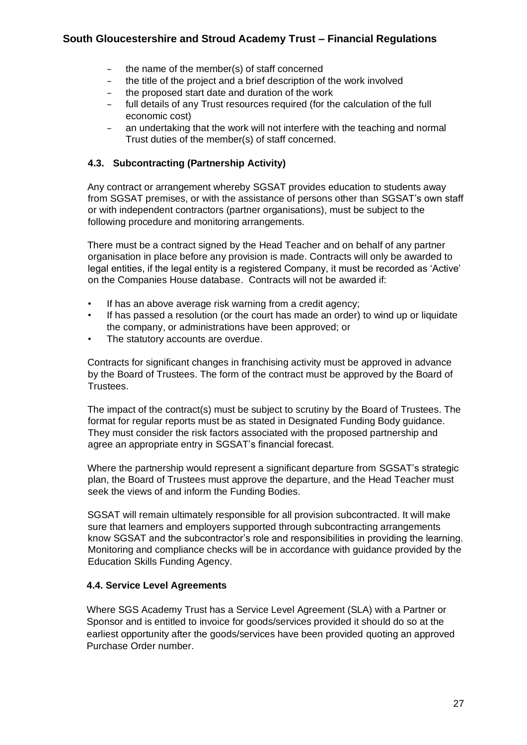- the name of the member(s) of staff concerned
- the title of the project and a brief description of the work involved
- the proposed start date and duration of the work
- full details of any Trust resources required (for the calculation of the full economic cost)
- an undertaking that the work will not interfere with the teaching and normal Trust duties of the member(s) of staff concerned.

### 4.3. Subcontracting (Partnership Activity)

Any contract or arrangement whereby SGSAT provides education to students away from SGSAT premises, or with the assistance of persons other than SGSAT's own staff or with independent contractors (partner organisations), must be subject to the following procedure and monitoring arrangements.

There must be a contract signed by the Head Teacher and on behalf of any partner organisation in place before any provision is made. Contracts will only be awarded to legal entities, if the legal entity is a registered Company, it must be recorded as 'Active' on the Companies House database. Contracts will not be awarded if:

- If has an above average risk warning from a credit agency;
- If has passed a resolution (or the court has made an order) to wind up or liquidate the company, or administrations have been approved; or
- The statutory accounts are overdue.

Contracts for significant changes in franchising activity must be approved in advance by the Board of Trustees. The form of the contract must be approved by the Board of Trustees.

The impact of the contract(s) must be subject to scrutiny by the Board of Trustees. The format for regular reports must be as stated in Designated Funding Body guidance. They must consider the risk factors associated with the proposed partnership and agree an appropriate entry in SGSAT's financial forecast.

Where the partnership would represent a significant departure from SGSAT's strategic plan, the Board of Trustees must approve the departure, and the Head Teacher must seek the views of and inform the Funding Bodies.

SGSAT will remain ultimately responsible for all provision subcontracted. It will make sure that learners and employers supported through subcontracting arrangements know SGSAT and the subcontractor's role and responsibilities in providing the learning. Monitoring and compliance checks will be in accordance with guidance provided by the Education Skills Funding Agency.

### 4.4. Service Level Agreements

Where SGS Academy Trust has a Service Level Agreement (SLA) with a Partner or Sponsor and is entitled to invoice for goods/services provided it should do so at the earliest opportunity after the goods/services have been provided quoting an approved Purchase Order number.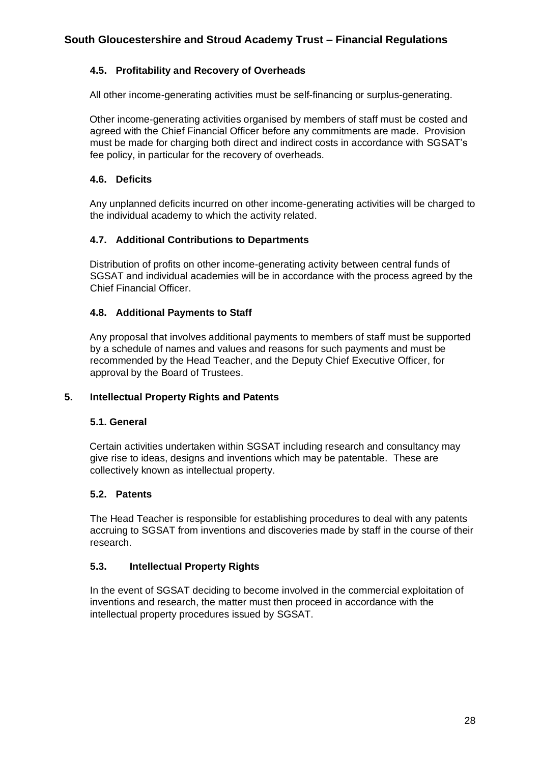### 4.5. Profitability and Recovery of Overheads

All other income-generating activities must be self-financing or surplus-generating.

Other income-generating activities organised by members of staff must be costed and agreed with the Chief Financial Officer before any commitments are made. Provision must be made for charging both direct and indirect costs in accordance with SGSAT's fee policy, in particular for the recovery of overheads.

### 4.6. Deficits

Any unplanned deficits incurred on other income-generating activities will be charged to the individual academy to which the activity related.

### 4.7. Additional Contributions to Departments

Distribution of profits on other income-generating activity between central funds of SGSAT and individual academies will be in accordance with the process agreed by the Chief Financial Officer.

### 4.8. Additional Payments to Staff

Any proposal that involves additional payments to members of staff must be supported by a schedule of names and values and reasons for such payments and must be recommended by the Head Teacher, and the Deputy Chief Executive Officer, for approval by the Board of Trustees.

## 5. Intellectual Property Rights and Patents

### 5.1. General

Certain activities undertaken within SGSAT including research and consultancy may give rise to ideas, designs and inventions which may be patentable. These are collectively known as intellectual property.

### 5.2. Patents

The Head Teacher is responsible for establishing procedures to deal with any patents accruing to SGSAT from inventions and discoveries made by staff in the course of their research.

### 5.3. Intellectual Property Rights

In the event of SGSAT deciding to become involved in the commercial exploitation of inventions and research, the matter must then proceed in accordance with the intellectual property procedures issued by SGSAT.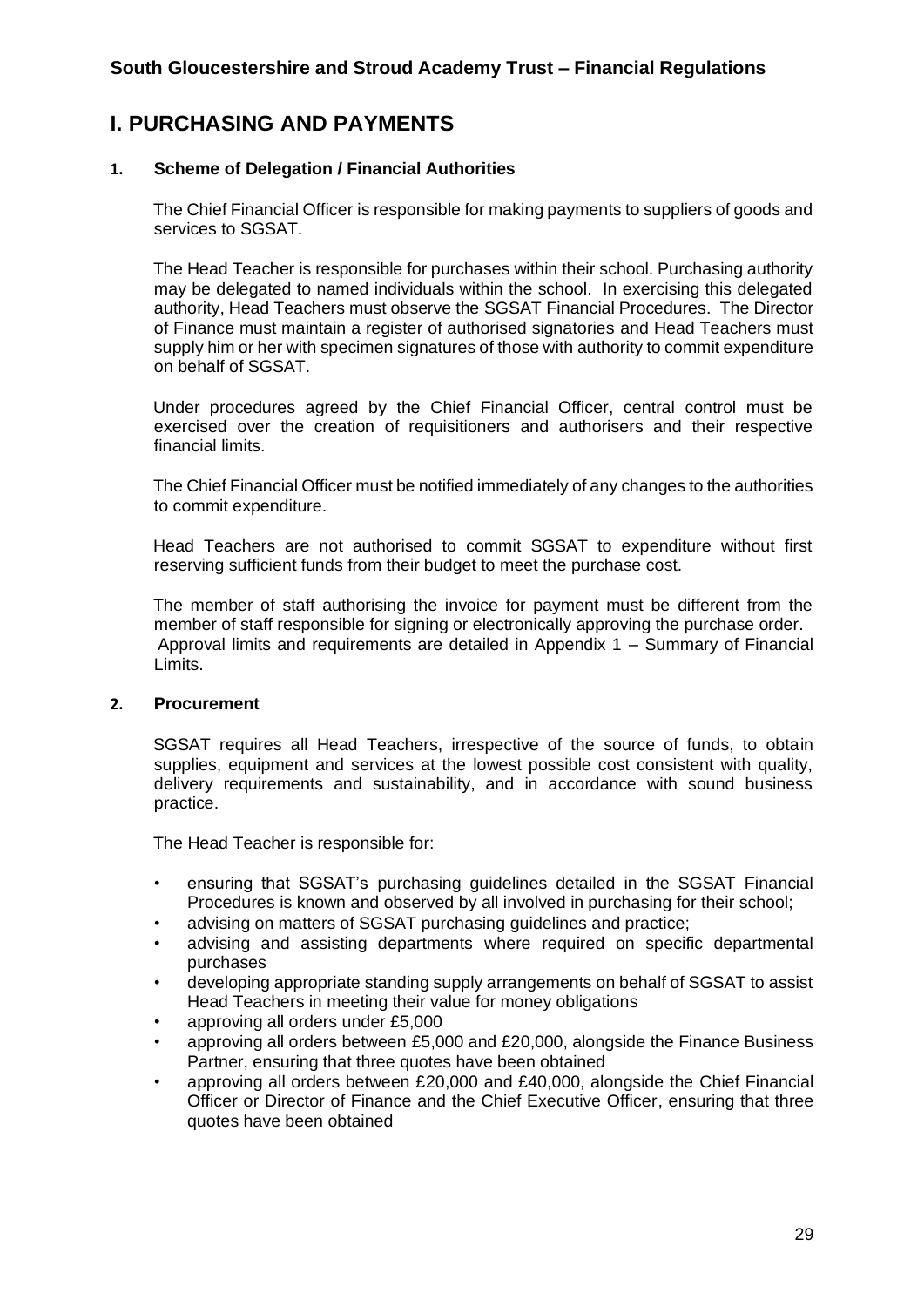# I. PURCHASING AND PAYMENTS

## 1. Scheme of Delegation / Financial Authorities

The Chief Financial Officer is responsible for making payments to suppliers of goods and services to SGSAT.

The Head Teacher is responsible for purchases within their school. Purchasing authority may be delegated to named individuals within the school. In exercising this delegated authority, Head Teachers must observe the SGSAT Financial Procedures. The Director of Finance must maintain a register of authorised signatories and Head Teachers must supply him or her with specimen signatures of those with authority to commit expenditure on behalf of SGSAT.

Under procedures agreed by the Chief Financial Officer, central control must be exercised over the creation of requisitioners and authorisers and their respective financial limits.

The Chief Financial Officer must be notified immediately of any changes to the authorities to commit expenditure.

Head Teachers are not authorised to commit SGSAT to expenditure without first reserving sufficient funds from their budget to meet the purchase cost.

The member of staff authorising the invoice for payment must be different from the member of staff responsible for signing or electronically approving the purchase order. Approval limits and requirements are detailed in Appendix 1 – Summary of Financial Limits.

## 2. Procurement

SGSAT requires all Head Teachers, irrespective of the source of funds, to obtain supplies, equipment and services at the lowest possible cost consistent with quality, delivery requirements and sustainability, and in accordance with sound business practice.

The Head Teacher is responsible for:

- ensuring that SGSAT's purchasing guidelines detailed in the SGSAT Financial Procedures is known and observed by all involved in purchasing for their school;
- advising on matters of SGSAT purchasing guidelines and practice;
- advising and assisting departments where required on specific departmental purchases
- developing appropriate standing supply arrangements on behalf of SGSAT to assist Head Teachers in meeting their value for money obligations
- approving all orders under £5,000
- approving all orders between £5,000 and £20,000, alongside the Finance Business Partner, ensuring that three quotes have been obtained
- approving all orders between £20,000 and £40,000, alongside the Chief Financial Officer or Director of Finance and the Chief Executive Officer, ensuring that three quotes have been obtained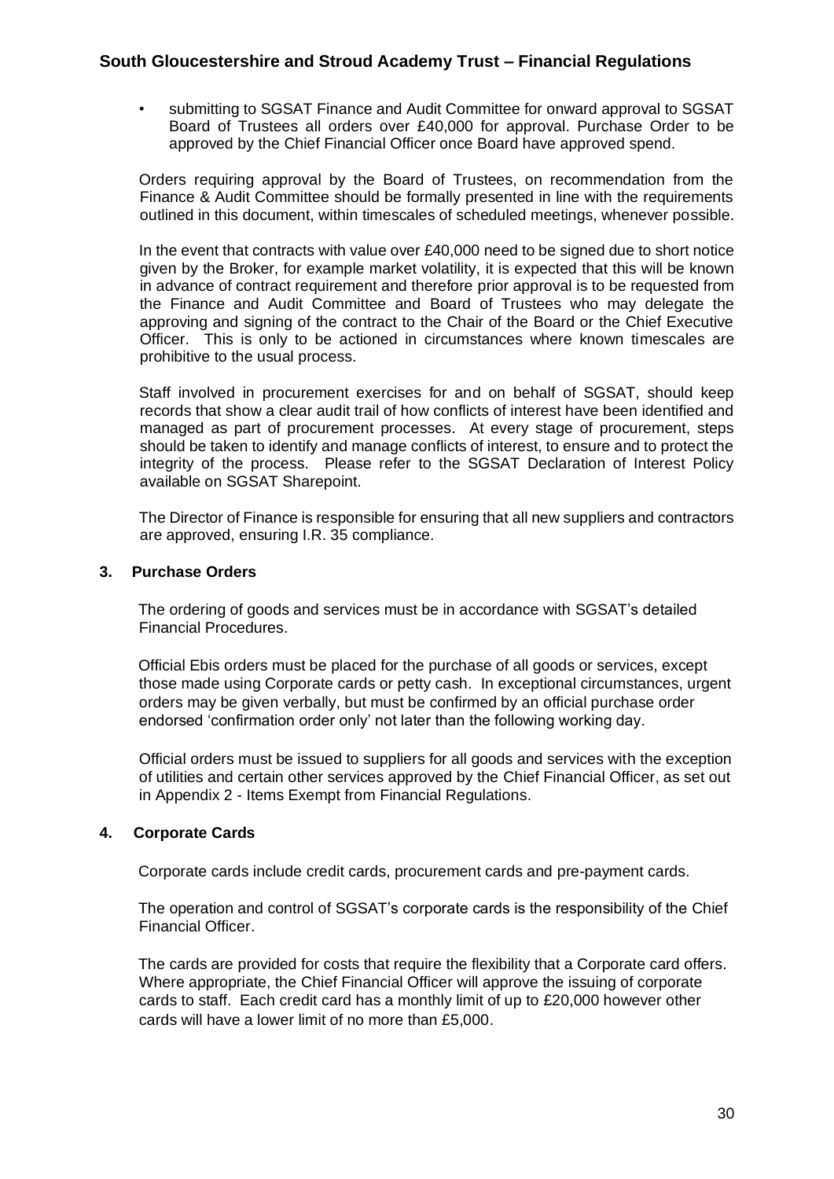- submitting to SGSAT Finance and Audit Committee for onward approval to SGSAT Board of Trustees all orders over £40,000 for approval. Purchase Order to be approved by the Chief Financial Officer once Board have approved spend.

Orders requiring approval by the Board of Trustees, on recommendation from the Finance & Audit Committee should be formally presented in line with the requirements outlined in this document, within timescales of scheduled meetings, whenever possible.

In the event that contracts with value over £40,000 need to be signed due to short notice given by the Broker, for example market volatility, it is expected that this will be known in advance of contract requirement and therefore prior approval is to be requested from the Finance and Audit Committee and Board of Trustees who may delegate the approving and signing of the contract to the Chair of the Board or the Chief Executive Officer. This is only to be actioned in circumstances where known timescales are prohibitive to the usual process.

Staff involved in procurement exercises for and on behalf of SGSAT, should keep records that show a clear audit trail of how conflicts of interest have been identified and managed as part of procurement processes. At every stage of procurement, steps should be taken to identify and manage conflicts of interest, to ensure and to protect the integrity of the process. Please refer to the SGSAT Declaration of Interest Policy available on SGSAT Sharepoint.

The Director of Finance is responsible for ensuring that all new suppliers and contractors are approved, ensuring I.R. 35 compliance.

## 3. Purchase Orders

The ordering of goods and services must be in accordance with SGSAT's detailed Financial Procedures.

Official Ebis orders must be placed for the purchase of all goods or services, except those made using Corporate cards or petty cash. In exceptional circumstances, urgent orders may be given verbally, but must be confirmed by an official purchase order endorsed 'confirmation order only' not later than the following working day.

Official orders must be issued to suppliers for all goods and services with the exception of utilities and certain other services approved by the Chief Financial Officer, as set out in Appendix 2 - Items Exempt from Financial Regulations.

## 4. Corporate Cards

Corporate cards include credit cards, procurement cards and pre-payment cards.

The operation and control of SGSAT's corporate cards is the responsibility of the Chief Financial Officer.

The cards are provided for costs that require the flexibility that a Corporate card offers. Where appropriate, the Chief Financial Officer will approve the issuing of corporate cards to staff. Each credit card has a monthly limit of up to £20,000 however other cards will have a lower limit of no more than £5,000.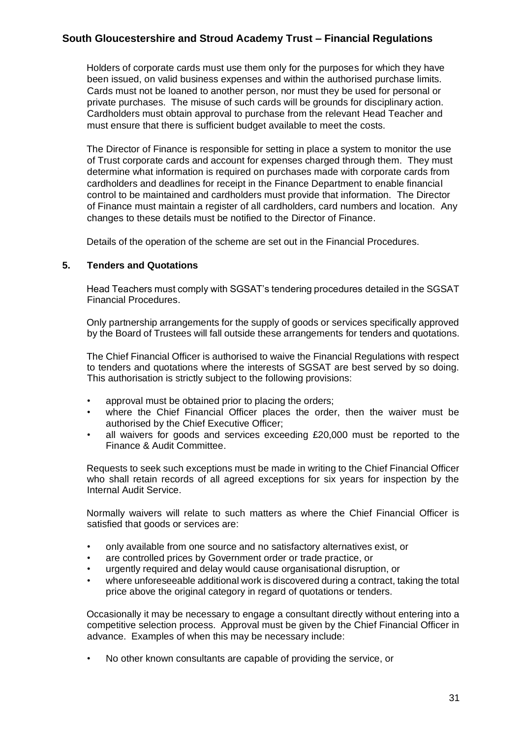Holders of corporate cards must use them only for the purposes for which they have been issued, on valid business expenses and within the authorised purchase limits. Cards must not be loaned to another person, nor must they be used for personal or private purchases. The misuse of such cards will be grounds for disciplinary action. Cardholders must obtain approval to purchase from the relevant Head Teacher and must ensure that there is sufficient budget available to meet the costs.

The Director of Finance is responsible for setting in place a system to monitor the use of Trust corporate cards and account for expenses charged through them. They must determine what information is required on purchases made with corporate cards from cardholders and deadlines for receipt in the Finance Department to enable financial control to be maintained and cardholders must provide that information. The Director of Finance must maintain a register of all cardholders, card numbers and location. Any changes to these details must be notified to the Director of Finance.

Details of the operation of the scheme are set out in the Financial Procedures.

## 5. Tenders and Quotations

Head Teachers must comply with SGSAT's tendering procedures detailed in the SGSAT Financial Procedures.

Only partnership arrangements for the supply of goods or services specifically approved by the Board of Trustees will fall outside these arrangements for tenders and quotations.

The Chief Financial Officer is authorised to waive the Financial Regulations with respect to tenders and quotations where the interests of SGSAT are best served by so doing. This authorisation is strictly subject to the following provisions:

- approval must be obtained prior to placing the orders;
- where the Chief Financial Officer places the order, then the waiver must be authorised by the Chief Executive Officer;
- all waivers for goods and services exceeding £20,000 must be reported to the Finance & Audit Committee.

Requests to seek such exceptions must be made in writing to the Chief Financial Officer who shall retain records of all agreed exceptions for six years for inspection by the Internal Audit Service.

Normally waivers will relate to such matters as where the Chief Financial Officer is satisfied that goods or services are:

- only available from one source and no satisfactory alternatives exist, or
- are controlled prices by Government order or trade practice, or
- urgently required and delay would cause organisational disruption, or
- where unforeseeable additional work is discovered during a contract, taking the total price above the original category in regard of quotations or tenders.

Occasionally it may be necessary to engage a consultant directly without entering into a competitive selection process. Approval must be given by the Chief Financial Officer in advance. Examples of when this may be necessary include:

- No other known consultants are capable of providing the service, or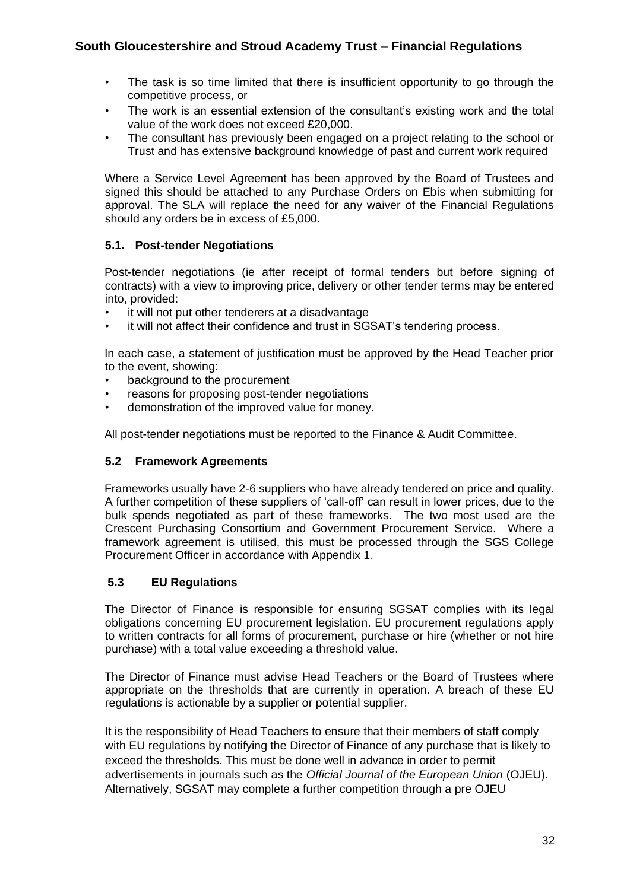- The task is so time limited that there is insufficient opportunity to go through the competitive process, or
- The work is an essential extension of the consultant's existing work and the total value of the work does not exceed £20,000.
- The consultant has previously been engaged on a project relating to the school or Trust and has extensive background knowledge of past and current work required

Where a Service Level Agreement has been approved by the Board of Trustees and signed this should be attached to any Purchase Orders on Ebis when submitting for approval. The SLA will replace the need for any waiver of the Financial Regulations should any orders be in excess of £5,000.

### 5.1. Post-tender Negotiations

Post-tender negotiations (ie after receipt of formal tenders but before signing of contracts) with a view to improving price, delivery or other tender terms may be entered into, provided:

- it will not put other tenderers at a disadvantage
- it will not affect their confidence and trust in SGSAT's tendering process.

In each case, a statement of justification must be approved by the Head Teacher prior to the event, showing:

- background to the procurement
- reasons for proposing post-tender negotiations
- demonstration of the improved value for money.

All post-tender negotiations must be reported to the Finance & Audit Committee.

### 5.2 Framework Agreements

Frameworks usually have 2-6 suppliers who have already tendered on price and quality. A further competition of these suppliers of 'call-off' can result in lower prices, due to the bulk spends negotiated as part of these frameworks. The two most used are the Crescent Purchasing Consortium and Government Procurement Service. Where a framework agreement is utilised, this must be processed through the SGS College Procurement Officer in accordance with Appendix 1.

### 5.3 EU Regulations

The Director of Finance is responsible for ensuring SGSAT complies with its legal obligations concerning EU procurement legislation. EU procurement regulations apply to written contracts for all forms of procurement, purchase or hire (whether or not hire purchase) with a total value exceeding a threshold value.

The Director of Finance must advise Head Teachers or the Board of Trustees where appropriate on the thresholds that are currently in operation. A breach of these EU regulations is actionable by a supplier or potential supplier.

It is the responsibility of Head Teachers to ensure that their members of staff comply with EU regulations by notifying the Director of Finance of any purchase that is likely to exceed the thresholds. This must be done well in advance in order to permit advertisements in journals such as the *Official Journal of the European Union* (OJEU). Alternatively, SGSAT may complete a further competition through a pre OJEU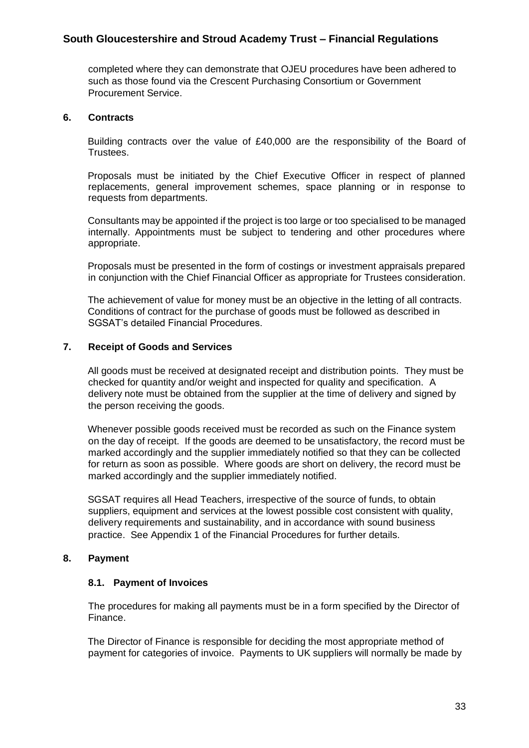completed where they can demonstrate that OJEU procedures have been adhered to such as those found via the Crescent Purchasing Consortium or Government Procurement Service.

## 6. Contracts

Building contracts over the value of £40,000 are the responsibility of the Board of Trustees.

Proposals must be initiated by the Chief Executive Officer in respect of planned replacements, general improvement schemes, space planning or in response to requests from departments.

Consultants may be appointed if the project is too large or too specialised to be managed internally. Appointments must be subject to tendering and other procedures where appropriate.

Proposals must be presented in the form of costings or investment appraisals prepared in conjunction with the Chief Financial Officer as appropriate for Trustees consideration.

The achievement of value for money must be an objective in the letting of all contracts. Conditions of contract for the purchase of goods must be followed as described in SGSAT's detailed Financial Procedures.

## 7. Receipt of Goods and Services

All goods must be received at designated receipt and distribution points. They must be checked for quantity and/or weight and inspected for quality and specification. A delivery note must be obtained from the supplier at the time of delivery and signed by the person receiving the goods.

Whenever possible goods received must be recorded as such on the Finance system on the day of receipt. If the goods are deemed to be unsatisfactory, the record must be marked accordingly and the supplier immediately notified so that they can be collected for return as soon as possible. Where goods are short on delivery, the record must be marked accordingly and the supplier immediately notified.

SGSAT requires all Head Teachers, irrespective of the source of funds, to obtain suppliers, equipment and services at the lowest possible cost consistent with quality, delivery requirements and sustainability, and in accordance with sound business practice. See Appendix 1 of the Financial Procedures for further details.

## 8. Payment

### 8.1. Payment of Invoices

The procedures for making all payments must be in a form specified by the Director of Finance.

The Director of Finance is responsible for deciding the most appropriate method of payment for categories of invoice. Payments to UK suppliers will normally be made by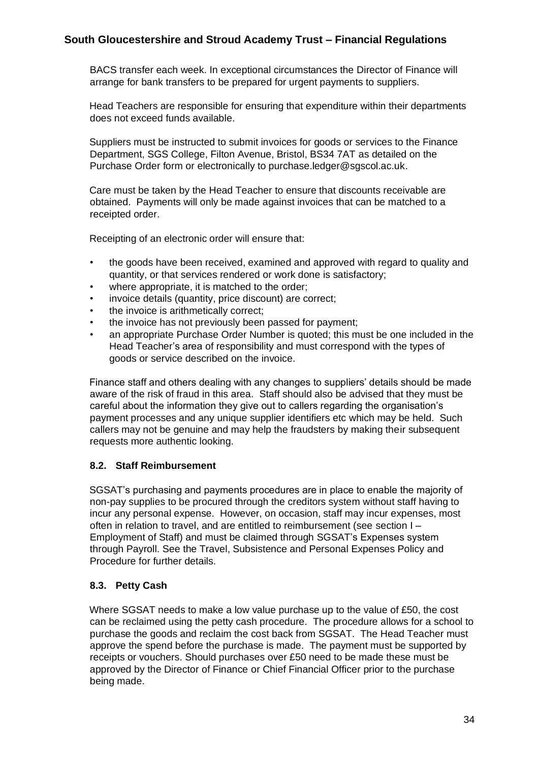BACS transfer each week. In exceptional circumstances the Director of Finance will arrange for bank transfers to be prepared for urgent payments to suppliers.

Head Teachers are responsible for ensuring that expenditure within their departments does not exceed funds available.

Suppliers must be instructed to submit invoices for goods or services to the Finance Department, SGS College, Filton Avenue, Bristol, BS34 7AT as detailed on the Purchase Order form or electronically to purchase.ledger@sgscol.ac.uk.

Care must be taken by the Head Teacher to ensure that discounts receivable are obtained. Payments will only be made against invoices that can be matched to a receipted order.

Receipting of an electronic order will ensure that:

- the goods have been received, examined and approved with regard to quality and quantity, or that services rendered or work done is satisfactory;
- where appropriate, it is matched to the order;
- invoice details (quantity, price discount) are correct;
- the invoice is arithmetically correct;
- the invoice has not previously been passed for payment;
- an appropriate Purchase Order Number is quoted; this must be one included in the Head Teacher's area of responsibility and must correspond with the types of goods or service described on the invoice.

Finance staff and others dealing with any changes to suppliers' details should be made aware of the risk of fraud in this area. Staff should also be advised that they must be careful about the information they give out to callers regarding the organisation's payment processes and any unique supplier identifiers etc which may be held. Such callers may not be genuine and may help the fraudsters by making their subsequent requests more authentic looking.

### 8.2. Staff Reimbursement

SGSAT's purchasing and payments procedures are in place to enable the majority of non-pay supplies to be procured through the creditors system without staff having to incur any personal expense. However, on occasion, staff may incur expenses, most often in relation to travel, and are entitled to reimbursement (see section I – Employment of Staff) and must be claimed through SGSAT's Expenses system through Payroll. See the Travel, Subsistence and Personal Expenses Policy and Procedure for further details.

### 8.3. Petty Cash

Where SGSAT needs to make a low value purchase up to the value of £50, the cost can be reclaimed using the petty cash procedure. The procedure allows for a school to purchase the goods and reclaim the cost back from SGSAT. The Head Teacher must approve the spend before the purchase is made. The payment must be supported by receipts or vouchers. Should purchases over £50 need to be made these must be approved by the Director of Finance or Chief Financial Officer prior to the purchase being made.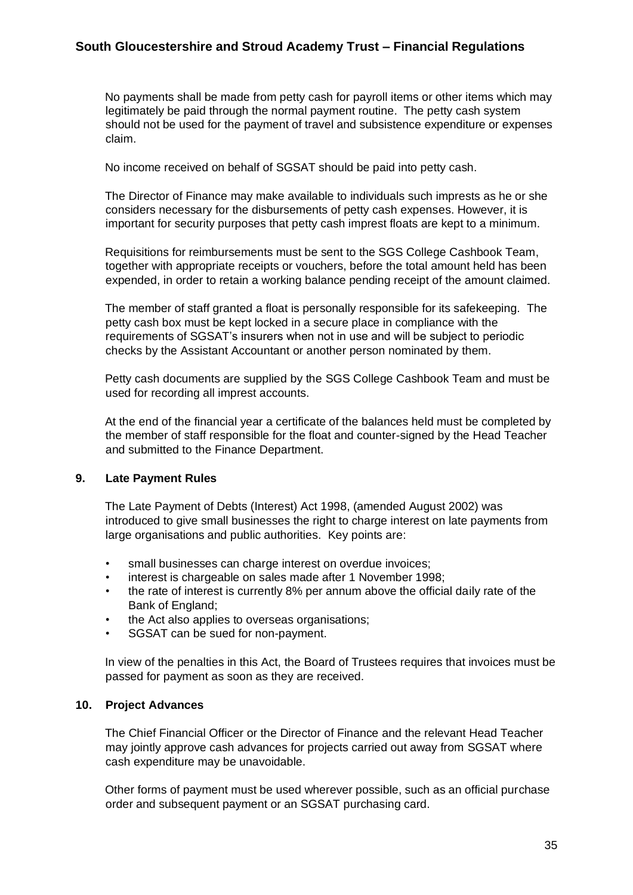No payments shall be made from petty cash for payroll items or other items which may legitimately be paid through the normal payment routine. The petty cash system should not be used for the payment of travel and subsistence expenditure or expenses claim.

No income received on behalf of SGSAT should be paid into petty cash.

The Director of Finance may make available to individuals such imprests as he or she considers necessary for the disbursements of petty cash expenses. However, it is important for security purposes that petty cash imprest floats are kept to a minimum.

Requisitions for reimbursements must be sent to the SGS College Cashbook Team, together with appropriate receipts or vouchers, before the total amount held has been expended, in order to retain a working balance pending receipt of the amount claimed.

The member of staff granted a float is personally responsible for its safekeeping. The petty cash box must be kept locked in a secure place in compliance with the requirements of SGSAT's insurers when not in use and will be subject to periodic checks by the Assistant Accountant or another person nominated by them.

Petty cash documents are supplied by the SGS College Cashbook Team and must be used for recording all imprest accounts.

At the end of the financial year a certificate of the balances held must be completed by the member of staff responsible for the float and counter-signed by the Head Teacher and submitted to the Finance Department.

## 9. Late Payment Rules

The Late Payment of Debts (Interest) Act 1998, (amended August 2002) was introduced to give small businesses the right to charge interest on late payments from large organisations and public authorities. Key points are:

- small businesses can charge interest on overdue invoices;
- interest is chargeable on sales made after 1 November 1998;
- the rate of interest is currently 8% per annum above the official daily rate of the Bank of England;
- the Act also applies to overseas organisations;
- SGSAT can be sued for non-payment.

In view of the penalties in this Act, the Board of Trustees requires that invoices must be passed for payment as soon as they are received.

## 10. Project Advances

The Chief Financial Officer or the Director of Finance and the relevant Head Teacher may jointly approve cash advances for projects carried out away from SGSAT where cash expenditure may be unavoidable.

Other forms of payment must be used wherever possible, such as an official purchase order and subsequent payment or an SGSAT purchasing card.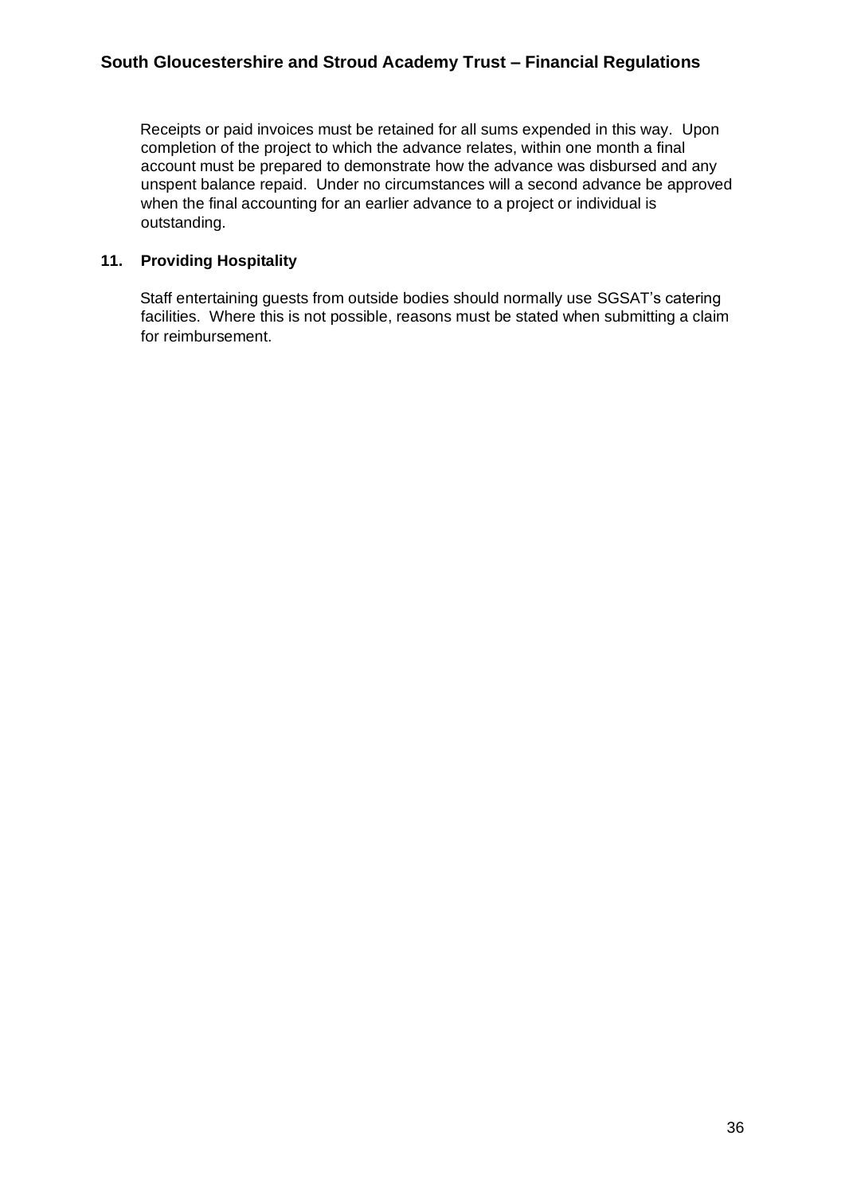Receipts or paid invoices must be retained for all sums expended in this way. Upon completion of the project to which the advance relates, within one month a final account must be prepared to demonstrate how the advance was disbursed and any unspent balance repaid. Under no circumstances will a second advance be approved when the final accounting for an earlier advance to a project or individual is outstanding.

## 11. Providing Hospitality

Staff entertaining guests from outside bodies should normally use SGSAT's catering facilities. Where this is not possible, reasons must be stated when submitting a claim for reimbursement.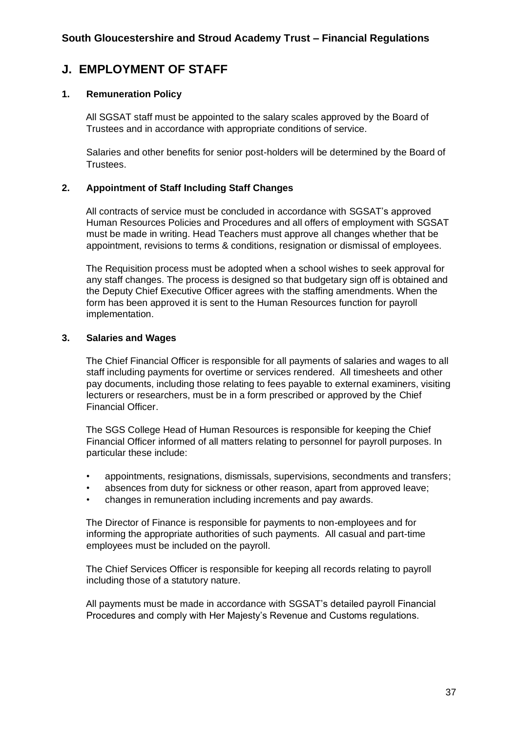## J. EMPLOYMENT OF STAFF

### 1. Remuneration Policy

All SGSAT staff must be appointed to the salary scales approved by the Board of Trustees and in accordance with appropriate conditions of service.

Salaries and other benefits for senior post-holders will be determined by the Board of Trustees.

### 2. Appointment of Staff Including Staff Changes

All contracts of service must be concluded in accordance with SGSAT's approved Human Resources Policies and Procedures and all offers of employment with SGSAT must be made in writing. Head Teachers must approve all changes whether that be appointment, revisions to terms & conditions, resignation or dismissal of employees.

The Requisition process must be adopted when a school wishes to seek approval for any staff changes. The process is designed so that budgetary sign off is obtained and the Deputy Chief Executive Officer agrees with the staffing amendments. When the form has been approved it is sent to the Human Resources function for payroll implementation.

### 3. Salaries and Wages

The Chief Financial Officer is responsible for all payments of salaries and wages to all staff including payments for overtime or services rendered. All timesheets and other pay documents, including those relating to fees payable to external examiners, visiting lecturers or researchers, must be in a form prescribed or approved by the Chief Financial Officer.

The SGS College Head of Human Resources is responsible for keeping the Chief Financial Officer informed of all matters relating to personnel for payroll purposes. In particular these include:

- appointments, resignations, dismissals, supervisions, secondments and transfers;
- absences from duty for sickness or other reason, apart from approved leave;
- changes in remuneration including increments and pay awards.

The Director of Finance is responsible for payments to non-employees and for informing the appropriate authorities of such payments. All casual and part-time employees must be included on the payroll.

The Chief Services Officer is responsible for keeping all records relating to payroll including those of a statutory nature.

All payments must be made in accordance with SGSAT's detailed payroll Financial Procedures and comply with Her Majesty's Revenue and Customs regulations.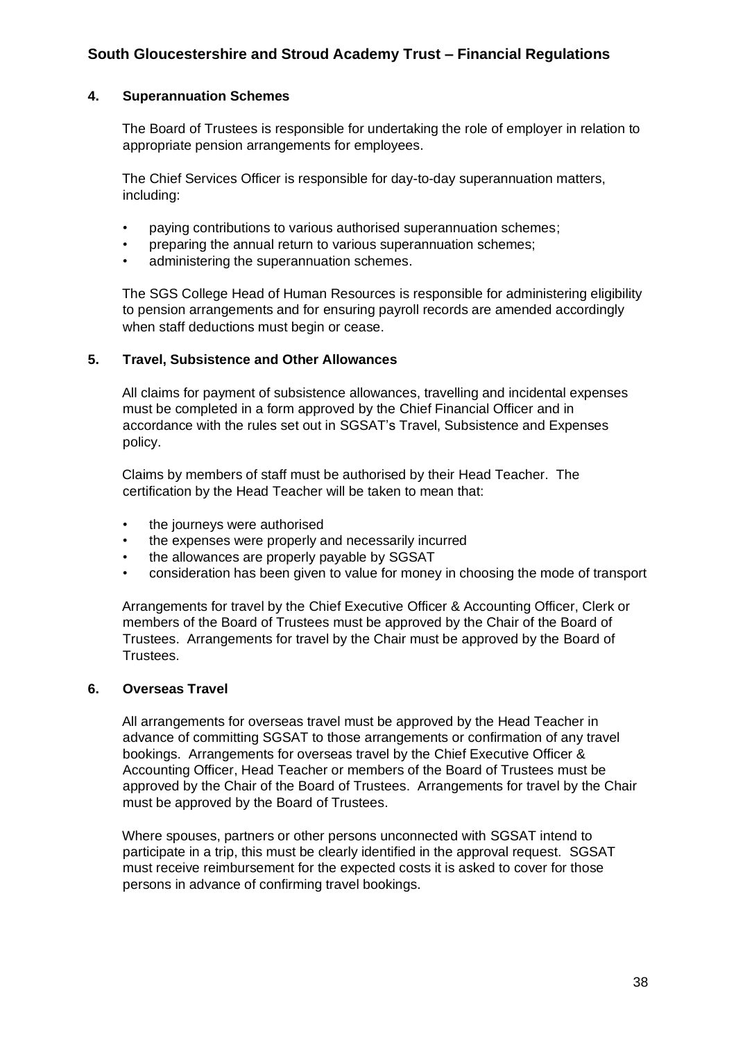## 4. Superannuation Schemes

The Board of Trustees is responsible for undertaking the role of employer in relation to appropriate pension arrangements for employees.

The Chief Services Officer is responsible for day-to-day superannuation matters, including:

- paying contributions to various authorised superannuation schemes;
- preparing the annual return to various superannuation schemes;
- administering the superannuation schemes.

The SGS College Head of Human Resources is responsible for administering eligibility to pension arrangements and for ensuring payroll records are amended accordingly when staff deductions must begin or cease.

## 5. Travel, Subsistence and Other Allowances

All claims for payment of subsistence allowances, travelling and incidental expenses must be completed in a form approved by the Chief Financial Officer and in accordance with the rules set out in SGSAT's Travel, Subsistence and Expenses policy.

Claims by members of staff must be authorised by their Head Teacher. The certification by the Head Teacher will be taken to mean that:

- the journeys were authorised
- the expenses were properly and necessarily incurred
- the allowances are properly payable by SGSAT
- consideration has been given to value for money in choosing the mode of transport

Arrangements for travel by the Chief Executive Officer & Accounting Officer, Clerk or members of the Board of Trustees must be approved by the Chair of the Board of Trustees. Arrangements for travel by the Chair must be approved by the Board of Trustees.

## 6. Overseas Travel

All arrangements for overseas travel must be approved by the Head Teacher in advance of committing SGSAT to those arrangements or confirmation of any travel bookings. Arrangements for overseas travel by the Chief Executive Officer & Accounting Officer, Head Teacher or members of the Board of Trustees must be approved by the Chair of the Board of Trustees. Arrangements for travel by the Chair must be approved by the Board of Trustees.

Where spouses, partners or other persons unconnected with SGSAT intend to participate in a trip, this must be clearly identified in the approval request. SGSAT must receive reimbursement for the expected costs it is asked to cover for those persons in advance of confirming travel bookings.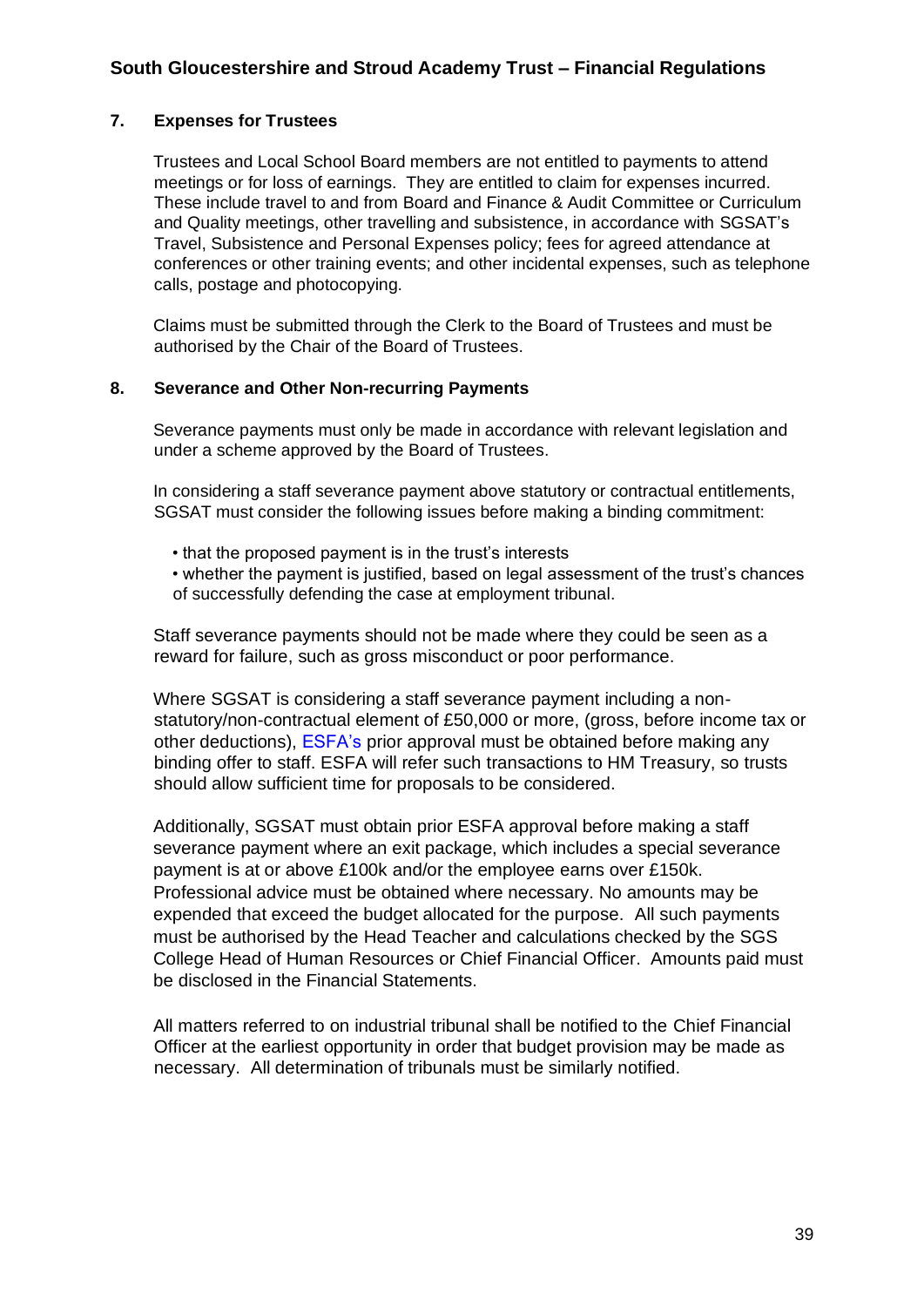## 7. Expenses for Trustees

Trustees and Local School Board members are not entitled to payments to attend meetings or for loss of earnings. They are entitled to claim for expenses incurred. These include travel to and from Board and Finance & Audit Committee or Curriculum and Quality meetings, other travelling and subsistence, in accordance with SGSAT's Travel, Subsistence and Personal Expenses policy; fees for agreed attendance at conferences or other training events; and other incidental expenses, such as telephone calls, postage and photocopying.

Claims must be submitted through the Clerk to the Board of Trustees and must be authorised by the Chair of the Board of Trustees.

## 8. Severance and Other Non-recurring Payments

Severance payments must only be made in accordance with relevant legislation and under a scheme approved by the Board of Trustees.

In considering a staff severance payment above statutory or contractual entitlements, SGSAT must consider the following issues before making a binding commitment:

- that the proposed payment is in the trust's interests
- whether the payment is justified, based on legal assessment of the trust's chances of successfully defending the case at employment tribunal.

Staff severance payments should not be made where they could be seen as a reward for failure, such as gross misconduct or poor performance.

Where SGSAT is considering a staff severance payment including a non-statutory/non-contractual element of £50,000 or more, (gross, before income tax or other deductions), ESFA's prior approval must be obtained before making any binding offer to staff. ESFA will refer such transactions to HM Treasury, so trusts should allow sufficient time for proposals to be considered.

Additionally, SGSAT must obtain prior ESFA approval before making a staff severance payment where an exit package, which includes a special severance payment is at or above £100k and/or the employee earns over £150k. Professional advice must be obtained where necessary. No amounts may be expended that exceed the budget allocated for the purpose. All such payments must be authorised by the Head Teacher and calculations checked by the SGS College Head of Human Resources or Chief Financial Officer. Amounts paid must be disclosed in the Financial Statements.

All matters referred to on industrial tribunal shall be notified to the Chief Financial Officer at the earliest opportunity in order that budget provision may be made as necessary. All determination of tribunals must be similarly notified.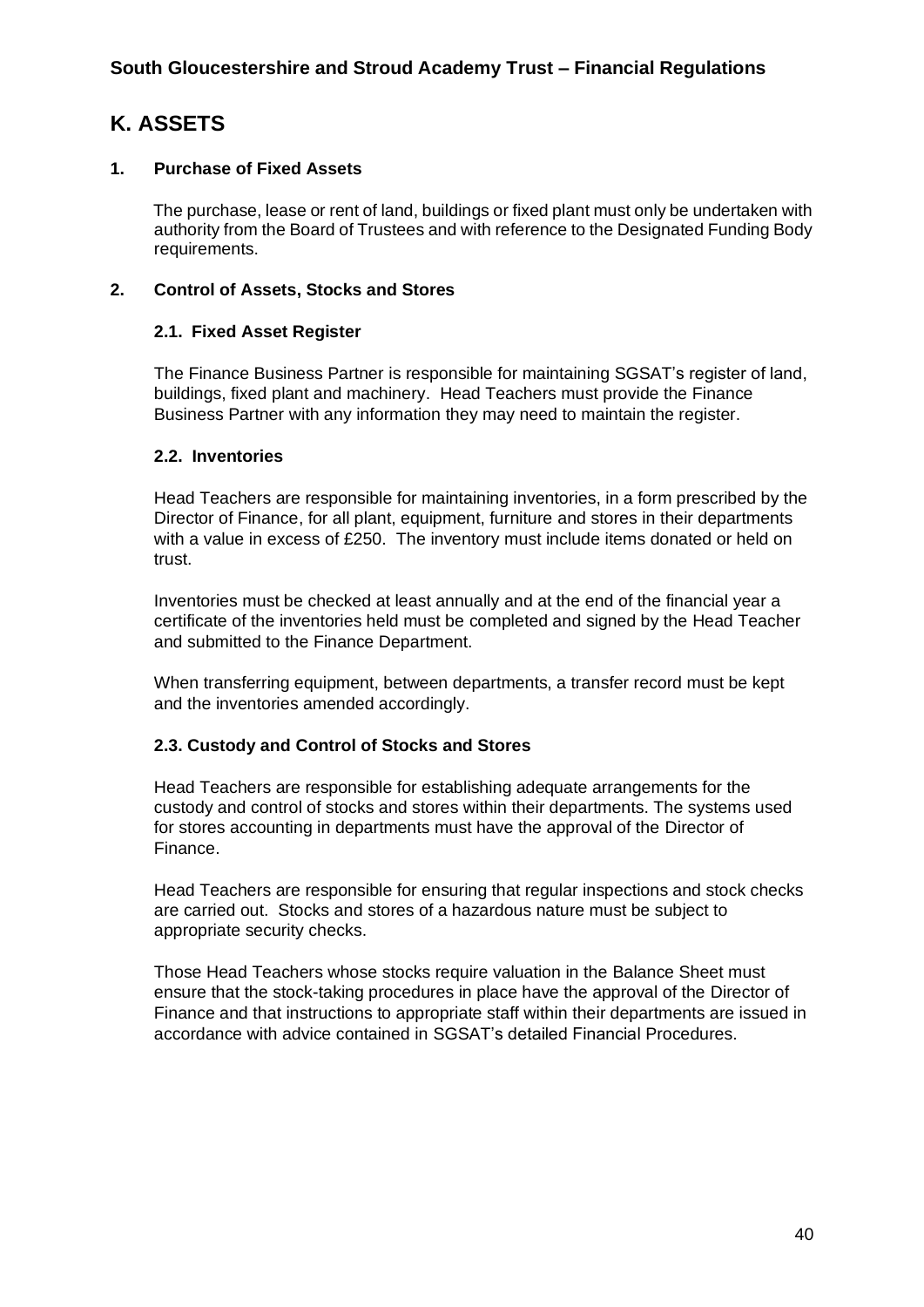# K. ASSETS

## 1. Purchase of Fixed Assets

The purchase, lease or rent of land, buildings or fixed plant must only be undertaken with authority from the Board of Trustees and with reference to the Designated Funding Body requirements.

## 2. Control of Assets, Stocks and Stores

### 2.1. Fixed Asset Register

The Finance Business Partner is responsible for maintaining SGSAT's register of land, buildings, fixed plant and machinery. Head Teachers must provide the Finance Business Partner with any information they may need to maintain the register.

### 2.2. Inventories

Head Teachers are responsible for maintaining inventories, in a form prescribed by the Director of Finance, for all plant, equipment, furniture and stores in their departments with a value in excess of £250. The inventory must include items donated or held on trust.

Inventories must be checked at least annually and at the end of the financial year a certificate of the inventories held must be completed and signed by the Head Teacher and submitted to the Finance Department.

When transferring equipment, between departments, a transfer record must be kept and the inventories amended accordingly.

### 2.3. Custody and Control of Stocks and Stores

Head Teachers are responsible for establishing adequate arrangements for the custody and control of stocks and stores within their departments. The systems used for stores accounting in departments must have the approval of the Director of Finance.

Head Teachers are responsible for ensuring that regular inspections and stock checks are carried out. Stocks and stores of a hazardous nature must be subject to appropriate security checks.

Those Head Teachers whose stocks require valuation in the Balance Sheet must ensure that the stock-taking procedures in place have the approval of the Director of Finance and that instructions to appropriate staff within their departments are issued in accordance with advice contained in SGSAT's detailed Financial Procedures.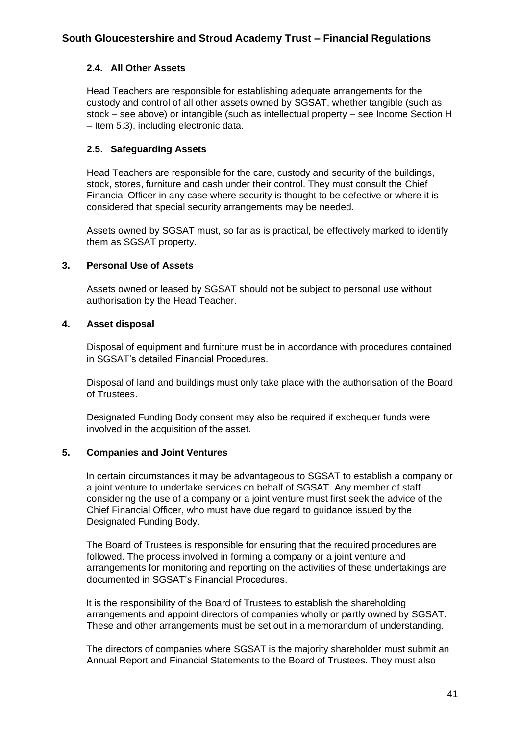### 2.4. All Other Assets

Head Teachers are responsible for establishing adequate arrangements for the custody and control of all other assets owned by SGSAT, whether tangible (such as stock – see above) or intangible (such as intellectual property – see Income Section H – Item 5.3), including electronic data.

### 2.5. Safeguarding Assets

Head Teachers are responsible for the care, custody and security of the buildings, stock, stores, furniture and cash under their control. They must consult the Chief Financial Officer in any case where security is thought to be defective or where it is considered that special security arrangements may be needed.

Assets owned by SGSAT must, so far as is practical, be effectively marked to identify them as SGSAT property.

## 3. Personal Use of Assets

Assets owned or leased by SGSAT should not be subject to personal use without authorisation by the Head Teacher.

## 4. Asset disposal

Disposal of equipment and furniture must be in accordance with procedures contained in SGSAT's detailed Financial Procedures.

Disposal of land and buildings must only take place with the authorisation of the Board of Trustees.

Designated Funding Body consent may also be required if exchequer funds were involved in the acquisition of the asset.

## 5. Companies and Joint Ventures

In certain circumstances it may be advantageous to SGSAT to establish a company or a joint venture to undertake services on behalf of SGSAT. Any member of staff considering the use of a company or a joint venture must first seek the advice of the Chief Financial Officer, who must have due regard to guidance issued by the Designated Funding Body.

The Board of Trustees is responsible for ensuring that the required procedures are followed. The process involved in forming a company or a joint venture and arrangements for monitoring and reporting on the activities of these undertakings are documented in SGSAT's Financial Procedures.

It is the responsibility of the Board of Trustees to establish the shareholding arrangements and appoint directors of companies wholly or partly owned by SGSAT. These and other arrangements must be set out in a memorandum of understanding.

The directors of companies where SGSAT is the majority shareholder must submit an Annual Report and Financial Statements to the Board of Trustees. They must also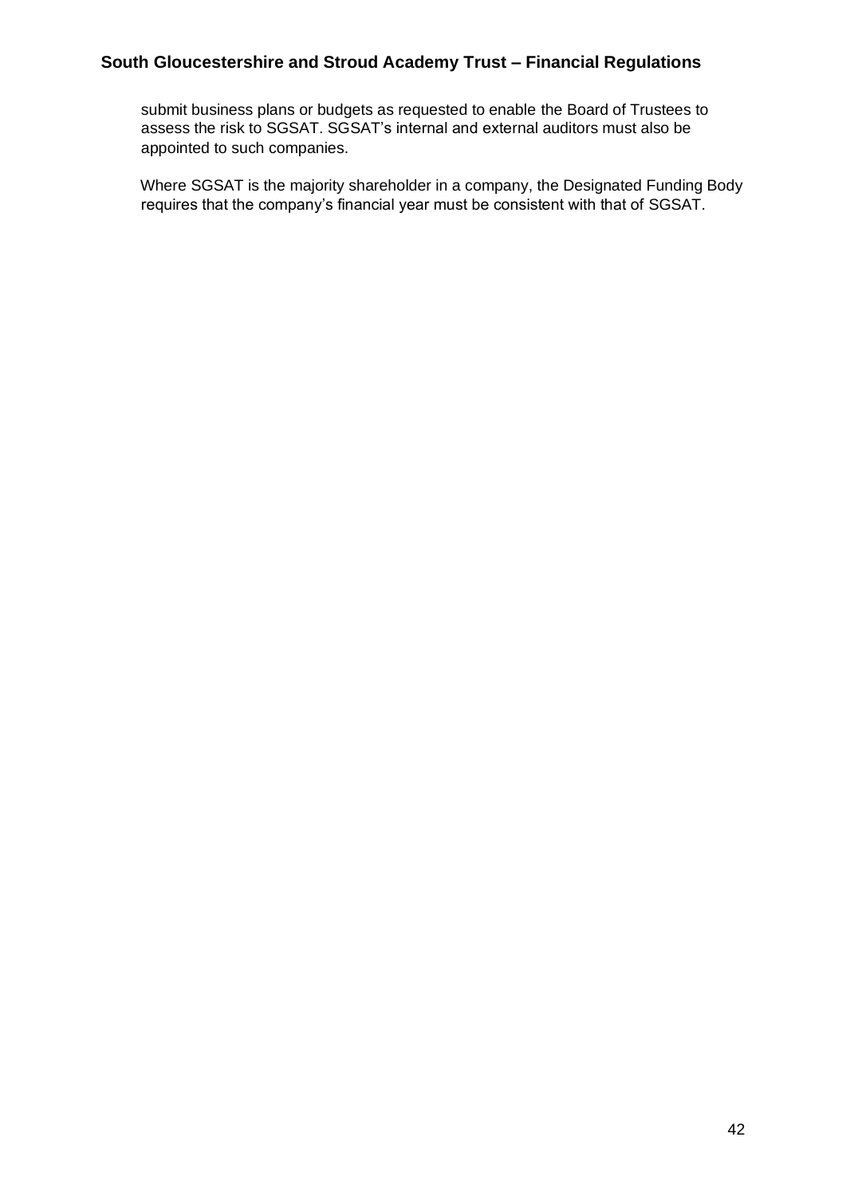submit business plans or budgets as requested to enable the Board of Trustees to assess the risk to SGSAT. SGSAT's internal and external auditors must also be appointed to such companies.

Where SGSAT is the majority shareholder in a company, the Designated Funding Body requires that the company's financial year must be consistent with that of SGSAT.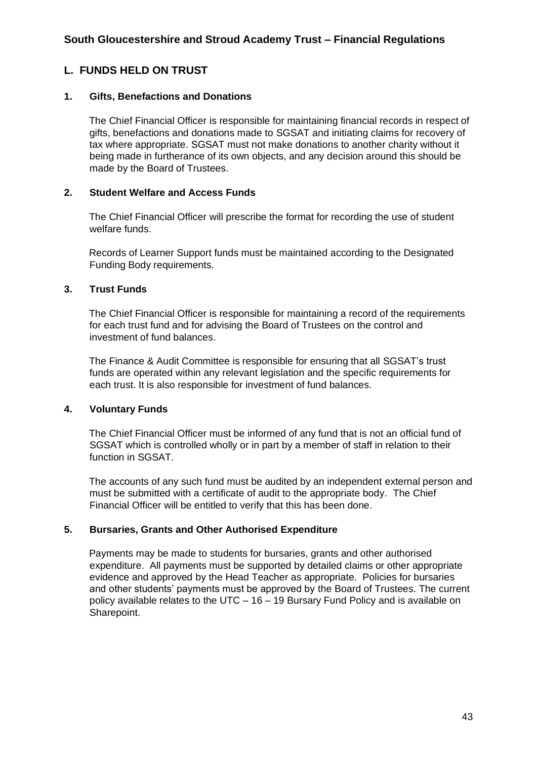## L. FUNDS HELD ON TRUST

### 1. Gifts, Benefactions and Donations

The Chief Financial Officer is responsible for maintaining financial records in respect of gifts, benefactions and donations made to SGSAT and initiating claims for recovery of tax where appropriate. SGSAT must not make donations to another charity without it being made in furtherance of its own objects, and any decision around this should be made by the Board of Trustees.

### 2. Student Welfare and Access Funds

The Chief Financial Officer will prescribe the format for recording the use of student welfare funds.

Records of Learner Support funds must be maintained according to the Designated Funding Body requirements.

### 3. Trust Funds

The Chief Financial Officer is responsible for maintaining a record of the requirements for each trust fund and for advising the Board of Trustees on the control and investment of fund balances.

The Finance & Audit Committee is responsible for ensuring that all SGSAT's trust funds are operated within any relevant legislation and the specific requirements for each trust. It is also responsible for investment of fund balances.

### 4. Voluntary Funds

The Chief Financial Officer must be informed of any fund that is not an official fund of SGSAT which is controlled wholly or in part by a member of staff in relation to their function in SGSAT.

The accounts of any such fund must be audited by an independent external person and must be submitted with a certificate of audit to the appropriate body. The Chief Financial Officer will be entitled to verify that this has been done.

### 5. Bursaries, Grants and Other Authorised Expenditure

Payments may be made to students for bursaries, grants and other authorised expenditure. All payments must be supported by detailed claims or other appropriate evidence and approved by the Head Teacher as appropriate. Policies for bursaries and other students' payments must be approved by the Board of Trustees. The current policy available relates to the UTC – 16 – 19 Bursary Fund Policy and is available on Sharepoint.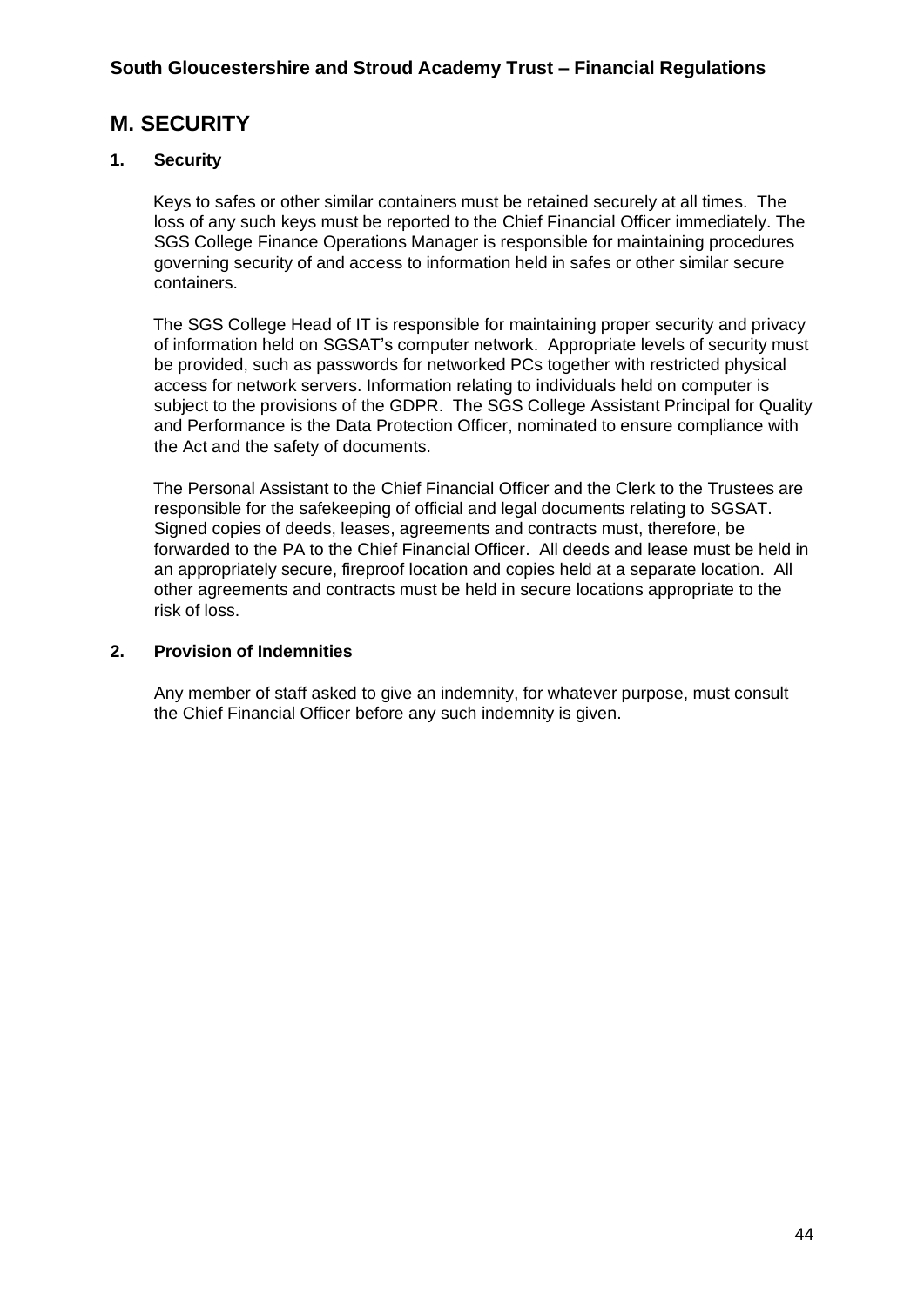## M. SECURITY

### 1. Security

Keys to safes or other similar containers must be retained securely at all times. The loss of any such keys must be reported to the Chief Financial Officer immediately. The SGS College Finance Operations Manager is responsible for maintaining procedures governing security of and access to information held in safes or other similar secure containers.

The SGS College Head of IT is responsible for maintaining proper security and privacy of information held on SGSAT's computer network. Appropriate levels of security must be provided, such as passwords for networked PCs together with restricted physical access for network servers. Information relating to individuals held on computer is subject to the provisions of the GDPR. The SGS College Assistant Principal for Quality and Performance is the Data Protection Officer, nominated to ensure compliance with the Act and the safety of documents.

The Personal Assistant to the Chief Financial Officer and the Clerk to the Trustees are responsible for the safekeeping of official and legal documents relating to SGSAT. Signed copies of deeds, leases, agreements and contracts must, therefore, be forwarded to the PA to the Chief Financial Officer. All deeds and lease must be held in an appropriately secure, fireproof location and copies held at a separate location. All other agreements and contracts must be held in secure locations appropriate to the risk of loss.

### 2. Provision of Indemnities

Any member of staff asked to give an indemnity, for whatever purpose, must consult the Chief Financial Officer before any such indemnity is given.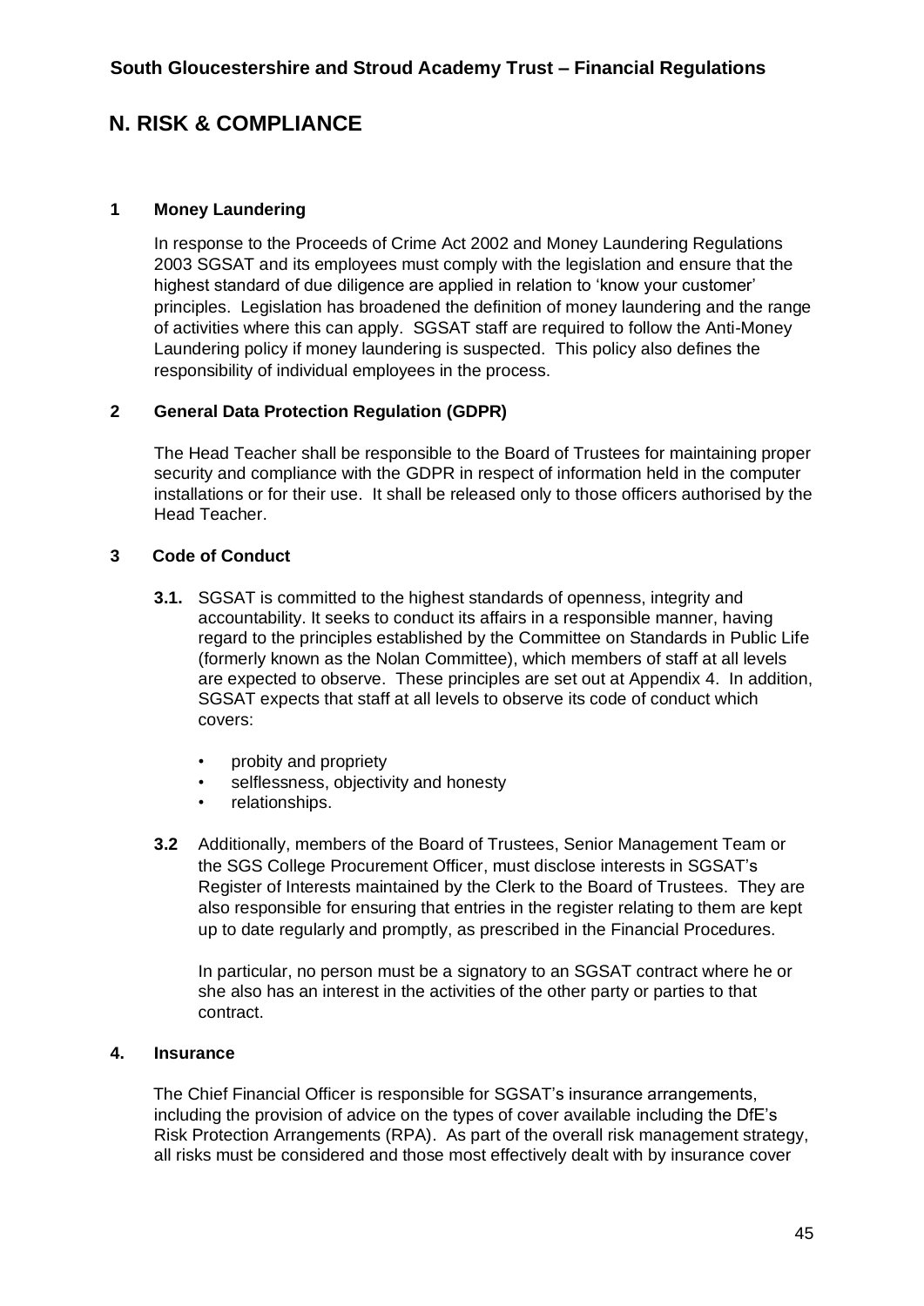## N. RISK & COMPLIANCE

### 1 Money Laundering

In response to the Proceeds of Crime Act 2002 and Money Laundering Regulations 2003 SGSAT and its employees must comply with the legislation and ensure that the highest standard of due diligence are applied in relation to 'know your customer' principles. Legislation has broadened the definition of money laundering and the range of activities where this can apply. SGSAT staff are required to follow the Anti-Money Laundering policy if money laundering is suspected. This policy also defines the responsibility of individual employees in the process.

### 2 General Data Protection Regulation (GDPR)

The Head Teacher shall be responsible to the Board of Trustees for maintaining proper security and compliance with the GDPR in respect of information held in the computer installations or for their use. It shall be released only to those officers authorised by the Head Teacher.

### 3 Code of Conduct

**3.1.** SGSAT is committed to the highest standards of openness, integrity and accountability. It seeks to conduct its affairs in a responsible manner, having regard to the principles established by the Committee on Standards in Public Life (formerly known as the Nolan Committee), which members of staff at all levels are expected to observe. These principles are set out at Appendix 4. In addition, SGSAT expects that staff at all levels to observe its code of conduct which covers:

- probity and propriety
- selflessness, objectivity and honesty
- relationships.

**3.2** Additionally, members of the Board of Trustees, Senior Management Team or the SGS College Procurement Officer, must disclose interests in SGSAT's Register of Interests maintained by the Clerk to the Board of Trustees. They are also responsible for ensuring that entries in the register relating to them are kept up to date regularly and promptly, as prescribed in the Financial Procedures.

In particular, no person must be a signatory to an SGSAT contract where he or she also has an interest in the activities of the other party or parties to that contract.

### 4. Insurance

The Chief Financial Officer is responsible for SGSAT's insurance arrangements, including the provision of advice on the types of cover available including the DfE's Risk Protection Arrangements (RPA). As part of the overall risk management strategy, all risks must be considered and those most effectively dealt with by insurance cover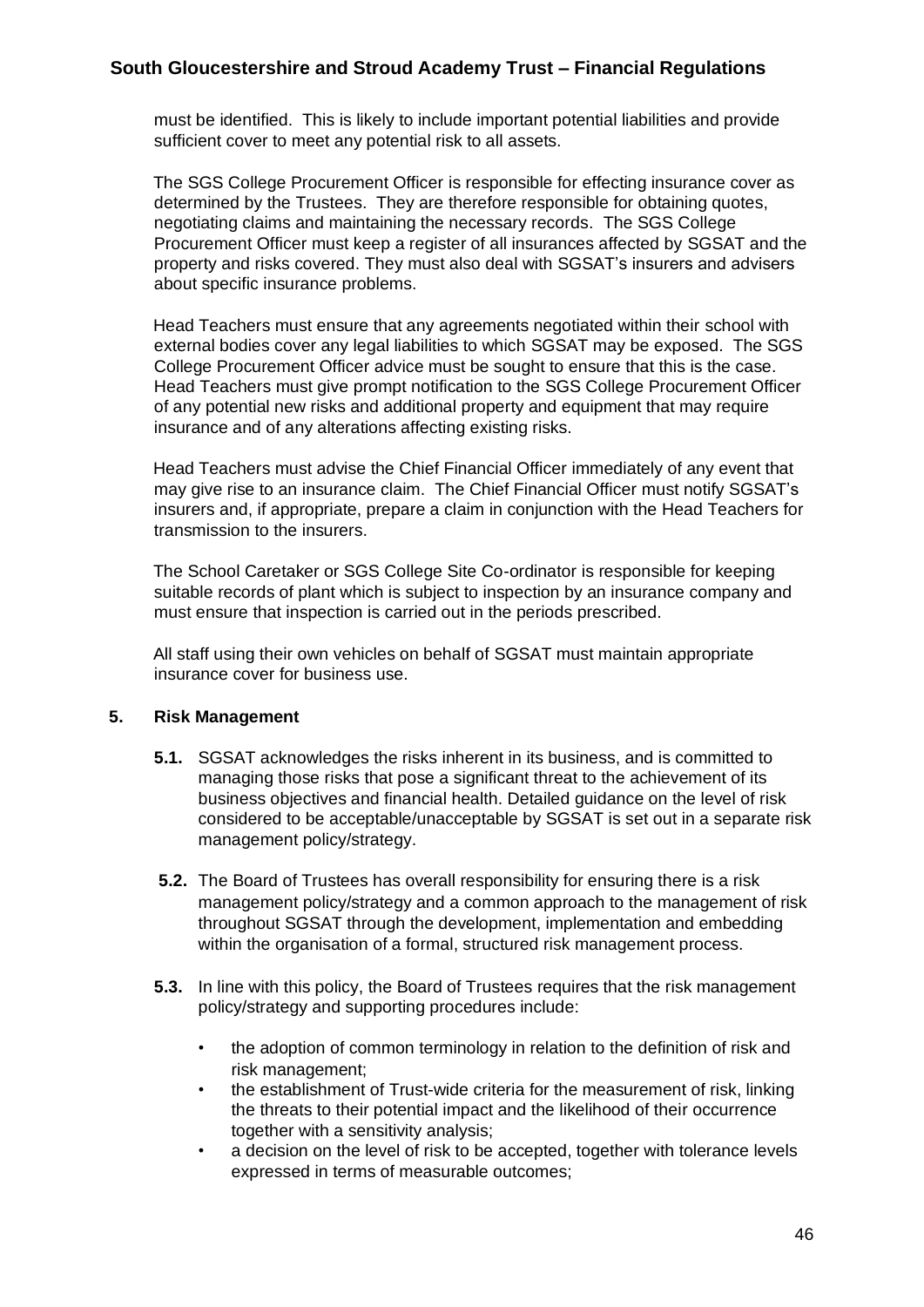must be identified. This is likely to include important potential liabilities and provide sufficient cover to meet any potential risk to all assets.

The SGS College Procurement Officer is responsible for effecting insurance cover as determined by the Trustees. They are therefore responsible for obtaining quotes, negotiating claims and maintaining the necessary records. The SGS College Procurement Officer must keep a register of all insurances affected by SGSAT and the property and risks covered. They must also deal with SGSAT's insurers and advisers about specific insurance problems.

Head Teachers must ensure that any agreements negotiated within their school with external bodies cover any legal liabilities to which SGSAT may be exposed. The SGS College Procurement Officer advice must be sought to ensure that this is the case. Head Teachers must give prompt notification to the SGS College Procurement Officer of any potential new risks and additional property and equipment that may require insurance and of any alterations affecting existing risks.

Head Teachers must advise the Chief Financial Officer immediately of any event that may give rise to an insurance claim. The Chief Financial Officer must notify SGSAT's insurers and, if appropriate, prepare a claim in conjunction with the Head Teachers for transmission to the insurers.

The School Caretaker or SGS College Site Co-ordinator is responsible for keeping suitable records of plant which is subject to inspection by an insurance company and must ensure that inspection is carried out in the periods prescribed.

All staff using their own vehicles on behalf of SGSAT must maintain appropriate insurance cover for business use.

## 5. Risk Management

**5.1.** SGSAT acknowledges the risks inherent in its business, and is committed to managing those risks that pose a significant threat to the achievement of its business objectives and financial health. Detailed guidance on the level of risk considered to be acceptable/unacceptable by SGSAT is set out in a separate risk management policy/strategy.

**5.2.** The Board of Trustees has overall responsibility for ensuring there is a risk management policy/strategy and a common approach to the management of risk throughout SGSAT through the development, implementation and embedding within the organisation of a formal, structured risk management process.

**5.3.** In line with this policy, the Board of Trustees requires that the risk management policy/strategy and supporting procedures include:

- the adoption of common terminology in relation to the definition of risk and risk management;
- the establishment of Trust-wide criteria for the measurement of risk, linking the threats to their potential impact and the likelihood of their occurrence together with a sensitivity analysis;
- a decision on the level of risk to be accepted, together with tolerance levels expressed in terms of measurable outcomes;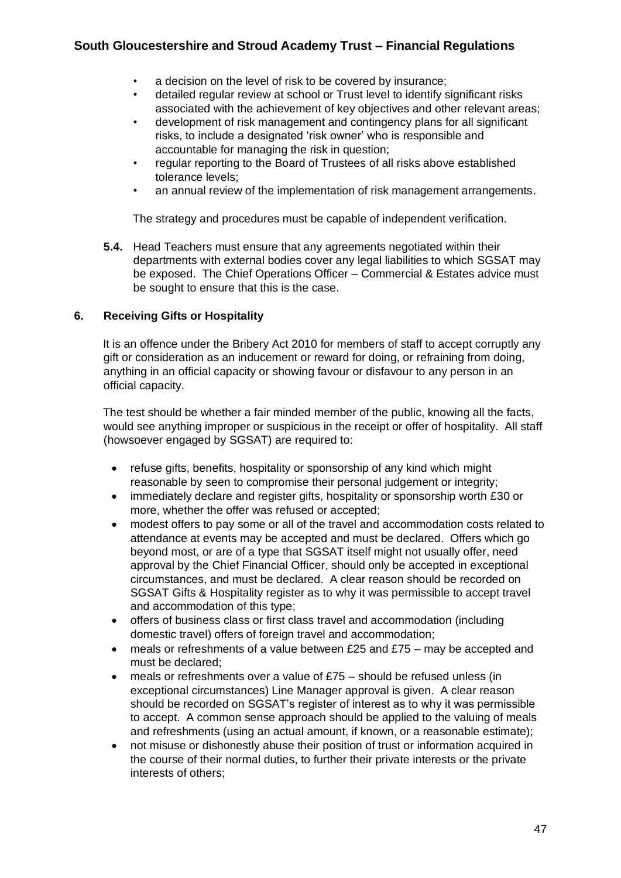- a decision on the level of risk to be covered by insurance;
- detailed regular review at school or Trust level to identify significant risks associated with the achievement of key objectives and other relevant areas;
- development of risk management and contingency plans for all significant risks, to include a designated 'risk owner' who is responsible and accountable for managing the risk in question;
- regular reporting to the Board of Trustees of all risks above established tolerance levels;
- an annual review of the implementation of risk management arrangements.

The strategy and procedures must be capable of independent verification.

**5.4.** Head Teachers must ensure that any agreements negotiated within their departments with external bodies cover any legal liabilities to which SGSAT may be exposed. The Chief Operations Officer – Commercial & Estates advice must be sought to ensure that this is the case.

## 6. Receiving Gifts or Hospitality

It is an offence under the Bribery Act 2010 for members of staff to accept corruptly any gift or consideration as an inducement or reward for doing, or refraining from doing, anything in an official capacity or showing favour or disfavour to any person in an official capacity.

The test should be whether a fair minded member of the public, knowing all the facts, would see anything improper or suspicious in the receipt or offer of hospitality. All staff (howsoever engaged by SGSAT) are required to:

- refuse gifts, benefits, hospitality or sponsorship of any kind which might reasonable by seen to compromise their personal judgement or integrity;
- immediately declare and register gifts, hospitality or sponsorship worth £30 or more, whether the offer was refused or accepted;
- modest offers to pay some or all of the travel and accommodation costs related to attendance at events may be accepted and must be declared. Offers which go beyond most, or are of a type that SGSAT itself might not usually offer, need approval by the Chief Financial Officer, should only be accepted in exceptional circumstances, and must be declared. A clear reason should be recorded on SGSAT Gifts & Hospitality register as to why it was permissible to accept travel and accommodation of this type;
- offers of business class or first class travel and accommodation (including domestic travel) offers of foreign travel and accommodation;
- meals or refreshments of a value between £25 and £75 – may be accepted and must be declared;
- meals or refreshments over a value of £75 – should be refused unless (in exceptional circumstances) Line Manager approval is given. A clear reason should be recorded on SGSAT's register of interest as to why it was permissible to accept. A common sense approach should be applied to the valuing of meals and refreshments (using an actual amount, if known, or a reasonable estimate);
- not misuse or dishonestly abuse their position of trust or information acquired in the course of their normal duties, to further their private interests or the private interests of others;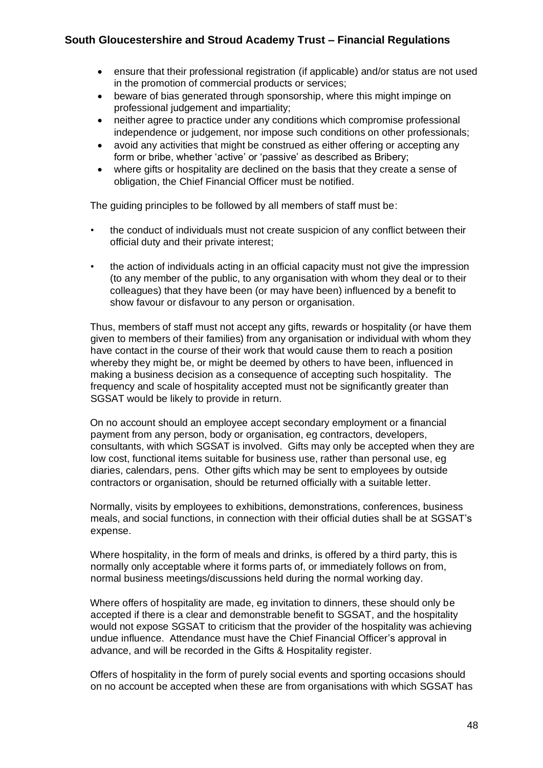- ensure that their professional registration (if applicable) and/or status are not used in the promotion of commercial products or services;
- beware of bias generated through sponsorship, where this might impinge on professional judgement and impartiality;
- neither agree to practice under any conditions which compromise professional independence or judgement, nor impose such conditions on other professionals;
- avoid any activities that might be construed as either offering or accepting any form or bribe, whether 'active' or 'passive' as described as Bribery;
- where gifts or hospitality are declined on the basis that they create a sense of obligation, the Chief Financial Officer must be notified.

The guiding principles to be followed by all members of staff must be:

- the conduct of individuals must not create suspicion of any conflict between their official duty and their private interest;
- the action of individuals acting in an official capacity must not give the impression (to any member of the public, to any organisation with whom they deal or to their colleagues) that they have been (or may have been) influenced by a benefit to show favour or disfavour to any person or organisation.

Thus, members of staff must not accept any gifts, rewards or hospitality (or have them given to members of their families) from any organisation or individual with whom they have contact in the course of their work that would cause them to reach a position whereby they might be, or might be deemed by others to have been, influenced in making a business decision as a consequence of accepting such hospitality. The frequency and scale of hospitality accepted must not be significantly greater than SGSAT would be likely to provide in return.

On no account should an employee accept secondary employment or a financial payment from any person, body or organisation, eg contractors, developers, consultants, with which SGSAT is involved. Gifts may only be accepted when they are low cost, functional items suitable for business use, rather than personal use, eg diaries, calendars, pens. Other gifts which may be sent to employees by outside contractors or organisation, should be returned officially with a suitable letter.

Normally, visits by employees to exhibitions, demonstrations, conferences, business meals, and social functions, in connection with their official duties shall be at SGSAT's expense.

Where hospitality, in the form of meals and drinks, is offered by a third party, this is normally only acceptable where it forms parts of, or immediately follows on from, normal business meetings/discussions held during the normal working day.

Where offers of hospitality are made, eg invitation to dinners, these should only be accepted if there is a clear and demonstrable benefit to SGSAT, and the hospitality would not expose SGSAT to criticism that the provider of the hospitality was achieving undue influence. Attendance must have the Chief Financial Officer's approval in advance, and will be recorded in the Gifts & Hospitality register.

Offers of hospitality in the form of purely social events and sporting occasions should on no account be accepted when these are from organisations with which SGSAT has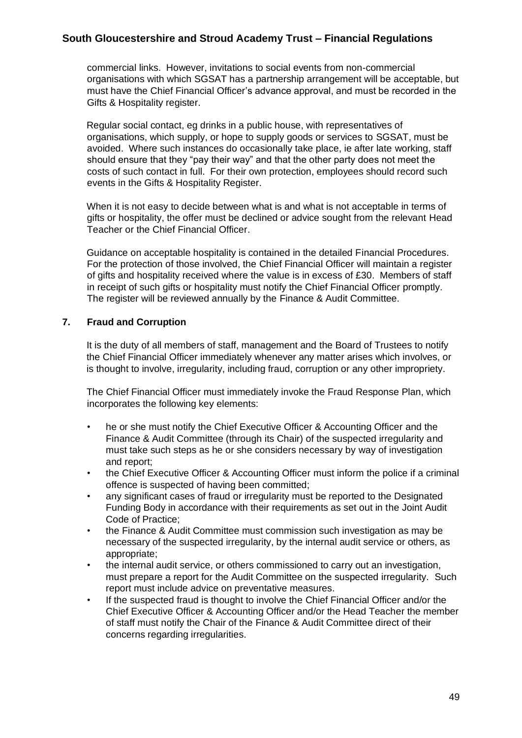commercial links. However, invitations to social events from non-commercial organisations with which SGSAT has a partnership arrangement will be acceptable, but must have the Chief Financial Officer's advance approval, and must be recorded in the Gifts & Hospitality register.

Regular social contact, eg drinks in a public house, with representatives of organisations, which supply, or hope to supply goods or services to SGSAT, must be avoided. Where such instances do occasionally take place, ie after late working, staff should ensure that they "pay their way" and that the other party does not meet the costs of such contact in full. For their own protection, employees should record such events in the Gifts & Hospitality Register.

When it is not easy to decide between what is and what is not acceptable in terms of gifts or hospitality, the offer must be declined or advice sought from the relevant Head Teacher or the Chief Financial Officer.

Guidance on acceptable hospitality is contained in the detailed Financial Procedures. For the protection of those involved, the Chief Financial Officer will maintain a register of gifts and hospitality received where the value is in excess of £30. Members of staff in receipt of such gifts or hospitality must notify the Chief Financial Officer promptly. The register will be reviewed annually by the Finance & Audit Committee.

## 7. Fraud and Corruption

It is the duty of all members of staff, management and the Board of Trustees to notify the Chief Financial Officer immediately whenever any matter arises which involves, or is thought to involve, irregularity, including fraud, corruption or any other impropriety.

The Chief Financial Officer must immediately invoke the Fraud Response Plan, which incorporates the following key elements:

- he or she must notify the Chief Executive Officer & Accounting Officer and the Finance & Audit Committee (through its Chair) of the suspected irregularity and must take such steps as he or she considers necessary by way of investigation and report;
- the Chief Executive Officer & Accounting Officer must inform the police if a criminal offence is suspected of having been committed;
- any significant cases of fraud or irregularity must be reported to the Designated Funding Body in accordance with their requirements as set out in the Joint Audit Code of Practice;
- the Finance & Audit Committee must commission such investigation as may be necessary of the suspected irregularity, by the internal audit service or others, as appropriate;
- the internal audit service, or others commissioned to carry out an investigation, must prepare a report for the Audit Committee on the suspected irregularity. Such report must include advice on preventative measures.
- If the suspected fraud is thought to involve the Chief Financial Officer and/or the Chief Executive Officer & Accounting Officer and/or the Head Teacher the member of staff must notify the Chair of the Finance & Audit Committee direct of their concerns regarding irregularities.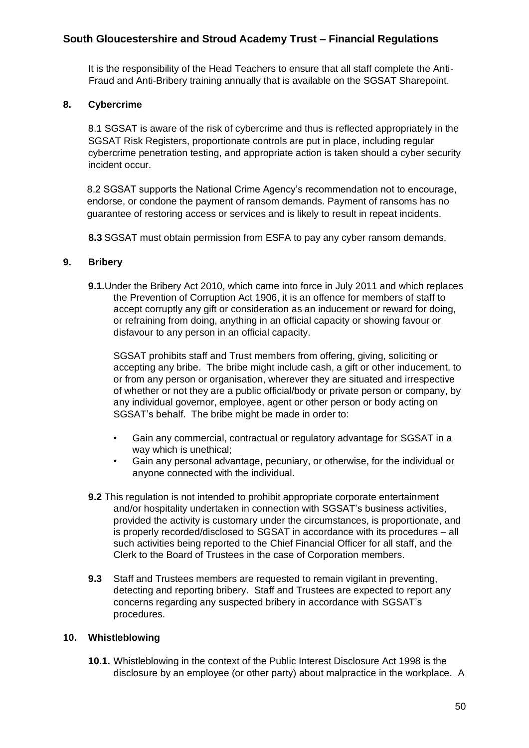It is the responsibility of the Head Teachers to ensure that all staff complete the Anti-Fraud and Anti-Bribery training annually that is available on the SGSAT Sharepoint.

## 8. Cybercrime

8.1 SGSAT is aware of the risk of cybercrime and thus is reflected appropriately in the SGSAT Risk Registers, proportionate controls are put in place, including regular cybercrime penetration testing, and appropriate action is taken should a cyber security incident occur.

8.2 SGSAT supports the National Crime Agency's recommendation not to encourage, endorse, or condone the payment of ransom demands. Payment of ransoms has no guarantee of restoring access or services and is likely to result in repeat incidents.

**8.3** SGSAT must obtain permission from ESFA to pay any cyber ransom demands.

## 9. Bribery

**9.1.** Under the Bribery Act 2010, which came into force in July 2011 and which replaces the Prevention of Corruption Act 1906, it is an offence for members of staff to accept corruptly any gift or consideration as an inducement or reward for doing, or refraining from doing, anything in an official capacity or showing favour or disfavour to any person in an official capacity.

SGSAT prohibits staff and Trust members from offering, giving, soliciting or accepting any bribe. The bribe might include cash, a gift or other inducement, to or from any person or organisation, wherever they are situated and irrespective of whether or not they are a public official/body or private person or company, by any individual governor, employee, agent or other person or body acting on SGSAT's behalf. The bribe might be made in order to:

- Gain any commercial, contractual or regulatory advantage for SGSAT in a way which is unethical;
- Gain any personal advantage, pecuniary, or otherwise, for the individual or anyone connected with the individual.

**9.2** This regulation is not intended to prohibit appropriate corporate entertainment and/or hospitality undertaken in connection with SGSAT's business activities, provided the activity is customary under the circumstances, is proportionate, and is properly recorded/disclosed to SGSAT in accordance with its procedures – all such activities being reported to the Chief Financial Officer for all staff, and the Clerk to the Board of Trustees in the case of Corporation members.

**9.3** Staff and Trustees members are requested to remain vigilant in preventing, detecting and reporting bribery. Staff and Trustees are expected to report any concerns regarding any suspected bribery in accordance with SGSAT's procedures.

## 10. Whistleblowing

**10.1.** Whistleblowing in the context of the Public Interest Disclosure Act 1998 is the disclosure by an employee (or other party) about malpractice in the workplace. A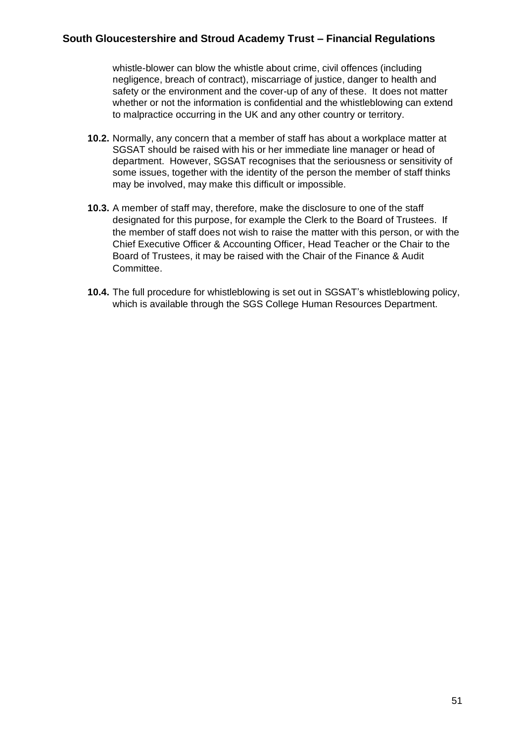whistle-blower can blow the whistle about crime, civil offences (including negligence, breach of contract), miscarriage of justice, danger to health and safety or the environment and the cover-up of any of these. It does not matter whether or not the information is confidential and the whistleblowing can extend to malpractice occurring in the UK and any other country or territory.

**10.2.** Normally, any concern that a member of staff has about a workplace matter at SGSAT should be raised with his or her immediate line manager or head of department. However, SGSAT recognises that the seriousness or sensitivity of some issues, together with the identity of the person the member of staff thinks may be involved, may make this difficult or impossible.

**10.3.** A member of staff may, therefore, make the disclosure to one of the staff designated for this purpose, for example the Clerk to the Board of Trustees. If the member of staff does not wish to raise the matter with this person, or with the Chief Executive Officer & Accounting Officer, Head Teacher or the Chair to the Board of Trustees, it may be raised with the Chair of the Finance & Audit Committee.

**10.4.** The full procedure for whistleblowing is set out in SGSAT's whistleblowing policy, which is available through the SGS College Human Resources Department.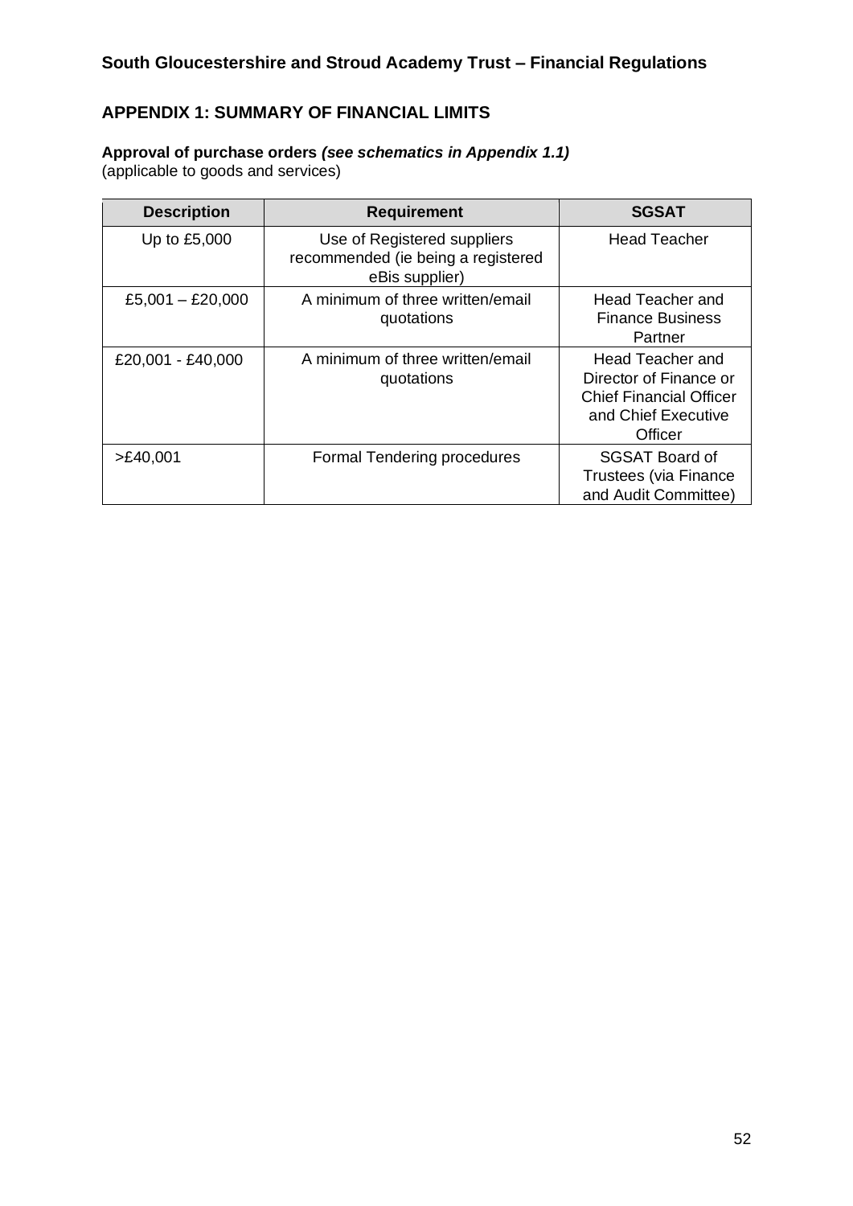## APPENDIX 1: SUMMARY OF FINANCIAL LIMITS

**Approval of purchase orders *(see schematics in Appendix 1.1)***
(applicable to goods and services)

| Description | Requirement | SGSAT |
|---|---|---|
| Up to £5,000 | Use of Registered suppliers recommended (ie being a registered eBis supplier) | Head Teacher |
| £5,001 – £20,000 | A minimum of three written/email quotations | Head Teacher and Finance Business Partner |
| £20,001 - £40,000 | A minimum of three written/email quotations | Head Teacher and Director of Finance or Chief Financial Officer and Chief Executive Officer |
| >£40,001 | Formal Tendering procedures | SGSAT Board of Trustees (via Finance and Audit Committee) |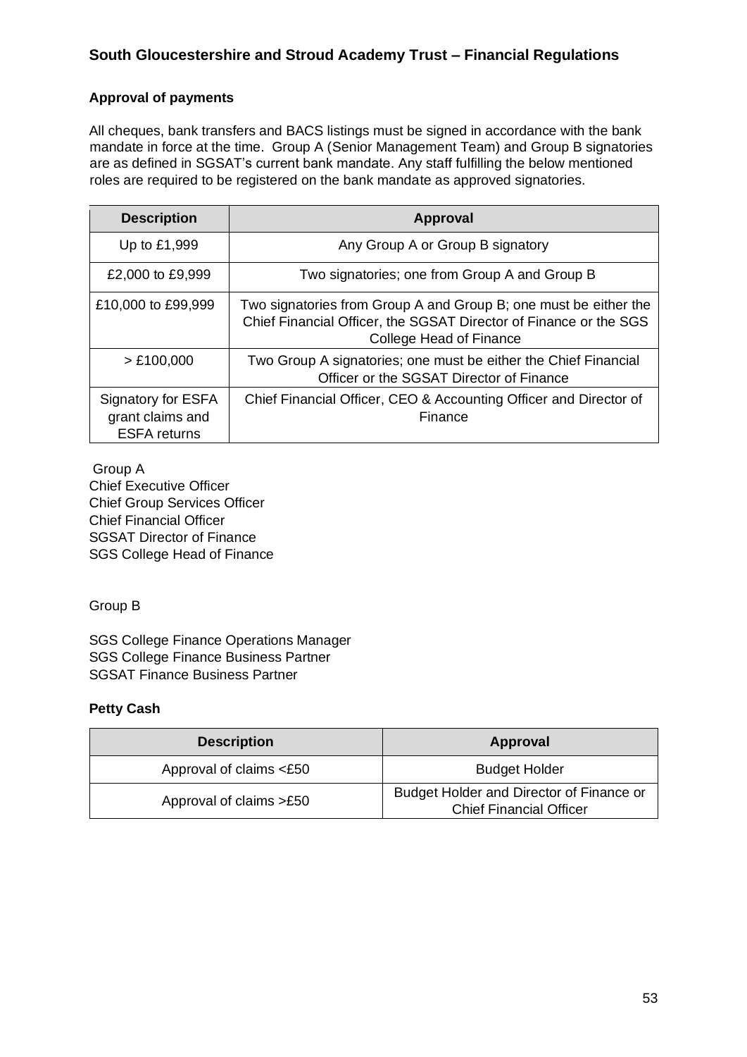### Approval of payments

All cheques, bank transfers and BACS listings must be signed in accordance with the bank mandate in force at the time. Group A (Senior Management Team) and Group B signatories are as defined in SGSAT's current bank mandate. Any staff fulfilling the below mentioned roles are required to be registered on the bank mandate as approved signatories.

| Description | Approval |
|---|---|
| Up to £1,999 | Any Group A or Group B signatory |
| £2,000 to £9,999 | Two signatories; one from Group A and Group B |
| £10,000 to £99,999 | Two signatories from Group A and Group B; one must be either the Chief Financial Officer, the SGSAT Director of Finance or the SGS College Head of Finance |
| > £100,000 | Two Group A signatories; one must be either the Chief Financial Officer or the SGSAT Director of Finance |
| Signatory for ESFA grant claims and ESFA returns | Chief Financial Officer, CEO & Accounting Officer and Director of Finance |

Group A
Chief Executive Officer
Chief Group Services Officer
Chief Financial Officer
SGSAT Director of Finance
SGS College Head of Finance

Group B

SGS College Finance Operations Manager
SGS College Finance Business Partner
SGSAT Finance Business Partner

### Petty Cash

| Description | Approval |
|---|---|
| Approval of claims <£50 | Budget Holder |
| Approval of claims >£50 | Budget Holder and Director of Finance or Chief Financial Officer |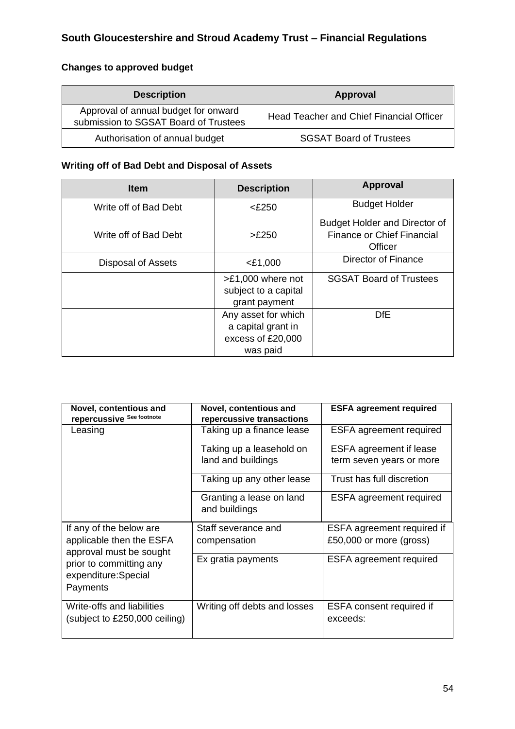## South Gloucestershire and Stroud Academy Trust – Financial Regulations

### Changes to approved budget

| Description | Approval |
|---|---|
| Approval of annual budget for onward submission to SGSAT Board of Trustees | Head Teacher and Chief Financial Officer |
| Authorisation of annual budget | SGSAT Board of Trustees |

### Writing off of Bad Debt and Disposal of Assets

| Item | Description | Approval |
|---|---|---|
| Write off of Bad Debt | <£250 | Budget Holder |
| Write off of Bad Debt | >£250 | Budget Holder and Director of Finance or Chief Financial Officer |
| Disposal of Assets | <£1,000 | Director of Finance |
| | >£1,000 where not subject to a capital grant payment | SGSAT Board of Trustees |
| | Any asset for which a capital grant in excess of £20,000 was paid | DfE |

| Novel, contentious and repercussive See footnote | Novel, contentious and repercussive transactions | ESFA agreement required |
|---|---|---|
| Leasing | Taking up a finance lease | ESFA agreement required |
| | Taking up a leasehold on land and buildings | ESFA agreement if lease term seven years or more |
| | Taking up any other lease | Trust has full discretion |
| | Granting a lease on land and buildings | ESFA agreement required |
| If any of the below are applicable then the ESFA approval must be sought prior to committing any expenditure:Special Payments | Staff severance and compensation | ESFA agreement required if £50,000 or more (gross) |
| | Ex gratia payments | ESFA agreement required |
| Write-offs and liabilities (subject to £250,000 ceiling) | Writing off debts and losses | ESFA consent required if exceeds: |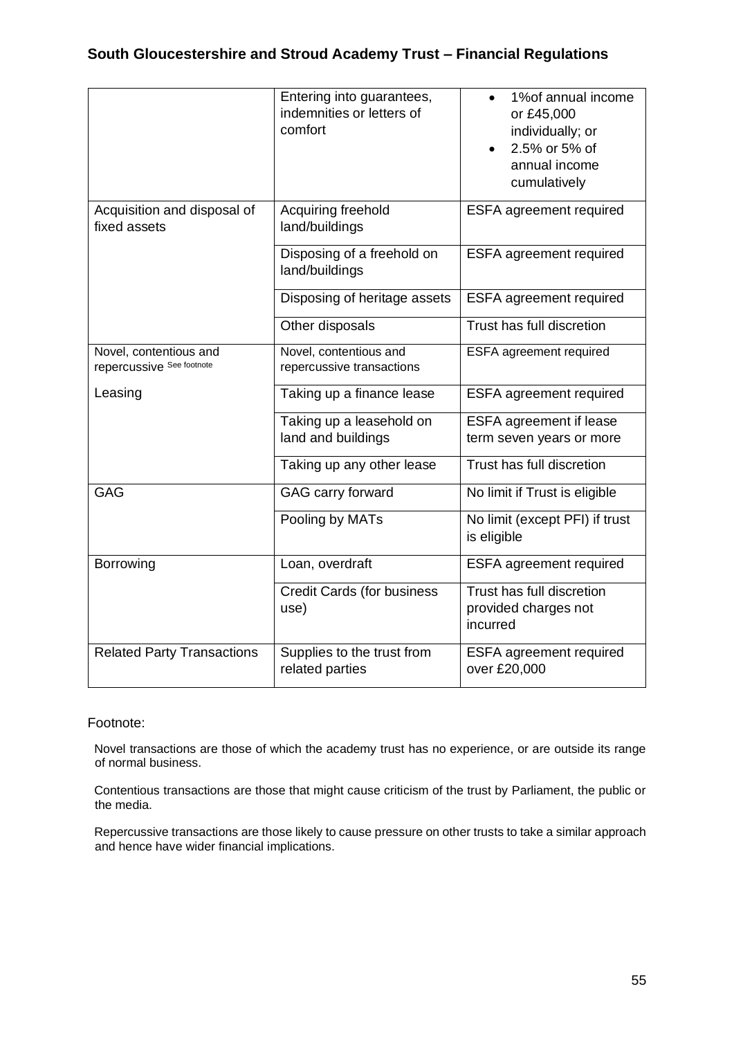| | | |
|---|---|---|
| | Entering into guarantees, indemnities or letters of comfort | • 1%of annual income or £45,000 individually; or<br>• 2.5% or 5% of annual income cumulatively |
| Acquisition and disposal of fixed assets | Acquiring freehold land/buildings | ESFA agreement required |
| | Disposing of a freehold on land/buildings | ESFA agreement required |
| | Disposing of heritage assets | ESFA agreement required |
| | Other disposals | Trust has full discretion |
| Novel, contentious and repercussive See footnote | Novel, contentious and repercussive transactions | ESFA agreement required |
| Leasing | Taking up a finance lease | ESFA agreement required |
| | Taking up a leasehold on land and buildings | ESFA agreement if lease term seven years or more |
| | Taking up any other lease | Trust has full discretion |
| GAG | GAG carry forward | No limit if Trust is eligible |
| | Pooling by MATs | No limit (except PFI) if trust is eligible |
| Borrowing | Loan, overdraft | ESFA agreement required |
| | Credit Cards (for business use) | Trust has full discretion provided charges not incurred |
| Related Party Transactions | Supplies to the trust from related parties | ESFA agreement required over £20,000 |

Footnote:

Novel transactions are those of which the academy trust has no experience, or are outside its range of normal business.

Contentious transactions are those that might cause criticism of the trust by Parliament, the public or the media.

Repercussive transactions are those likely to cause pressure on other trusts to take a similar approach and hence have wider financial implications.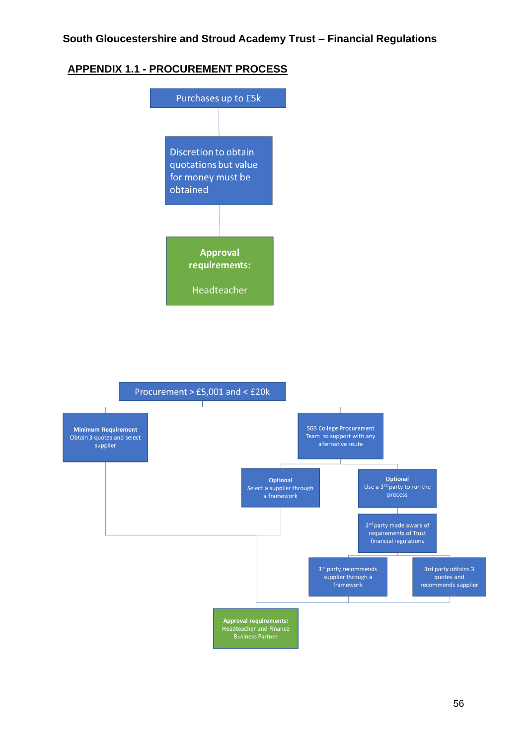South Gloucestershire and Stroud Academy Trust – Financial Regulations

## APPENDIX 1.1 - PROCUREMENT PROCESS

**Purchases up to £5k**

- Discretion to obtain quotations but value for money must be obtained
- **Approval requirements:** Headteacher

**Procurement > £5,001 and < £20k**

- **Minimum Requirement**
  Obtain 3 quotes and select supplier
- SGS College Procurement Team to support with any alternative route
  - **Optional**
    Select a supplier through a framework
  - **Optional**
    Use a 3rd party to run the process
    - 3rd party made aware of requirements of Trust financial regulations
      - 3rd party recommends supplier through a framework
      - 3rd party obtains 3 quotes and recommends supplier

**Approval requirements:** Headteacher and Finance Business Partner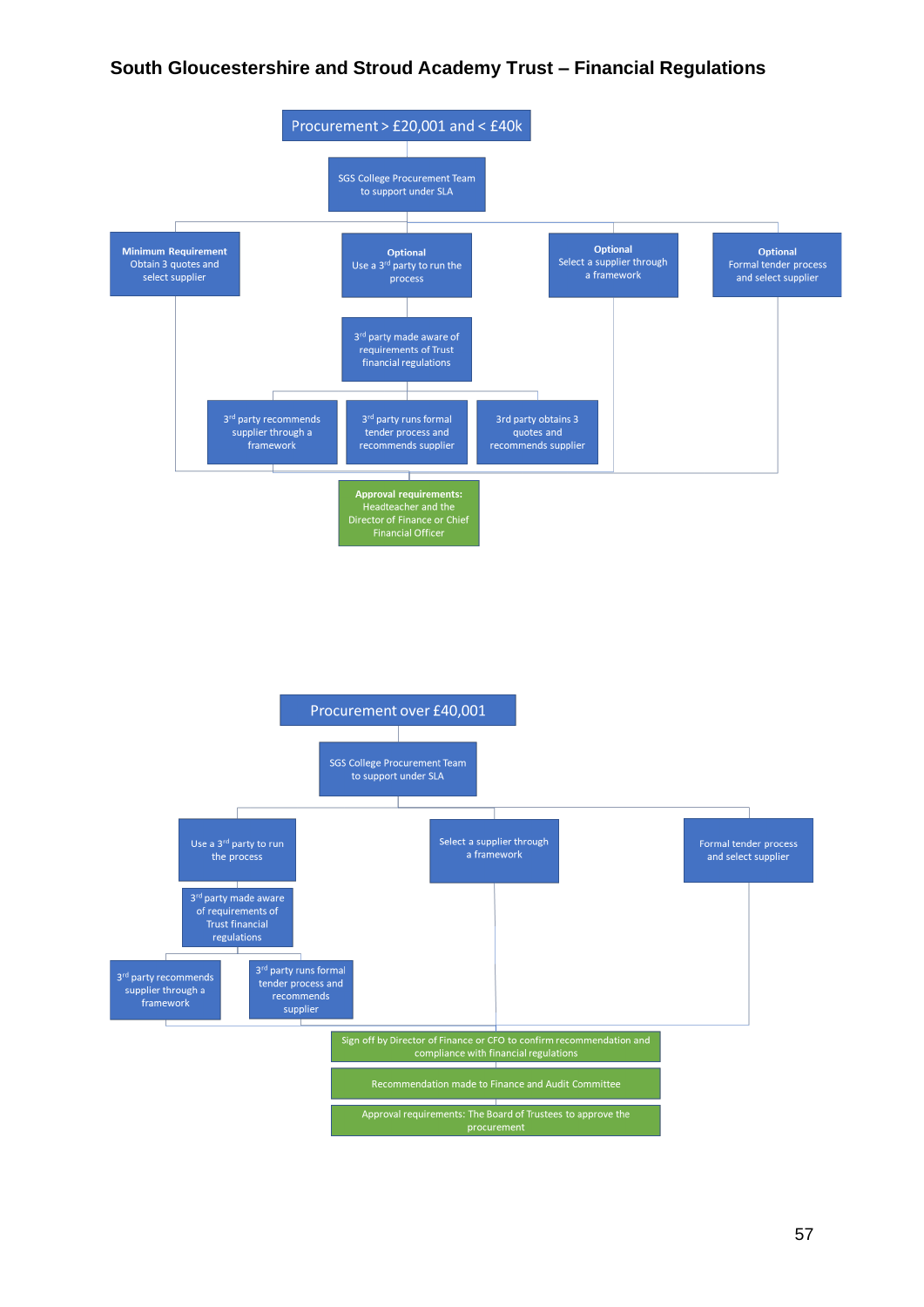# South Gloucestershire and Stroud Academy Trust – Financial Regulations

## Procurement > £20,001 and < £40k

- SGS College Procurement Team to support under SLA
  - **Minimum Requirement** Obtain 3 quotes and select supplier
  - **Optional** Use a 3rd party to run the process
    - 3rd party made aware of requirements of Trust financial regulations
      - 3rd party recommends supplier through a framework
      - 3rd party runs formal tender process and recommends supplier
      - 3rd party obtains 3 quotes and recommends supplier
  - **Optional** Select a supplier through a framework
  - **Optional** Formal tender process and select supplier

**Approval requirements:** Headteacher and the Director of Finance or Chief Financial Officer

## Procurement over £40,001

- SGS College Procurement Team to support under SLA
  - Use a 3rd party to run the process
    - 3rd party made aware of requirements of Trust financial regulations
      - 3rd party recommends supplier through a framework
      - 3rd party runs formal tender process and recommends supplier
  - Select a supplier through a framework
  - Formal tender process and select supplier

Sign off by Director of Finance or CFO to confirm recommendation and compliance with financial regulations

Recommendation made to Finance and Audit Committee

Approval requirements: The Board of Trustees to approve the procurement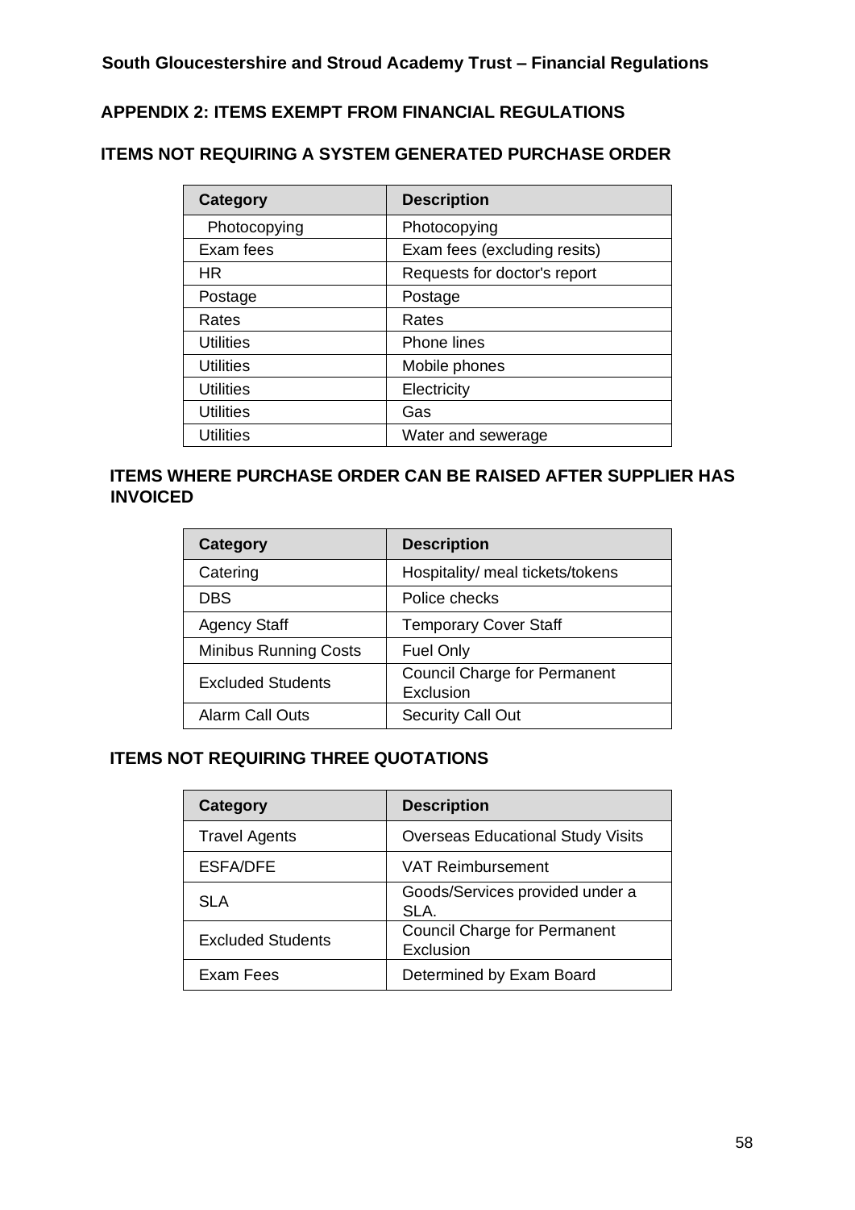## APPENDIX 2: ITEMS EXEMPT FROM FINANCIAL REGULATIONS

### ITEMS NOT REQUIRING A SYSTEM GENERATED PURCHASE ORDER

| Category | Description |
|---|---|
| Photocopying | Photocopying |
| Exam fees | Exam fees (excluding resits) |
| HR | Requests for doctor's report |
| Postage | Postage |
| Rates | Rates |
| Utilities | Phone lines |
| Utilities | Mobile phones |
| Utilities | Electricity |
| Utilities | Gas |
| Utilities | Water and sewerage |

### ITEMS WHERE PURCHASE ORDER CAN BE RAISED AFTER SUPPLIER HAS INVOICED

| Category | Description |
|---|---|
| Catering | Hospitality/ meal tickets/tokens |
| DBS | Police checks |
| Agency Staff | Temporary Cover Staff |
| Minibus Running Costs | Fuel Only |
| Excluded Students | Council Charge for Permanent Exclusion |
| Alarm Call Outs | Security Call Out |

### ITEMS NOT REQUIRING THREE QUOTATIONS

| Category | Description |
|---|---|
| Travel Agents | Overseas Educational Study Visits |
| ESFA/DFE | VAT Reimbursement |
| SLA | Goods/Services provided under a SLA. |
| Excluded Students | Council Charge for Permanent Exclusion |
| Exam Fees | Determined by Exam Board |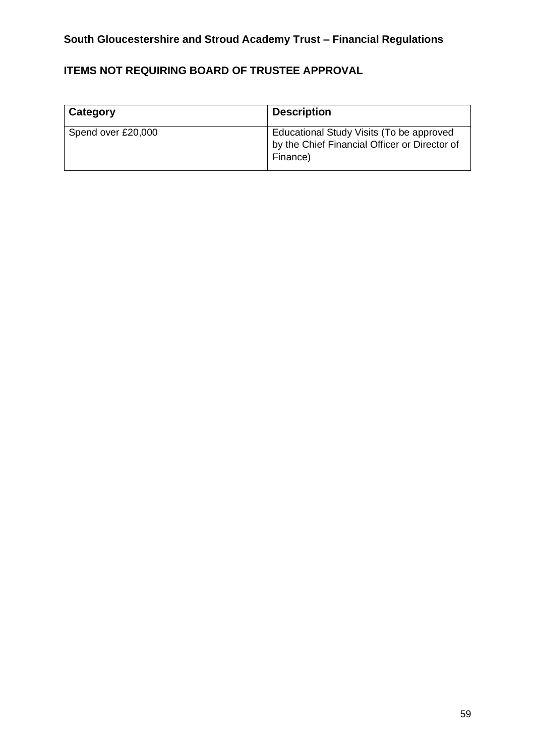## ITEMS NOT REQUIRING BOARD OF TRUSTEE APPROVAL

| Category | Description |
| --- | --- |
| Spend over £20,000 | Educational Study Visits (To be approved by the Chief Financial Officer or Director of Finance) |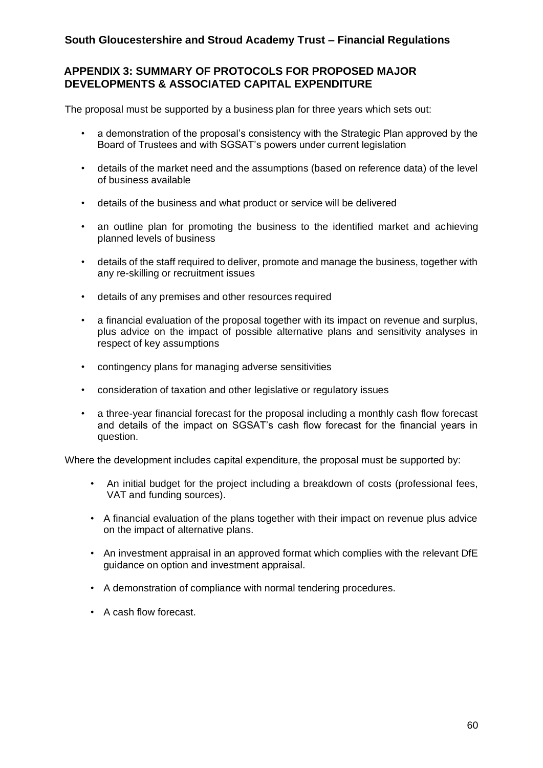## APPENDIX 3: SUMMARY OF PROTOCOLS FOR PROPOSED MAJOR DEVELOPMENTS & ASSOCIATED CAPITAL EXPENDITURE

The proposal must be supported by a business plan for three years which sets out:

- a demonstration of the proposal's consistency with the Strategic Plan approved by the Board of Trustees and with SGSAT's powers under current legislation
- details of the market need and the assumptions (based on reference data) of the level of business available
- details of the business and what product or service will be delivered
- an outline plan for promoting the business to the identified market and achieving planned levels of business
- details of the staff required to deliver, promote and manage the business, together with any re-skilling or recruitment issues
- details of any premises and other resources required
- a financial evaluation of the proposal together with its impact on revenue and surplus, plus advice on the impact of possible alternative plans and sensitivity analyses in respect of key assumptions
- contingency plans for managing adverse sensitivities
- consideration of taxation and other legislative or regulatory issues
- a three-year financial forecast for the proposal including a monthly cash flow forecast and details of the impact on SGSAT's cash flow forecast for the financial years in question.

Where the development includes capital expenditure, the proposal must be supported by:

- An initial budget for the project including a breakdown of costs (professional fees, VAT and funding sources).
- A financial evaluation of the plans together with their impact on revenue plus advice on the impact of alternative plans.
- An investment appraisal in an approved format which complies with the relevant DfE guidance on option and investment appraisal.
- A demonstration of compliance with normal tendering procedures.
- A cash flow forecast.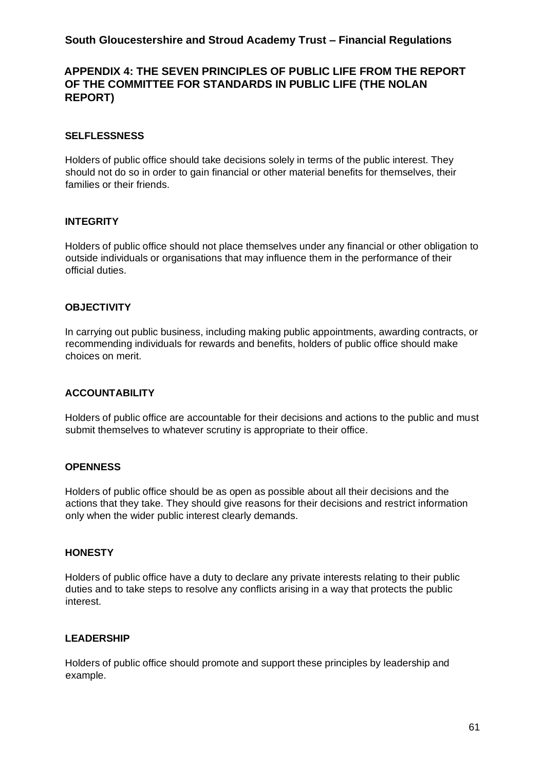## APPENDIX 4: THE SEVEN PRINCIPLES OF PUBLIC LIFE FROM THE REPORT OF THE COMMITTEE FOR STANDARDS IN PUBLIC LIFE (THE NOLAN REPORT)

### SELFLESSNESS

Holders of public office should take decisions solely in terms of the public interest. They should not do so in order to gain financial or other material benefits for themselves, their families or their friends.

### INTEGRITY

Holders of public office should not place themselves under any financial or other obligation to outside individuals or organisations that may influence them in the performance of their official duties.

### OBJECTIVITY

In carrying out public business, including making public appointments, awarding contracts, or recommending individuals for rewards and benefits, holders of public office should make choices on merit.

### ACCOUNTABILITY

Holders of public office are accountable for their decisions and actions to the public and must submit themselves to whatever scrutiny is appropriate to their office.

### OPENNESS

Holders of public office should be as open as possible about all their decisions and the actions that they take. They should give reasons for their decisions and restrict information only when the wider public interest clearly demands.

### HONESTY

Holders of public office have a duty to declare any private interests relating to their public duties and to take steps to resolve any conflicts arising in a way that protects the public interest.

### LEADERSHIP

Holders of public office should promote and support these principles by leadership and example.